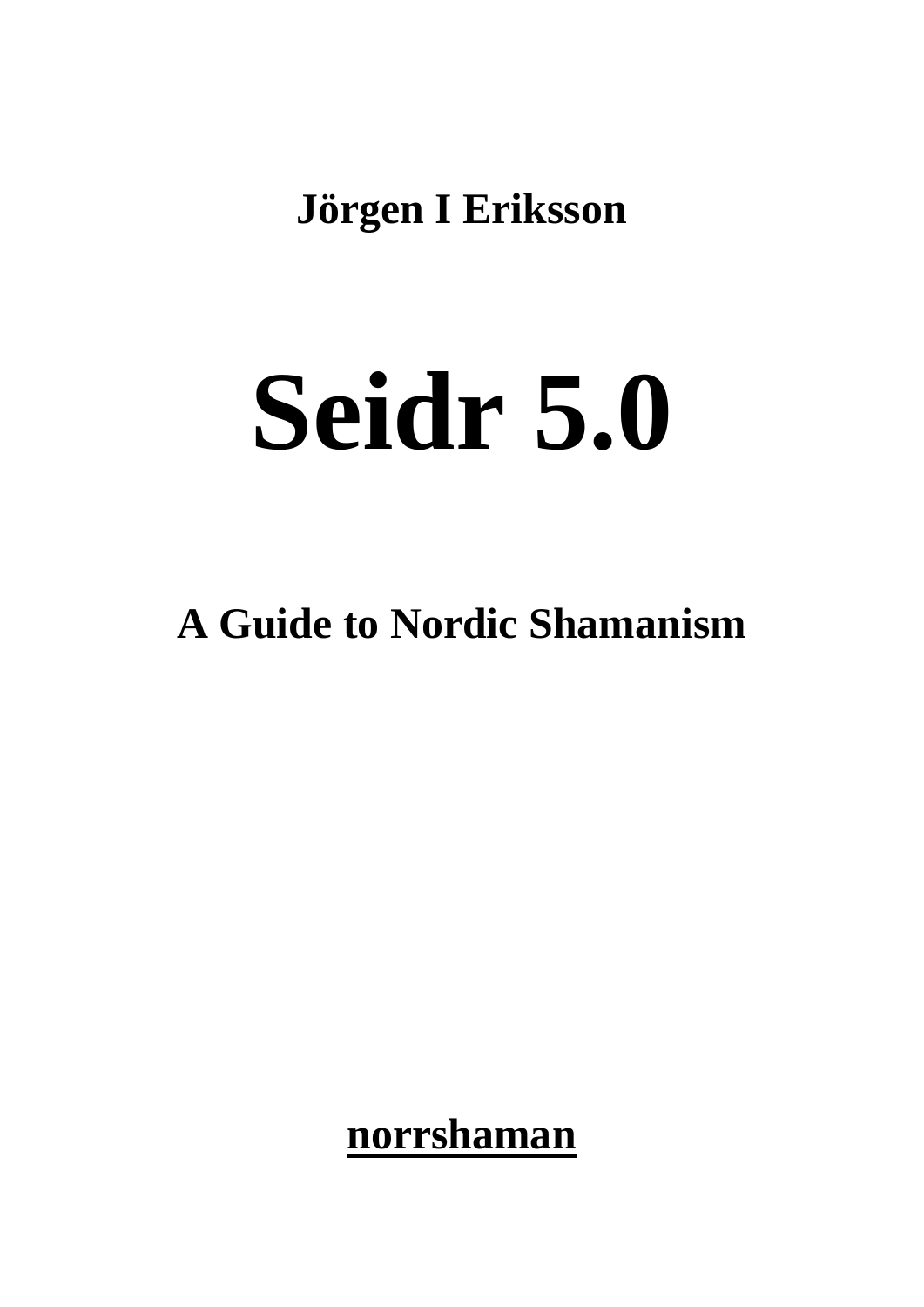**Jörgen I Eriksson**

# Seidr 5.0

## A Guide to Nordic Shamanism

**norrshaman**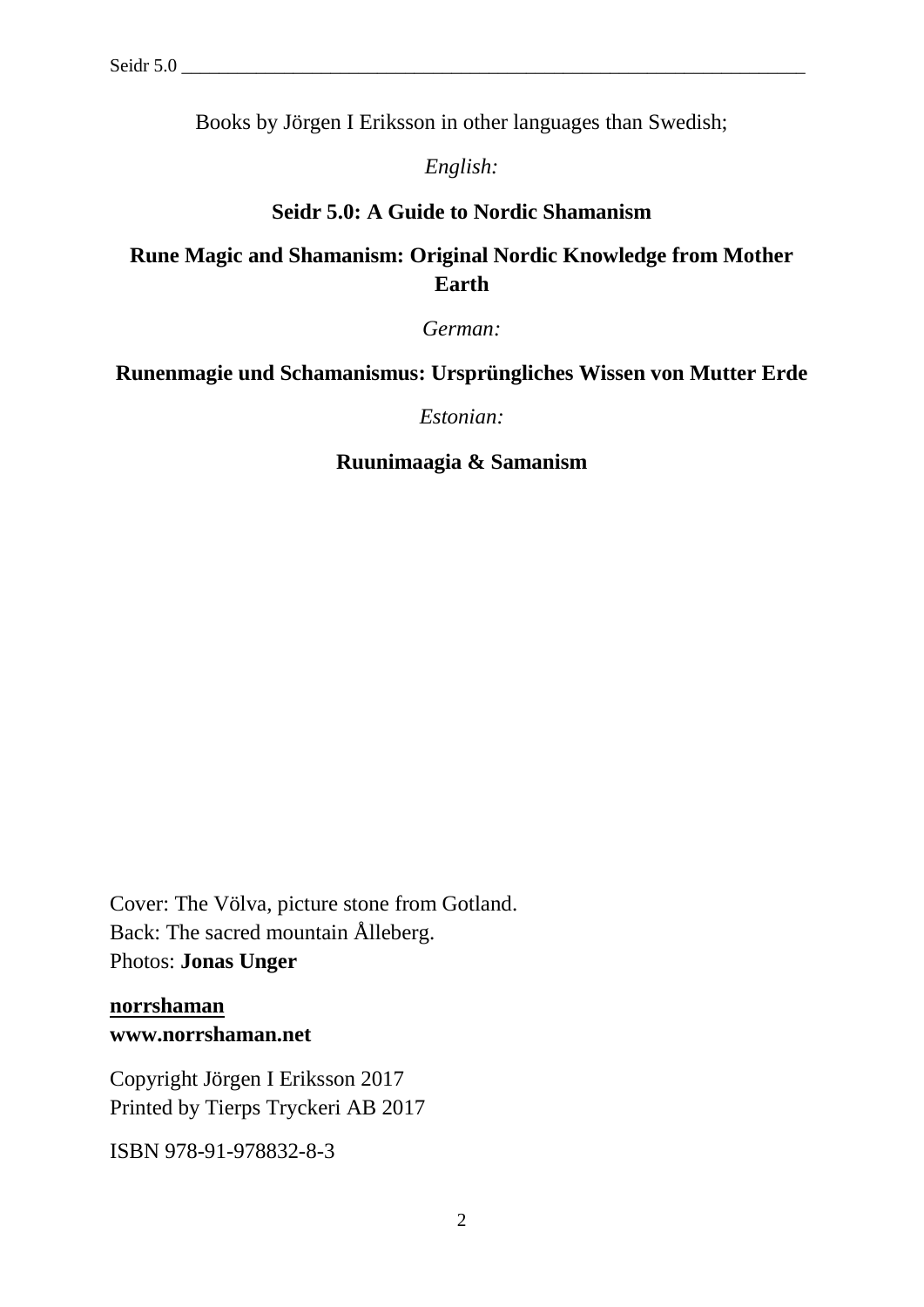Books by Jörgen I Eriksson in other languages than Swedish;

*English:*

**Seidr 5.0: A Guide to Nordic Shamanism**

**Rune Magic and Shamanism: Original Nordic Knowledge from Mother Earth**

*German:*

**Runenmagie und Schamanismus: Ursprüngliches Wissen von Mutter Erde**

*Estonian:*

**Ruunimaagia & Samanism**

Cover: The Völva, picture stone from Gotland.
Back: The sacred mountain Ålleberg.
Photos: **Jonas Unger**

**norrshaman**
**www.norrshaman.net**

Copyright Jörgen I Eriksson 2017
Printed by Tierps Tryckeri AB 2017

ISBN 978-91-978832-8-3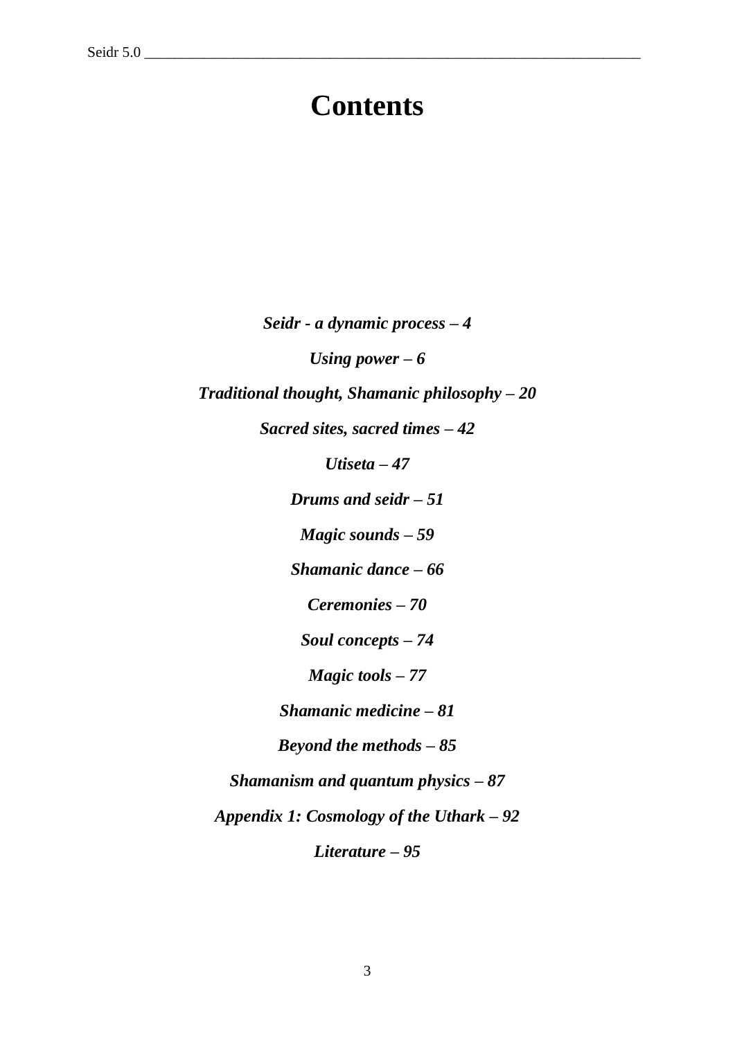# Contents

*Seidr - a dynamic process – 4*

*Using power – 6*

*Traditional thought, Shamanic philosophy – 20*

*Sacred sites, sacred times – 42*

*Utiseta – 47*

*Drums and seidr – 51*

*Magic sounds – 59*

*Shamanic dance – 66*

*Ceremonies – 70*

*Soul concepts – 74*

*Magic tools – 77*

*Shamanic medicine – 81*

*Beyond the methods – 85*

*Shamanism and quantum physics – 87*

*Appendix 1: Cosmology of the Uthark – 92*

*Literature – 95*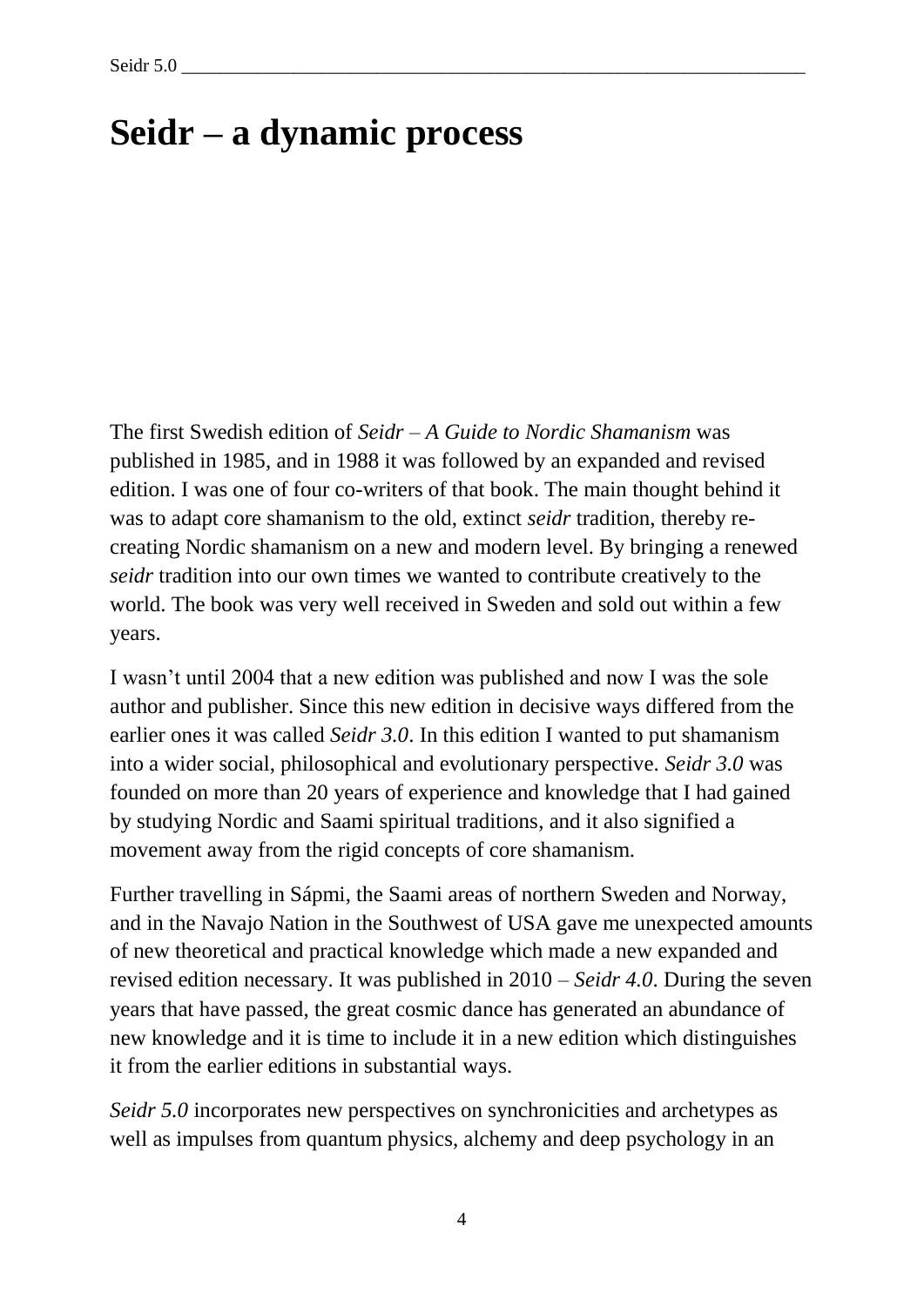# Seidr – a dynamic process

The first Swedish edition of *Seidr – A Guide to Nordic Shamanism* was published in 1985, and in 1988 it was followed by an expanded and revised edition. I was one of four co-writers of that book. The main thought behind it was to adapt core shamanism to the old, extinct *seidr* tradition, thereby re-creating Nordic shamanism on a new and modern level. By bringing a renewed *seidr* tradition into our own times we wanted to contribute creatively to the world. The book was very well received in Sweden and sold out within a few years.

I wasn't until 2004 that a new edition was published and now I was the sole author and publisher. Since this new edition in decisive ways differed from the earlier ones it was called *Seidr 3.0*. In this edition I wanted to put shamanism into a wider social, philosophical and evolutionary perspective. *Seidr 3.0* was founded on more than 20 years of experience and knowledge that I had gained by studying Nordic and Saami spiritual traditions, and it also signified a movement away from the rigid concepts of core shamanism.

Further travelling in Sápmi, the Saami areas of northern Sweden and Norway, and in the Navajo Nation in the Southwest of USA gave me unexpected amounts of new theoretical and practical knowledge which made a new expanded and revised edition necessary. It was published in 2010 – *Seidr 4.0*. During the seven years that have passed, the great cosmic dance has generated an abundance of new knowledge and it is time to include it in a new edition which distinguishes it from the earlier editions in substantial ways.

*Seidr 5.0* incorporates new perspectives on synchronicities and archetypes as well as impulses from quantum physics, alchemy and deep psychology in an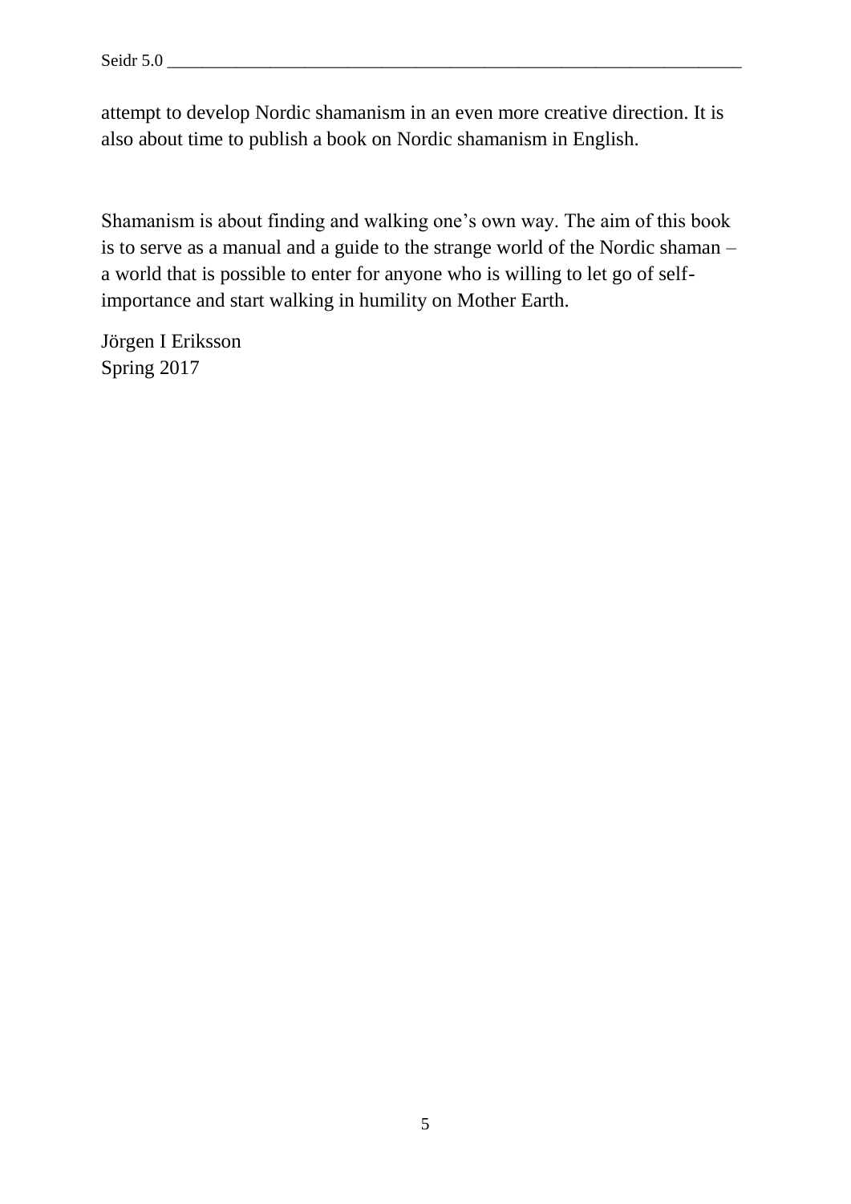attempt to develop Nordic shamanism in an even more creative direction. It is also about time to publish a book on Nordic shamanism in English.

Shamanism is about finding and walking one's own way. The aim of this book is to serve as a manual and a guide to the strange world of the Nordic shaman – a world that is possible to enter for anyone who is willing to let go of self-importance and start walking in humility on Mother Earth.

Jörgen I Eriksson
Spring 2017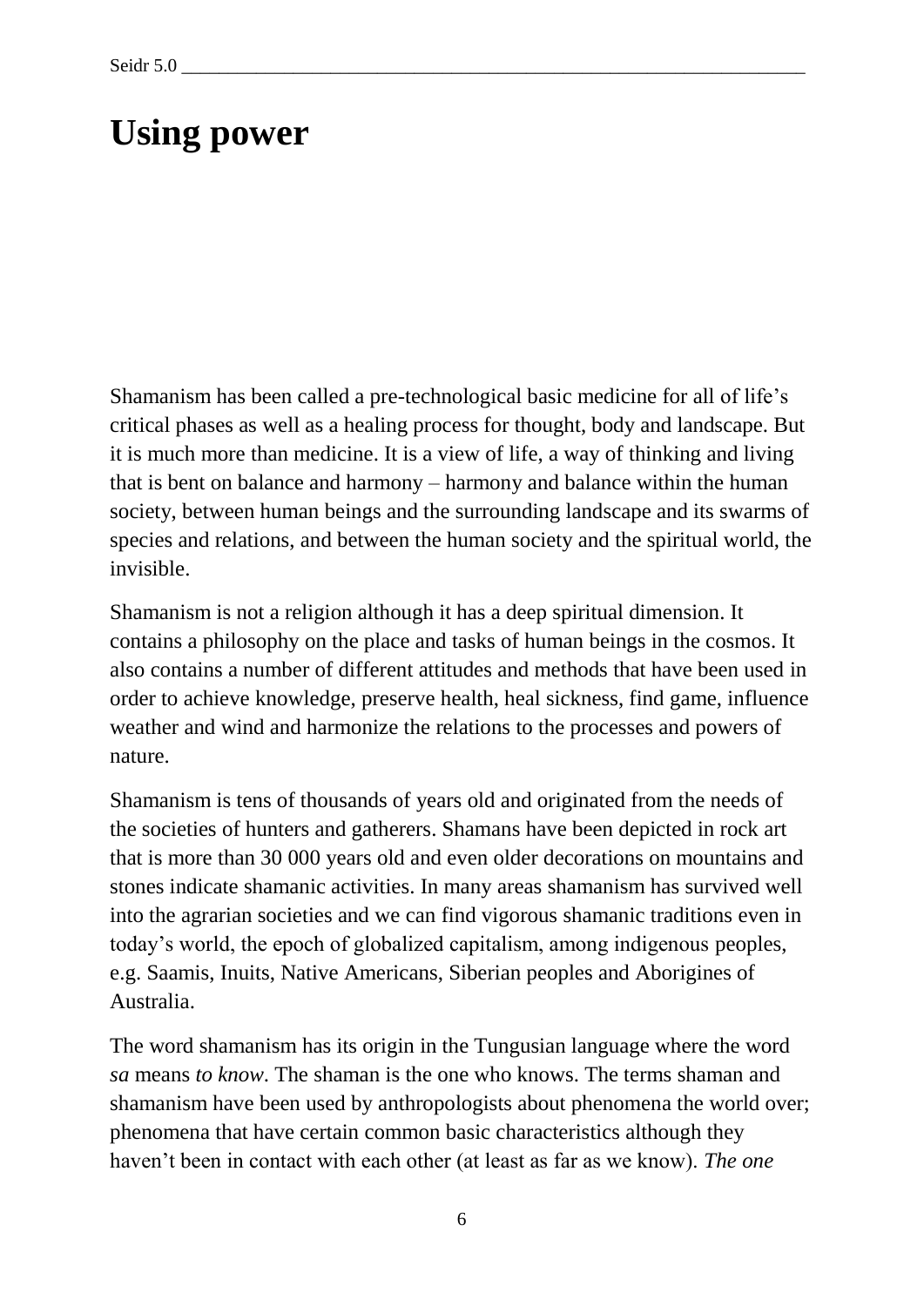# Using power

Shamanism has been called a pre-technological basic medicine for all of life's critical phases as well as a healing process for thought, body and landscape. But it is much more than medicine. It is a view of life, a way of thinking and living that is bent on balance and harmony – harmony and balance within the human society, between human beings and the surrounding landscape and its swarms of species and relations, and between the human society and the spiritual world, the invisible.

Shamanism is not a religion although it has a deep spiritual dimension. It contains a philosophy on the place and tasks of human beings in the cosmos. It also contains a number of different attitudes and methods that have been used in order to achieve knowledge, preserve health, heal sickness, find game, influence weather and wind and harmonize the relations to the processes and powers of nature.

Shamanism is tens of thousands of years old and originated from the needs of the societies of hunters and gatherers. Shamans have been depicted in rock art that is more than 30 000 years old and even older decorations on mountains and stones indicate shamanic activities. In many areas shamanism has survived well into the agrarian societies and we can find vigorous shamanic traditions even in today's world, the epoch of globalized capitalism, among indigenous peoples, e.g. Saamis, Inuits, Native Americans, Siberian peoples and Aborigines of Australia.

The word shamanism has its origin in the Tungusian language where the word *sa* means *to know*. The shaman is the one who knows. The terms shaman and shamanism have been used by anthropologists about phenomena the world over; phenomena that have certain common basic characteristics although they haven't been in contact with each other (at least as far as we know). *The one*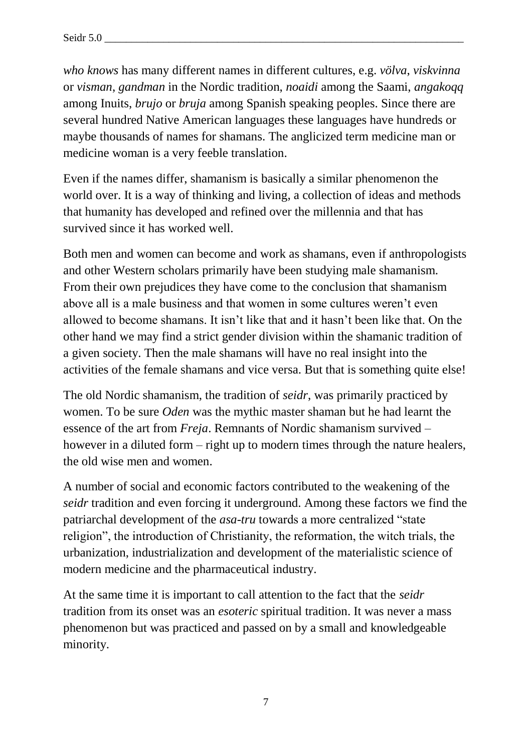*who knows* has many different names in different cultures, e.g. *völva*, *viskvinna* or *visman*, *gandman* in the Nordic tradition, *noaidi* among the Saami, *angakoqq* among Inuits, *brujo* or *bruja* among Spanish speaking peoples. Since there are several hundred Native American languages these languages have hundreds or maybe thousands of names for shamans. The anglicized term medicine man or medicine woman is a very feeble translation.

Even if the names differ, shamanism is basically a similar phenomenon the world over. It is a way of thinking and living, a collection of ideas and methods that humanity has developed and refined over the millennia and that has survived since it has worked well.

Both men and women can become and work as shamans, even if anthropologists and other Western scholars primarily have been studying male shamanism. From their own prejudices they have come to the conclusion that shamanism above all is a male business and that women in some cultures weren't even allowed to become shamans. It isn't like that and it hasn't been like that. On the other hand we may find a strict gender division within the shamanic tradition of a given society. Then the male shamans will have no real insight into the activities of the female shamans and vice versa. But that is something quite else!

The old Nordic shamanism, the tradition of *seidr*, was primarily practiced by women. To be sure *Oden* was the mythic master shaman but he had learnt the essence of the art from *Freja*. Remnants of Nordic shamanism survived – however in a diluted form – right up to modern times through the nature healers, the old wise men and women.

A number of social and economic factors contributed to the weakening of the *seidr* tradition and even forcing it underground. Among these factors we find the patriarchal development of the *asa-tru* towards a more centralized "state religion", the introduction of Christianity, the reformation, the witch trials, the urbanization, industrialization and development of the materialistic science of modern medicine and the pharmaceutical industry.

At the same time it is important to call attention to the fact that the *seidr* tradition from its onset was an *esoteric* spiritual tradition. It was never a mass phenomenon but was practiced and passed on by a small and knowledgeable minority.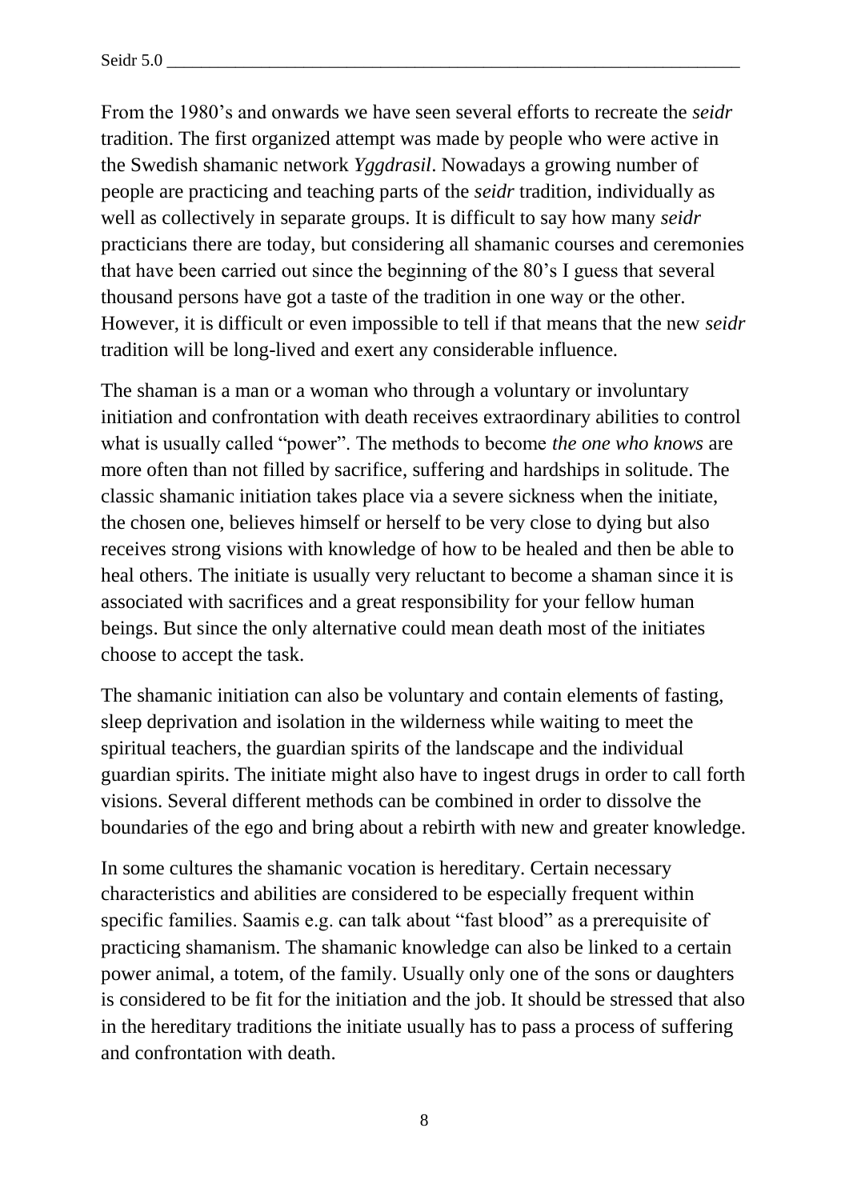From the 1980's and onwards we have seen several efforts to recreate the *seidr* tradition. The first organized attempt was made by people who were active in the Swedish shamanic network *Yggdrasil*. Nowadays a growing number of people are practicing and teaching parts of the *seidr* tradition, individually as well as collectively in separate groups. It is difficult to say how many *seidr* practicians there are today, but considering all shamanic courses and ceremonies that have been carried out since the beginning of the 80's I guess that several thousand persons have got a taste of the tradition in one way or the other. However, it is difficult or even impossible to tell if that means that the new *seidr* tradition will be long-lived and exert any considerable influence.

The shaman is a man or a woman who through a voluntary or involuntary initiation and confrontation with death receives extraordinary abilities to control what is usually called "power". The methods to become *the one who knows* are more often than not filled by sacrifice, suffering and hardships in solitude. The classic shamanic initiation takes place via a severe sickness when the initiate, the chosen one, believes himself or herself to be very close to dying but also receives strong visions with knowledge of how to be healed and then be able to heal others. The initiate is usually very reluctant to become a shaman since it is associated with sacrifices and a great responsibility for your fellow human beings. But since the only alternative could mean death most of the initiates choose to accept the task.

The shamanic initiation can also be voluntary and contain elements of fasting, sleep deprivation and isolation in the wilderness while waiting to meet the spiritual teachers, the guardian spirits of the landscape and the individual guardian spirits. The initiate might also have to ingest drugs in order to call forth visions. Several different methods can be combined in order to dissolve the boundaries of the ego and bring about a rebirth with new and greater knowledge.

In some cultures the shamanic vocation is hereditary. Certain necessary characteristics and abilities are considered to be especially frequent within specific families. Saamis e.g. can talk about "fast blood" as a prerequisite of practicing shamanism. The shamanic knowledge can also be linked to a certain power animal, a totem, of the family. Usually only one of the sons or daughters is considered to be fit for the initiation and the job. It should be stressed that also in the hereditary traditions the initiate usually has to pass a process of suffering and confrontation with death.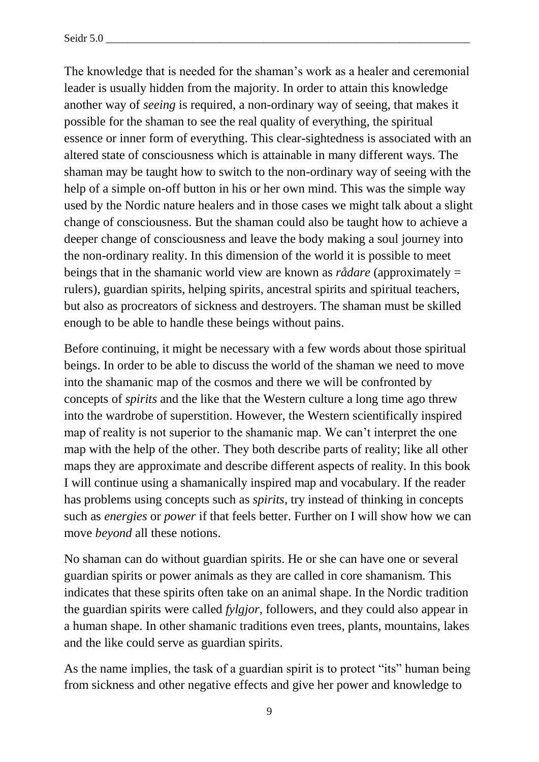The knowledge that is needed for the shaman's work as a healer and ceremonial leader is usually hidden from the majority. In order to attain this knowledge another way of *seeing* is required, a non-ordinary way of seeing, that makes it possible for the shaman to see the real quality of everything, the spiritual essence or inner form of everything. This clear-sightedness is associated with an altered state of consciousness which is attainable in many different ways. The shaman may be taught how to switch to the non-ordinary way of seeing with the help of a simple on-off button in his or her own mind. This was the simple way used by the Nordic nature healers and in those cases we might talk about a slight change of consciousness. But the shaman could also be taught how to achieve a deeper change of consciousness and leave the body making a soul journey into the non-ordinary reality. In this dimension of the world it is possible to meet beings that in the shamanic world view are known as *rådare* (approximately = rulers), guardian spirits, helping spirits, ancestral spirits and spiritual teachers, but also as procreators of sickness and destroyers. The shaman must be skilled enough to be able to handle these beings without pains.

Before continuing, it might be necessary with a few words about those spiritual beings. In order to be able to discuss the world of the shaman we need to move into the shamanic map of the cosmos and there we will be confronted by concepts of *spirits* and the like that the Western culture a long time ago threw into the wardrobe of superstition. However, the Western scientifically inspired map of reality is not superior to the shamanic map. We can't interpret the one map with the help of the other. They both describe parts of reality; like all other maps they are approximate and describe different aspects of reality. In this book I will continue using a shamanically inspired map and vocabulary. If the reader has problems using concepts such as *spirits*, try instead of thinking in concepts such as *energies* or *power* if that feels better. Further on I will show how we can move *beyond* all these notions.

No shaman can do without guardian spirits. He or she can have one or several guardian spirits or power animals as they are called in core shamanism. This indicates that these spirits often take on an animal shape. In the Nordic tradition the guardian spirits were called *fylgjor*, followers, and they could also appear in a human shape. In other shamanic traditions even trees, plants, mountains, lakes and the like could serve as guardian spirits.

As the name implies, the task of a guardian spirit is to protect "its" human being from sickness and other negative effects and give her power and knowledge to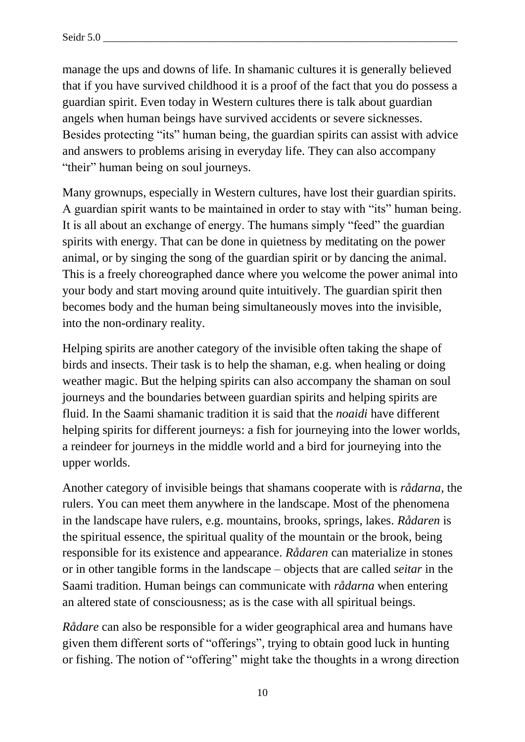manage the ups and downs of life. In shamanic cultures it is generally believed that if you have survived childhood it is a proof of the fact that you do possess a guardian spirit. Even today in Western cultures there is talk about guardian angels when human beings have survived accidents or severe sicknesses. Besides protecting "its" human being, the guardian spirits can assist with advice and answers to problems arising in everyday life. They can also accompany "their" human being on soul journeys.

Many grownups, especially in Western cultures, have lost their guardian spirits. A guardian spirit wants to be maintained in order to stay with "its" human being. It is all about an exchange of energy. The humans simply "feed" the guardian spirits with energy. That can be done in quietness by meditating on the power animal, or by singing the song of the guardian spirit or by dancing the animal. This is a freely choreographed dance where you welcome the power animal into your body and start moving around quite intuitively. The guardian spirit then becomes body and the human being simultaneously moves into the invisible, into the non-ordinary reality.

Helping spirits are another category of the invisible often taking the shape of birds and insects. Their task is to help the shaman, e.g. when healing or doing weather magic. But the helping spirits can also accompany the shaman on soul journeys and the boundaries between guardian spirits and helping spirits are fluid. In the Saami shamanic tradition it is said that the *noaidi* have different helping spirits for different journeys: a fish for journeying into the lower worlds, a reindeer for journeys in the middle world and a bird for journeying into the upper worlds.

Another category of invisible beings that shamans cooperate with is *rådarna*, the rulers. You can meet them anywhere in the landscape. Most of the phenomena in the landscape have rulers, e.g. mountains, brooks, springs, lakes. *Rådaren* is the spiritual essence, the spiritual quality of the mountain or the brook, being responsible for its existence and appearance. *Rådaren* can materialize in stones or in other tangible forms in the landscape – objects that are called *seitar* in the Saami tradition. Human beings can communicate with *rådarna* when entering an altered state of consciousness; as is the case with all spiritual beings.

*Rådare* can also be responsible for a wider geographical area and humans have given them different sorts of "offerings", trying to obtain good luck in hunting or fishing. The notion of "offering" might take the thoughts in a wrong direction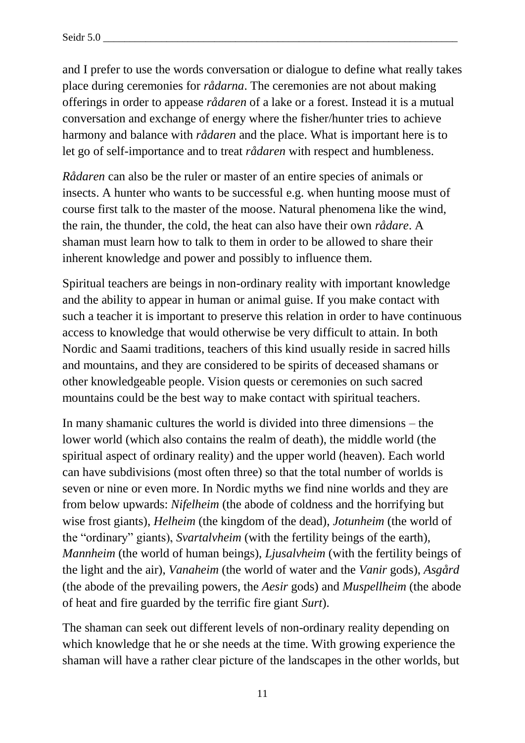and I prefer to use the words conversation or dialogue to define what really takes place during ceremonies for *rådarna*. The ceremonies are not about making offerings in order to appease *rådaren* of a lake or a forest. Instead it is a mutual conversation and exchange of energy where the fisher/hunter tries to achieve harmony and balance with *rådaren* and the place. What is important here is to let go of self-importance and to treat *rådaren* with respect and humbleness.

*Rådaren* can also be the ruler or master of an entire species of animals or insects. A hunter who wants to be successful e.g. when hunting moose must of course first talk to the master of the moose. Natural phenomena like the wind, the rain, the thunder, the cold, the heat can also have their own *rådare*. A shaman must learn how to talk to them in order to be allowed to share their inherent knowledge and power and possibly to influence them.

Spiritual teachers are beings in non-ordinary reality with important knowledge and the ability to appear in human or animal guise. If you make contact with such a teacher it is important to preserve this relation in order to have continuous access to knowledge that would otherwise be very difficult to attain. In both Nordic and Saami traditions, teachers of this kind usually reside in sacred hills and mountains, and they are considered to be spirits of deceased shamans or other knowledgeable people. Vision quests or ceremonies on such sacred mountains could be the best way to make contact with spiritual teachers.

In many shamanic cultures the world is divided into three dimensions – the lower world (which also contains the realm of death), the middle world (the spiritual aspect of ordinary reality) and the upper world (heaven). Each world can have subdivisions (most often three) so that the total number of worlds is seven or nine or even more. In Nordic myths we find nine worlds and they are from below upwards: *Nifelheim* (the abode of coldness and the horrifying but wise frost giants), *Helheim* (the kingdom of the dead), *Jotunheim* (the world of the "ordinary" giants), *Svartalvheim* (with the fertility beings of the earth), *Mannheim* (the world of human beings), *Ljusalvheim* (with the fertility beings of the light and the air), *Vanaheim* (the world of water and the *Vanir* gods), *Asgård* (the abode of the prevailing powers, the *Aesir* gods) and *Muspellheim* (the abode of heat and fire guarded by the terrific fire giant *Surt*).

The shaman can seek out different levels of non-ordinary reality depending on which knowledge that he or she needs at the time. With growing experience the shaman will have a rather clear picture of the landscapes in the other worlds, but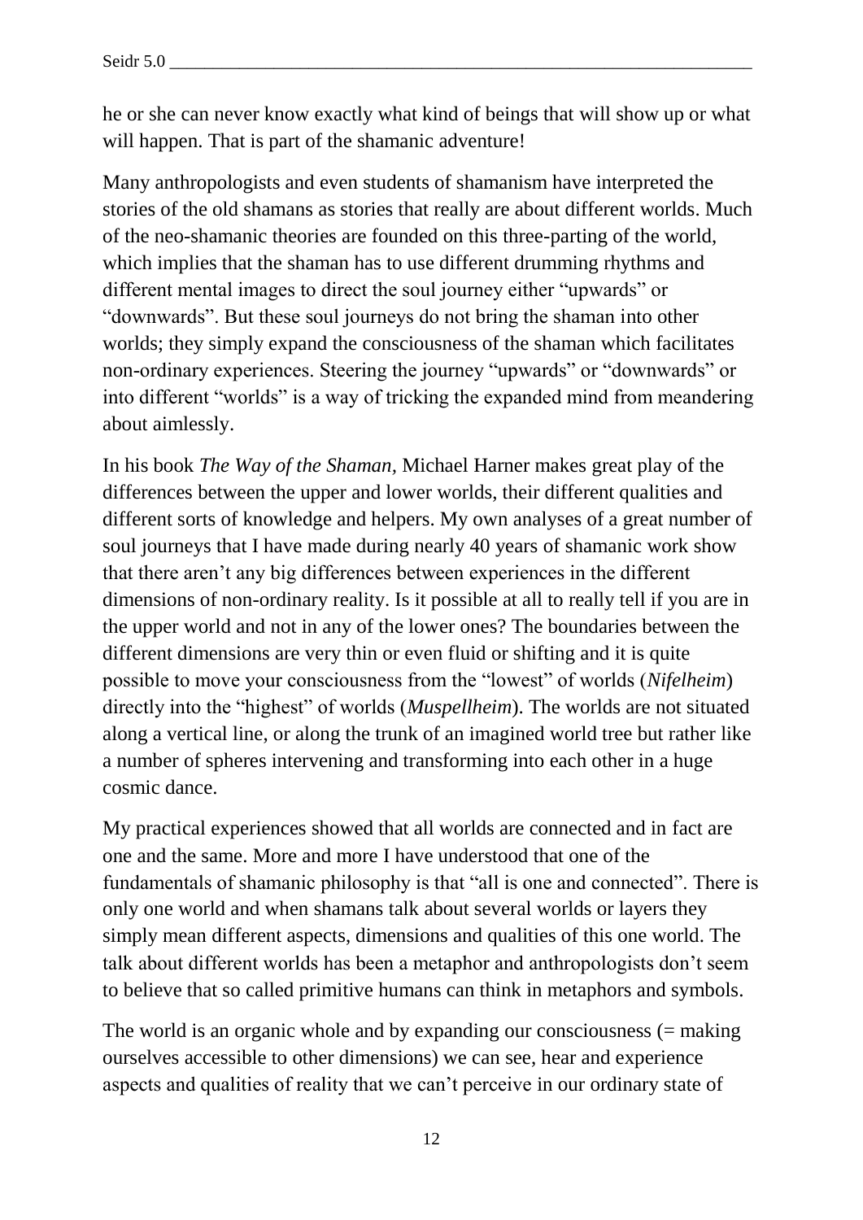he or she can never know exactly what kind of beings that will show up or what will happen. That is part of the shamanic adventure!

Many anthropologists and even students of shamanism have interpreted the stories of the old shamans as stories that really are about different worlds. Much of the neo-shamanic theories are founded on this three-parting of the world, which implies that the shaman has to use different drumming rhythms and different mental images to direct the soul journey either "upwards" or "downwards". But these soul journeys do not bring the shaman into other worlds; they simply expand the consciousness of the shaman which facilitates non-ordinary experiences. Steering the journey "upwards" or "downwards" or into different "worlds" is a way of tricking the expanded mind from meandering about aimlessly.

In his book *The Way of the Shaman,* Michael Harner makes great play of the differences between the upper and lower worlds, their different qualities and different sorts of knowledge and helpers. My own analyses of a great number of soul journeys that I have made during nearly 40 years of shamanic work show that there aren't any big differences between experiences in the different dimensions of non-ordinary reality. Is it possible at all to really tell if you are in the upper world and not in any of the lower ones? The boundaries between the different dimensions are very thin or even fluid or shifting and it is quite possible to move your consciousness from the "lowest" of worlds (*Nifelheim*) directly into the "highest" of worlds (*Muspellheim*). The worlds are not situated along a vertical line, or along the trunk of an imagined world tree but rather like a number of spheres intervening and transforming into each other in a huge cosmic dance.

My practical experiences showed that all worlds are connected and in fact are one and the same. More and more I have understood that one of the fundamentals of shamanic philosophy is that "all is one and connected". There is only one world and when shamans talk about several worlds or layers they simply mean different aspects, dimensions and qualities of this one world. The talk about different worlds has been a metaphor and anthropologists don't seem to believe that so called primitive humans can think in metaphors and symbols.

The world is an organic whole and by expanding our consciousness (= making ourselves accessible to other dimensions) we can see, hear and experience aspects and qualities of reality that we can't perceive in our ordinary state of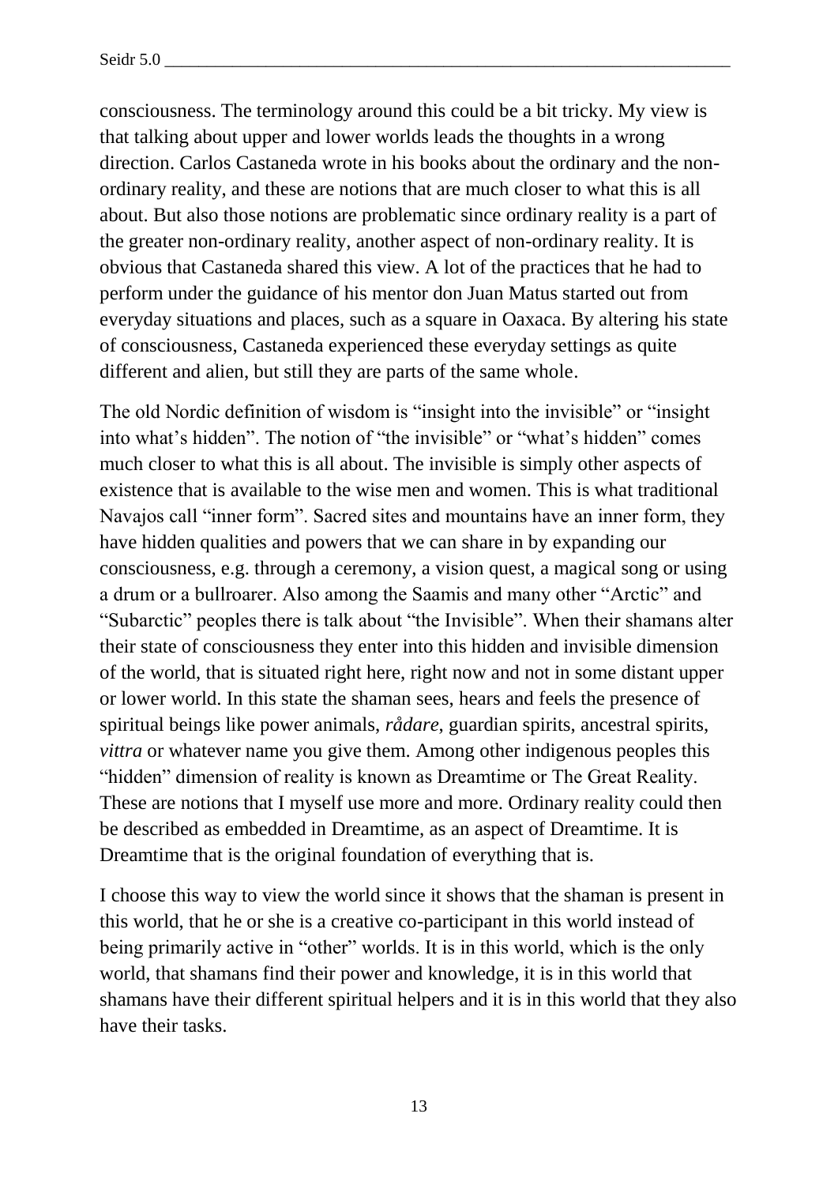consciousness. The terminology around this could be a bit tricky. My view is that talking about upper and lower worlds leads the thoughts in a wrong direction. Carlos Castaneda wrote in his books about the ordinary and the non-ordinary reality, and these are notions that are much closer to what this is all about. But also those notions are problematic since ordinary reality is a part of the greater non-ordinary reality, another aspect of non-ordinary reality. It is obvious that Castaneda shared this view. A lot of the practices that he had to perform under the guidance of his mentor don Juan Matus started out from everyday situations and places, such as a square in Oaxaca. By altering his state of consciousness, Castaneda experienced these everyday settings as quite different and alien, but still they are parts of the same whole.

The old Nordic definition of wisdom is "insight into the invisible" or "insight into what's hidden". The notion of "the invisible" or "what's hidden" comes much closer to what this is all about. The invisible is simply other aspects of existence that is available to the wise men and women. This is what traditional Navajos call "inner form". Sacred sites and mountains have an inner form, they have hidden qualities and powers that we can share in by expanding our consciousness, e.g. through a ceremony, a vision quest, a magical song or using a drum or a bullroarer. Also among the Saamis and many other "Arctic" and "Subarctic" peoples there is talk about "the Invisible". When their shamans alter their state of consciousness they enter into this hidden and invisible dimension of the world, that is situated right here, right now and not in some distant upper or lower world. In this state the shaman sees, hears and feels the presence of spiritual beings like power animals, *rådare*, guardian spirits, ancestral spirits, *vittra* or whatever name you give them. Among other indigenous peoples this "hidden" dimension of reality is known as Dreamtime or The Great Reality. These are notions that I myself use more and more. Ordinary reality could then be described as embedded in Dreamtime, as an aspect of Dreamtime. It is Dreamtime that is the original foundation of everything that is.

I choose this way to view the world since it shows that the shaman is present in this world, that he or she is a creative co-participant in this world instead of being primarily active in "other" worlds. It is in this world, which is the only world, that shamans find their power and knowledge, it is in this world that shamans have their different spiritual helpers and it is in this world that they also have their tasks.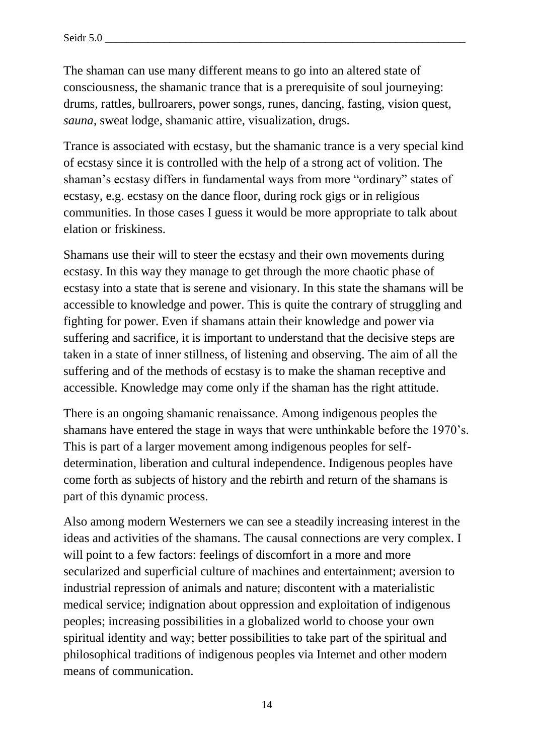The shaman can use many different means to go into an altered state of consciousness, the shamanic trance that is a prerequisite of soul journeying: drums, rattles, bullroarers, power songs, runes, dancing, fasting, vision quest, *sauna*, sweat lodge, shamanic attire, visualization, drugs.

Trance is associated with ecstasy, but the shamanic trance is a very special kind of ecstasy since it is controlled with the help of a strong act of volition. The shaman's ecstasy differs in fundamental ways from more "ordinary" states of ecstasy, e.g. ecstasy on the dance floor, during rock gigs or in religious communities. In those cases I guess it would be more appropriate to talk about elation or friskiness.

Shamans use their will to steer the ecstasy and their own movements during ecstasy. In this way they manage to get through the more chaotic phase of ecstasy into a state that is serene and visionary. In this state the shamans will be accessible to knowledge and power. This is quite the contrary of struggling and fighting for power. Even if shamans attain their knowledge and power via suffering and sacrifice, it is important to understand that the decisive steps are taken in a state of inner stillness, of listening and observing. The aim of all the suffering and of the methods of ecstasy is to make the shaman receptive and accessible. Knowledge may come only if the shaman has the right attitude.

There is an ongoing shamanic renaissance. Among indigenous peoples the shamans have entered the stage in ways that were unthinkable before the 1970's. This is part of a larger movement among indigenous peoples for self-determination, liberation and cultural independence. Indigenous peoples have come forth as subjects of history and the rebirth and return of the shamans is part of this dynamic process.

Also among modern Westerners we can see a steadily increasing interest in the ideas and activities of the shamans. The causal connections are very complex. I will point to a few factors: feelings of discomfort in a more and more secularized and superficial culture of machines and entertainment; aversion to industrial repression of animals and nature; discontent with a materialistic medical service; indignation about oppression and exploitation of indigenous peoples; increasing possibilities in a globalized world to choose your own spiritual identity and way; better possibilities to take part of the spiritual and philosophical traditions of indigenous peoples via Internet and other modern means of communication.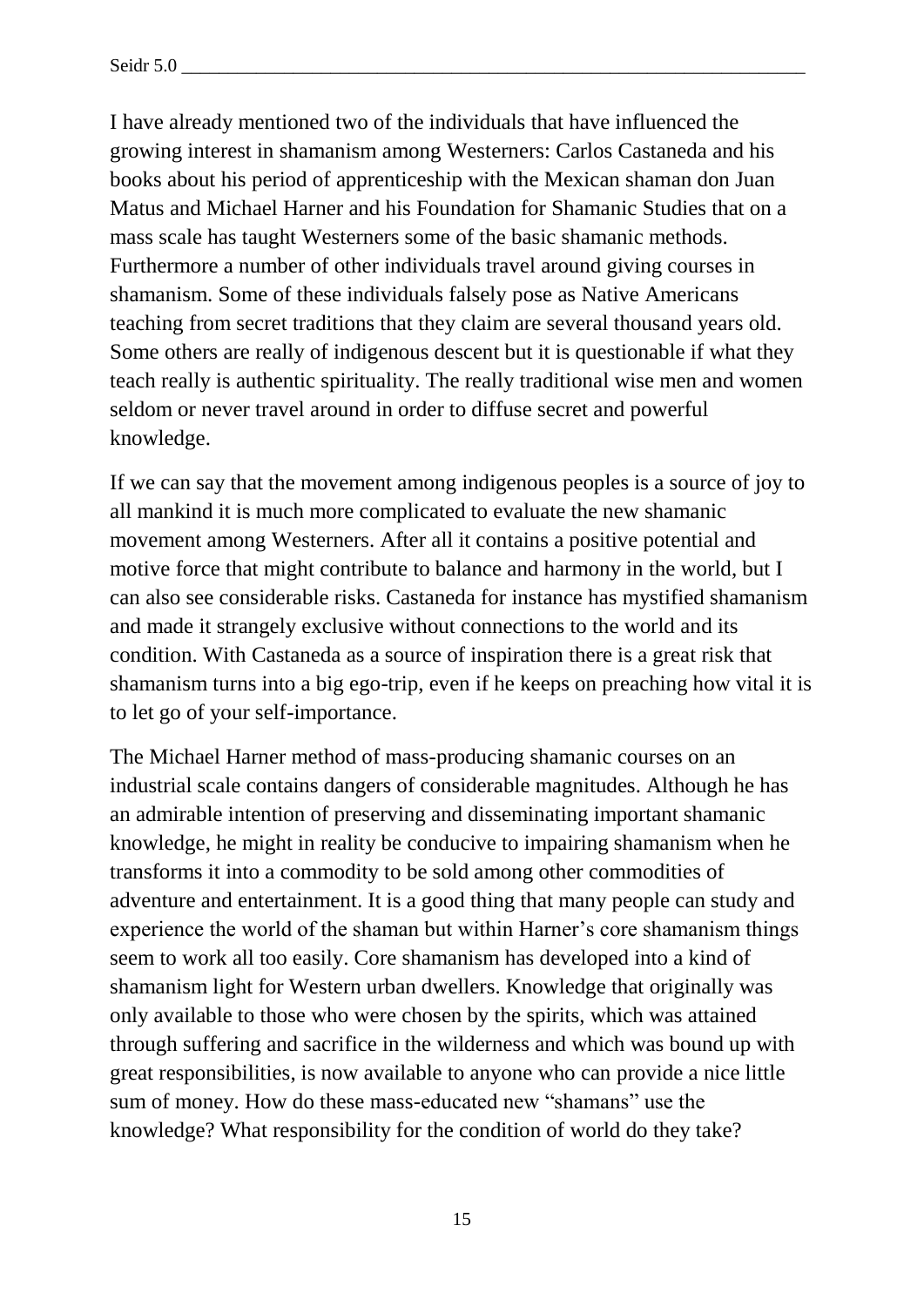I have already mentioned two of the individuals that have influenced the growing interest in shamanism among Westerners: Carlos Castaneda and his books about his period of apprenticeship with the Mexican shaman don Juan Matus and Michael Harner and his Foundation for Shamanic Studies that on a mass scale has taught Westerners some of the basic shamanic methods. Furthermore a number of other individuals travel around giving courses in shamanism. Some of these individuals falsely pose as Native Americans teaching from secret traditions that they claim are several thousand years old. Some others are really of indigenous descent but it is questionable if what they teach really is authentic spirituality. The really traditional wise men and women seldom or never travel around in order to diffuse secret and powerful knowledge.

If we can say that the movement among indigenous peoples is a source of joy to all mankind it is much more complicated to evaluate the new shamanic movement among Westerners. After all it contains a positive potential and motive force that might contribute to balance and harmony in the world, but I can also see considerable risks. Castaneda for instance has mystified shamanism and made it strangely exclusive without connections to the world and its condition. With Castaneda as a source of inspiration there is a great risk that shamanism turns into a big ego-trip, even if he keeps on preaching how vital it is to let go of your self-importance.

The Michael Harner method of mass-producing shamanic courses on an industrial scale contains dangers of considerable magnitudes. Although he has an admirable intention of preserving and disseminating important shamanic knowledge, he might in reality be conducive to impairing shamanism when he transforms it into a commodity to be sold among other commodities of adventure and entertainment. It is a good thing that many people can study and experience the world of the shaman but within Harner's core shamanism things seem to work all too easily. Core shamanism has developed into a kind of shamanism light for Western urban dwellers. Knowledge that originally was only available to those who were chosen by the spirits, which was attained through suffering and sacrifice in the wilderness and which was bound up with great responsibilities, is now available to anyone who can provide a nice little sum of money. How do these mass-educated new "shamans" use the knowledge? What responsibility for the condition of world do they take?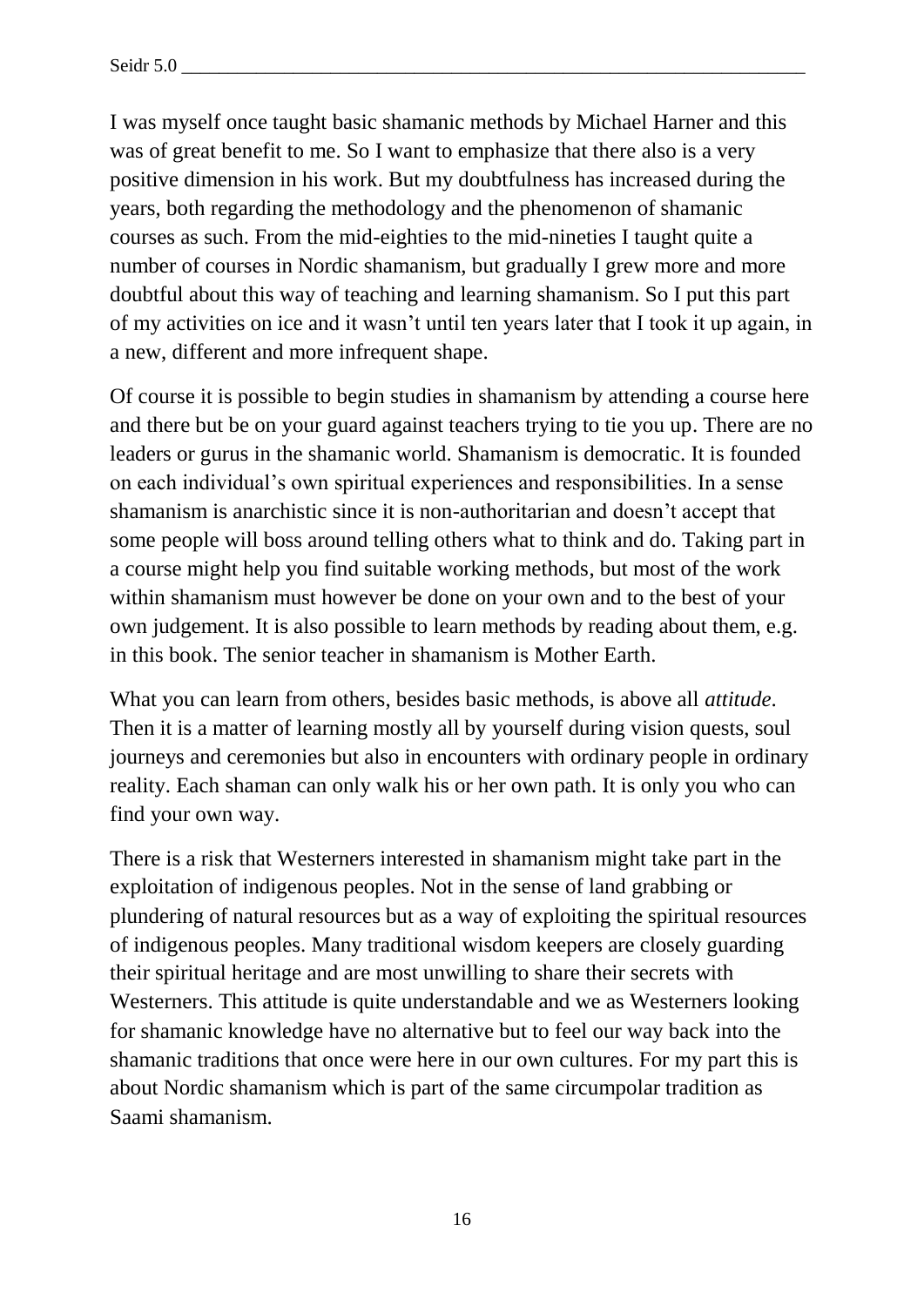I was myself once taught basic shamanic methods by Michael Harner and this was of great benefit to me. So I want to emphasize that there also is a very positive dimension in his work. But my doubtfulness has increased during the years, both regarding the methodology and the phenomenon of shamanic courses as such. From the mid-eighties to the mid-nineties I taught quite a number of courses in Nordic shamanism, but gradually I grew more and more doubtful about this way of teaching and learning shamanism. So I put this part of my activities on ice and it wasn't until ten years later that I took it up again, in a new, different and more infrequent shape.

Of course it is possible to begin studies in shamanism by attending a course here and there but be on your guard against teachers trying to tie you up. There are no leaders or gurus in the shamanic world. Shamanism is democratic. It is founded on each individual's own spiritual experiences and responsibilities. In a sense shamanism is anarchistic since it is non-authoritarian and doesn't accept that some people will boss around telling others what to think and do. Taking part in a course might help you find suitable working methods, but most of the work within shamanism must however be done on your own and to the best of your own judgement. It is also possible to learn methods by reading about them, e.g. in this book. The senior teacher in shamanism is Mother Earth.

What you can learn from others, besides basic methods, is above all *attitude*. Then it is a matter of learning mostly all by yourself during vision quests, soul journeys and ceremonies but also in encounters with ordinary people in ordinary reality. Each shaman can only walk his or her own path. It is only you who can find your own way.

There is a risk that Westerners interested in shamanism might take part in the exploitation of indigenous peoples. Not in the sense of land grabbing or plundering of natural resources but as a way of exploiting the spiritual resources of indigenous peoples. Many traditional wisdom keepers are closely guarding their spiritual heritage and are most unwilling to share their secrets with Westerners. This attitude is quite understandable and we as Westerners looking for shamanic knowledge have no alternative but to feel our way back into the shamanic traditions that once were here in our own cultures. For my part this is about Nordic shamanism which is part of the same circumpolar tradition as Saami shamanism.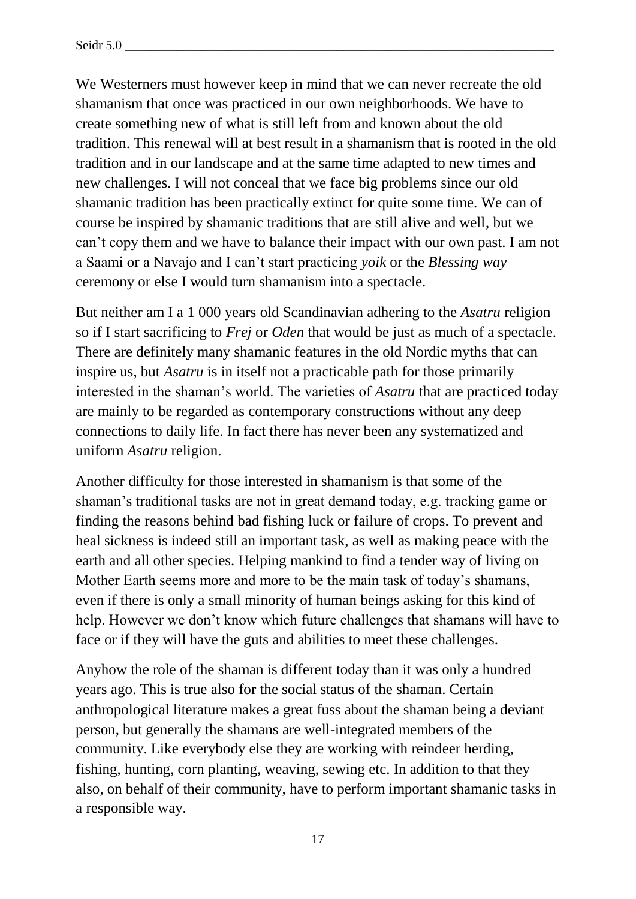We Westerners must however keep in mind that we can never recreate the old shamanism that once was practiced in our own neighborhoods. We have to create something new of what is still left from and known about the old tradition. This renewal will at best result in a shamanism that is rooted in the old tradition and in our landscape and at the same time adapted to new times and new challenges. I will not conceal that we face big problems since our old shamanic tradition has been practically extinct for quite some time. We can of course be inspired by shamanic traditions that are still alive and well, but we can't copy them and we have to balance their impact with our own past. I am not a Saami or a Navajo and I can't start practicing *yoik* or the *Blessing way* ceremony or else I would turn shamanism into a spectacle.

But neither am I a 1 000 years old Scandinavian adhering to the *Asatru* religion so if I start sacrificing to *Frej* or *Oden* that would be just as much of a spectacle. There are definitely many shamanic features in the old Nordic myths that can inspire us, but *Asatru* is in itself not a practicable path for those primarily interested in the shaman's world. The varieties of *Asatru* that are practiced today are mainly to be regarded as contemporary constructions without any deep connections to daily life. In fact there has never been any systematized and uniform *Asatru* religion.

Another difficulty for those interested in shamanism is that some of the shaman's traditional tasks are not in great demand today, e.g. tracking game or finding the reasons behind bad fishing luck or failure of crops. To prevent and heal sickness is indeed still an important task, as well as making peace with the earth and all other species. Helping mankind to find a tender way of living on Mother Earth seems more and more to be the main task of today's shamans, even if there is only a small minority of human beings asking for this kind of help. However we don't know which future challenges that shamans will have to face or if they will have the guts and abilities to meet these challenges.

Anyhow the role of the shaman is different today than it was only a hundred years ago. This is true also for the social status of the shaman. Certain anthropological literature makes a great fuss about the shaman being a deviant person, but generally the shamans are well-integrated members of the community. Like everybody else they are working with reindeer herding, fishing, hunting, corn planting, weaving, sewing etc. In addition to that they also, on behalf of their community, have to perform important shamanic tasks in a responsible way.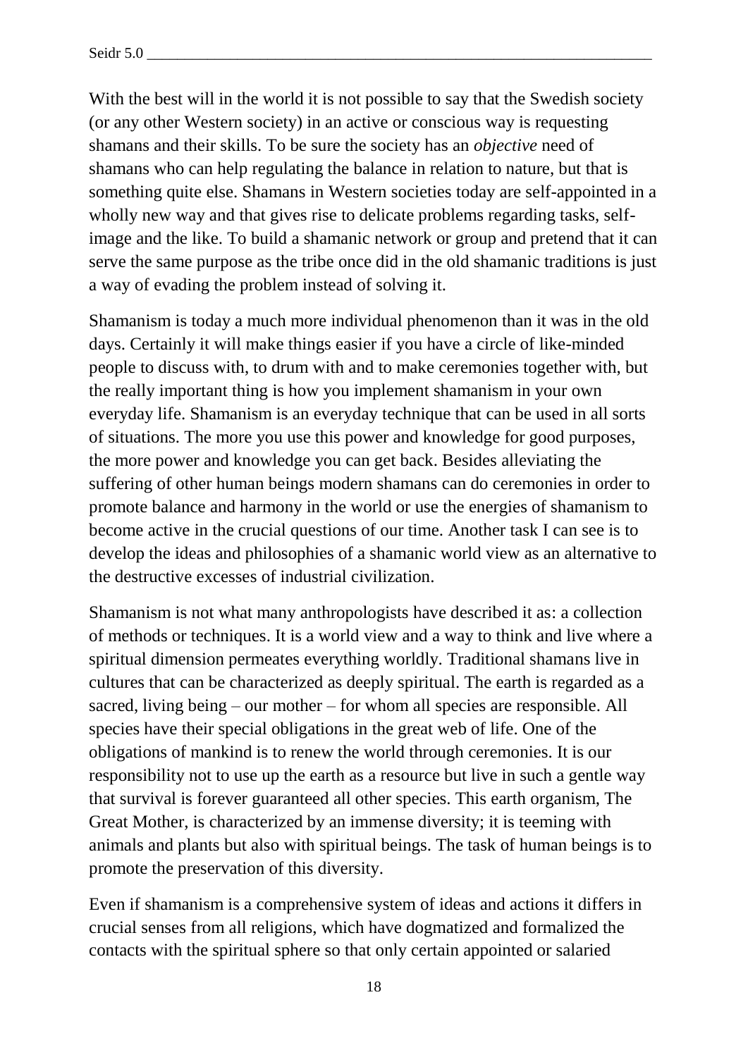With the best will in the world it is not possible to say that the Swedish society (or any other Western society) in an active or conscious way is requesting shamans and their skills. To be sure the society has an *objective* need of shamans who can help regulating the balance in relation to nature, but that is something quite else. Shamans in Western societies today are self-appointed in a wholly new way and that gives rise to delicate problems regarding tasks, self-image and the like. To build a shamanic network or group and pretend that it can serve the same purpose as the tribe once did in the old shamanic traditions is just a way of evading the problem instead of solving it.

Shamanism is today a much more individual phenomenon than it was in the old days. Certainly it will make things easier if you have a circle of like-minded people to discuss with, to drum with and to make ceremonies together with, but the really important thing is how you implement shamanism in your own everyday life. Shamanism is an everyday technique that can be used in all sorts of situations. The more you use this power and knowledge for good purposes, the more power and knowledge you can get back. Besides alleviating the suffering of other human beings modern shamans can do ceremonies in order to promote balance and harmony in the world or use the energies of shamanism to become active in the crucial questions of our time. Another task I can see is to develop the ideas and philosophies of a shamanic world view as an alternative to the destructive excesses of industrial civilization.

Shamanism is not what many anthropologists have described it as: a collection of methods or techniques. It is a world view and a way to think and live where a spiritual dimension permeates everything worldly. Traditional shamans live in cultures that can be characterized as deeply spiritual. The earth is regarded as a sacred, living being – our mother – for whom all species are responsible. All species have their special obligations in the great web of life. One of the obligations of mankind is to renew the world through ceremonies. It is our responsibility not to use up the earth as a resource but live in such a gentle way that survival is forever guaranteed all other species. This earth organism, The Great Mother, is characterized by an immense diversity; it is teeming with animals and plants but also with spiritual beings. The task of human beings is to promote the preservation of this diversity.

Even if shamanism is a comprehensive system of ideas and actions it differs in crucial senses from all religions, which have dogmatized and formalized the contacts with the spiritual sphere so that only certain appointed or salaried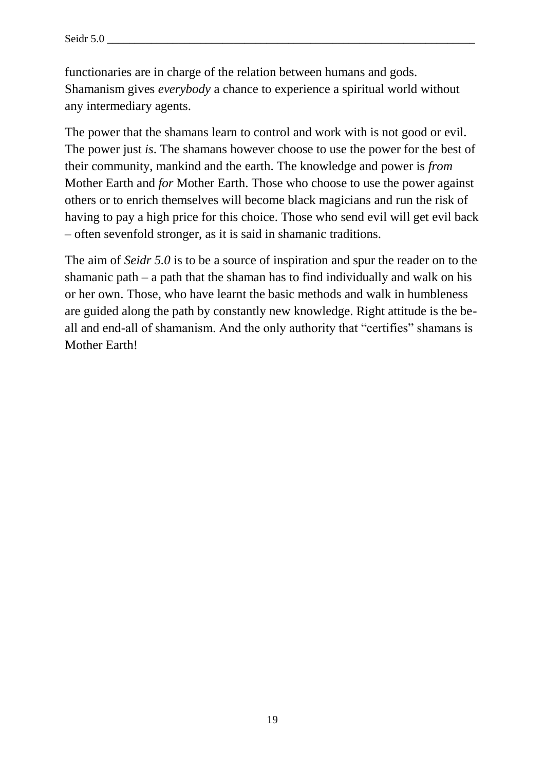functionaries are in charge of the relation between humans and gods. Shamanism gives *everybody* a chance to experience a spiritual world without any intermediary agents.

The power that the shamans learn to control and work with is not good or evil. The power just *is*. The shamans however choose to use the power for the best of their community, mankind and the earth. The knowledge and power is *from* Mother Earth and *for* Mother Earth. Those who choose to use the power against others or to enrich themselves will become black magicians and run the risk of having to pay a high price for this choice. Those who send evil will get evil back – often sevenfold stronger, as it is said in shamanic traditions.

The aim of *Seidr 5.0* is to be a source of inspiration and spur the reader on to the shamanic path – a path that the shaman has to find individually and walk on his or her own. Those, who have learnt the basic methods and walk in humbleness are guided along the path by constantly new knowledge. Right attitude is the be-all and end-all of shamanism. And the only authority that "certifies" shamans is Mother Earth!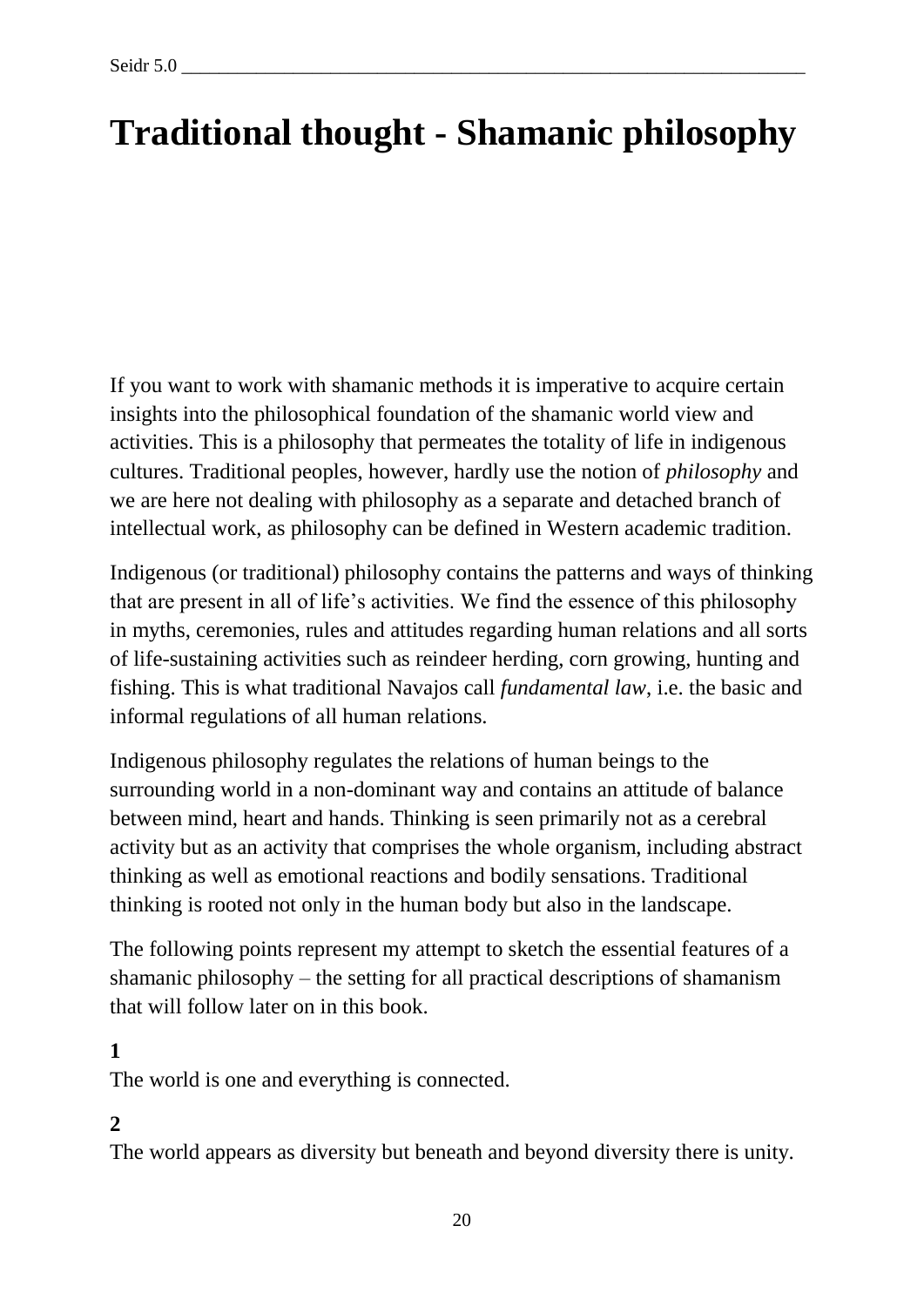# Traditional thought - Shamanic philosophy

If you want to work with shamanic methods it is imperative to acquire certain insights into the philosophical foundation of the shamanic world view and activities. This is a philosophy that permeates the totality of life in indigenous cultures. Traditional peoples, however, hardly use the notion of *philosophy* and we are here not dealing with philosophy as a separate and detached branch of intellectual work, as philosophy can be defined in Western academic tradition.

Indigenous (or traditional) philosophy contains the patterns and ways of thinking that are present in all of life's activities. We find the essence of this philosophy in myths, ceremonies, rules and attitudes regarding human relations and all sorts of life-sustaining activities such as reindeer herding, corn growing, hunting and fishing. This is what traditional Navajos call *fundamental law*, i.e. the basic and informal regulations of all human relations.

Indigenous philosophy regulates the relations of human beings to the surrounding world in a non-dominant way and contains an attitude of balance between mind, heart and hands. Thinking is seen primarily not as a cerebral activity but as an activity that comprises the whole organism, including abstract thinking as well as emotional reactions and bodily sensations. Traditional thinking is rooted not only in the human body but also in the landscape.

The following points represent my attempt to sketch the essential features of a shamanic philosophy – the setting for all practical descriptions of shamanism that will follow later on in this book.

**1**
The world is one and everything is connected.

**2**
The world appears as diversity but beneath and beyond diversity there is unity.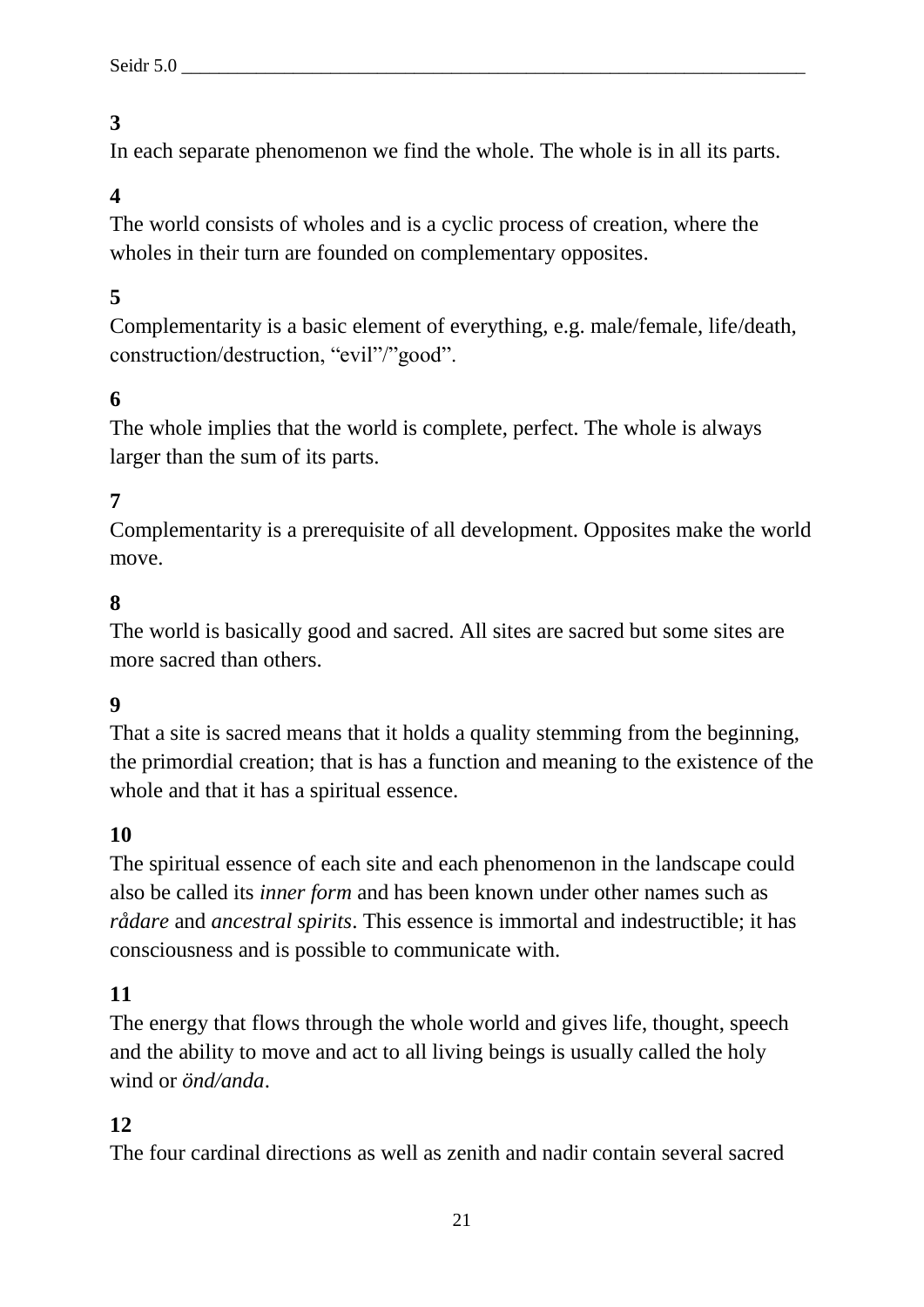**3**

In each separate phenomenon we find the whole. The whole is in all its parts.

**4**

The world consists of wholes and is a cyclic process of creation, where the wholes in their turn are founded on complementary opposites.

**5**

Complementarity is a basic element of everything, e.g. male/female, life/death, construction/destruction, “evil”/”good”.

**6**

The whole implies that the world is complete, perfect. The whole is always larger than the sum of its parts.

**7**

Complementarity is a prerequisite of all development. Opposites make the world move.

**8**

The world is basically good and sacred. All sites are sacred but some sites are more sacred than others.

**9**

That a site is sacred means that it holds a quality stemming from the beginning, the primordial creation; that is has a function and meaning to the existence of the whole and that it has a spiritual essence.

**10**

The spiritual essence of each site and each phenomenon in the landscape could also be called its *inner form* and has been known under other names such as *rådare* and *ancestral spirits*. This essence is immortal and indestructible; it has consciousness and is possible to communicate with.

**11**

The energy that flows through the whole world and gives life, thought, speech and the ability to move and act to all living beings is usually called the holy wind or *önd/anda*.

**12**

The four cardinal directions as well as zenith and nadir contain several sacred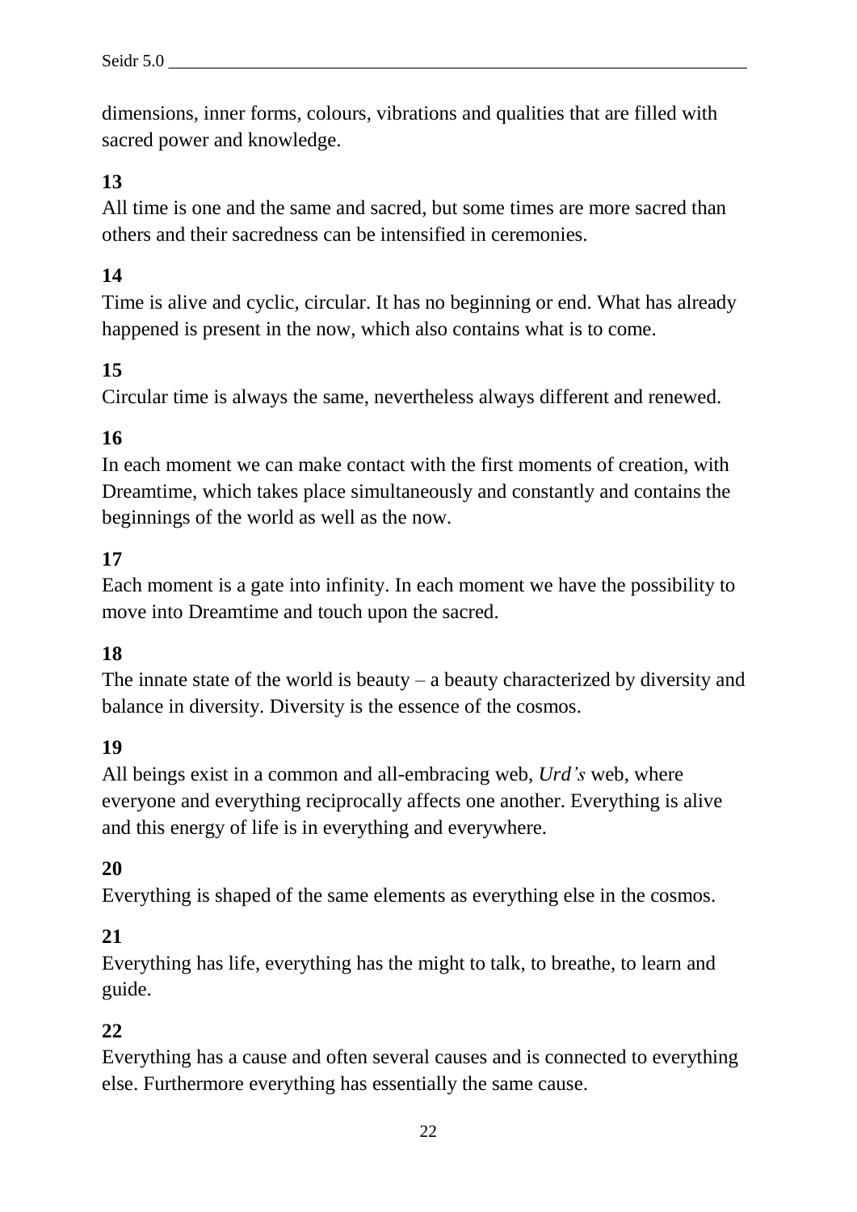dimensions, inner forms, colours, vibrations and qualities that are filled with sacred power and knowledge.

**13**

All time is one and the same and sacred, but some times are more sacred than others and their sacredness can be intensified in ceremonies.

**14**

Time is alive and cyclic, circular. It has no beginning or end. What has already happened is present in the now, which also contains what is to come.

**15**

Circular time is always the same, nevertheless always different and renewed.

**16**

In each moment we can make contact with the first moments of creation, with Dreamtime, which takes place simultaneously and constantly and contains the beginnings of the world as well as the now.

**17**

Each moment is a gate into infinity. In each moment we have the possibility to move into Dreamtime and touch upon the sacred.

**18**

The innate state of the world is beauty – a beauty characterized by diversity and balance in diversity. Diversity is the essence of the cosmos.

**19**

All beings exist in a common and all-embracing web, *Urd's* web, where everyone and everything reciprocally affects one another. Everything is alive and this energy of life is in everything and everywhere.

**20**

Everything is shaped of the same elements as everything else in the cosmos.

**21**

Everything has life, everything has the might to talk, to breathe, to learn and guide.

**22**

Everything has a cause and often several causes and is connected to everything else. Furthermore everything has essentially the same cause.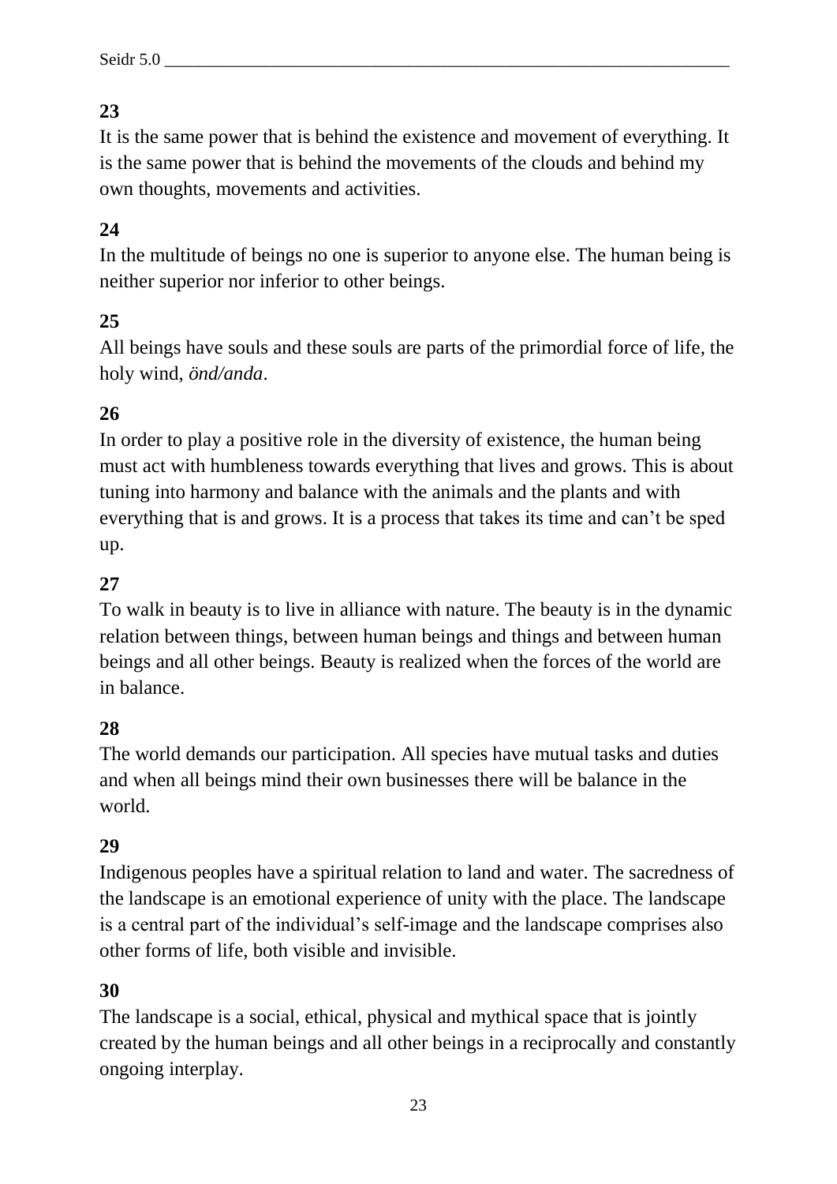**23**

It is the same power that is behind the existence and movement of everything. It is the same power that is behind the movements of the clouds and behind my own thoughts, movements and activities.

**24**

In the multitude of beings no one is superior to anyone else. The human being is neither superior nor inferior to other beings.

**25**

All beings have souls and these souls are parts of the primordial force of life, the holy wind, *önd/anda*.

**26**

In order to play a positive role in the diversity of existence, the human being must act with humbleness towards everything that lives and grows. This is about tuning into harmony and balance with the animals and the plants and with everything that is and grows. It is a process that takes its time and can't be sped up.

**27**

To walk in beauty is to live in alliance with nature. The beauty is in the dynamic relation between things, between human beings and things and between human beings and all other beings. Beauty is realized when the forces of the world are in balance.

**28**

The world demands our participation. All species have mutual tasks and duties and when all beings mind their own businesses there will be balance in the world.

**29**

Indigenous peoples have a spiritual relation to land and water. The sacredness of the landscape is an emotional experience of unity with the place. The landscape is a central part of the individual's self-image and the landscape comprises also other forms of life, both visible and invisible.

**30**

The landscape is a social, ethical, physical and mythical space that is jointly created by the human beings and all other beings in a reciprocally and constantly ongoing interplay.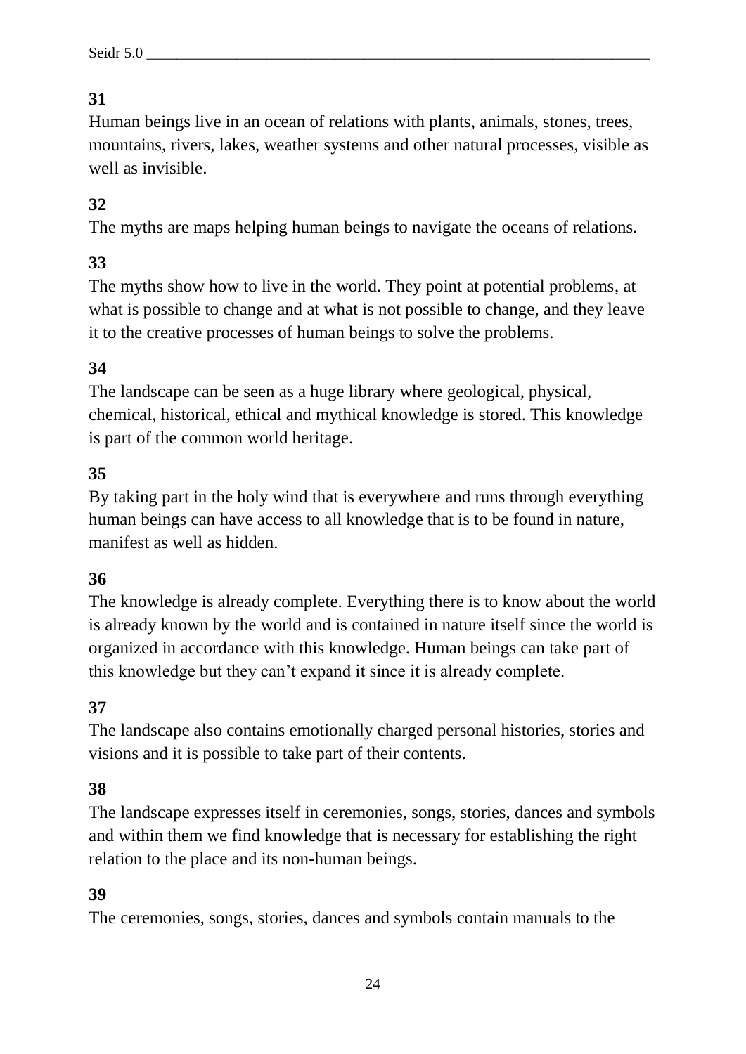**31**

Human beings live in an ocean of relations with plants, animals, stones, trees, mountains, rivers, lakes, weather systems and other natural processes, visible as well as invisible.

**32**

The myths are maps helping human beings to navigate the oceans of relations.

**33**

The myths show how to live in the world. They point at potential problems, at what is possible to change and at what is not possible to change, and they leave it to the creative processes of human beings to solve the problems.

**34**

The landscape can be seen as a huge library where geological, physical, chemical, historical, ethical and mythical knowledge is stored. This knowledge is part of the common world heritage.

**35**

By taking part in the holy wind that is everywhere and runs through everything human beings can have access to all knowledge that is to be found in nature, manifest as well as hidden.

**36**

The knowledge is already complete. Everything there is to know about the world is already known by the world and is contained in nature itself since the world is organized in accordance with this knowledge. Human beings can take part of this knowledge but they can't expand it since it is already complete.

**37**

The landscape also contains emotionally charged personal histories, stories and visions and it is possible to take part of their contents.

**38**

The landscape expresses itself in ceremonies, songs, stories, dances and symbols and within them we find knowledge that is necessary for establishing the right relation to the place and its non-human beings.

**39**

The ceremonies, songs, stories, dances and symbols contain manuals to the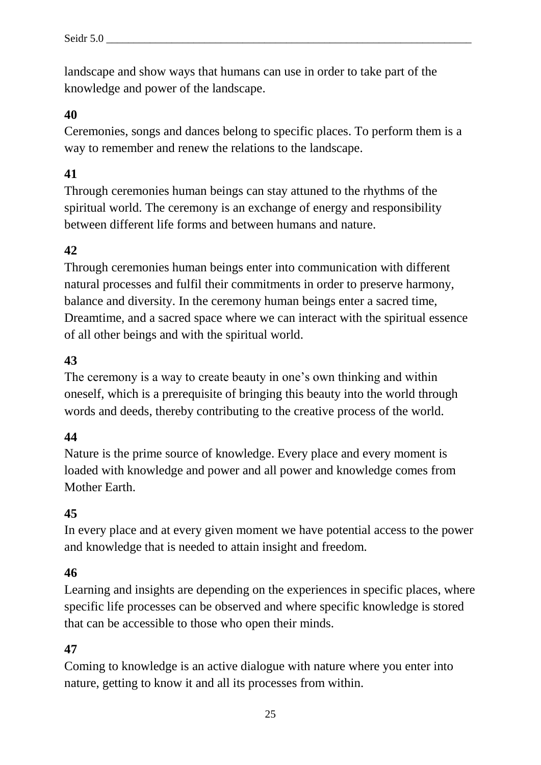landscape and show ways that humans can use in order to take part of the knowledge and power of the landscape.

**40**

Ceremonies, songs and dances belong to specific places. To perform them is a way to remember and renew the relations to the landscape.

**41**

Through ceremonies human beings can stay attuned to the rhythms of the spiritual world. The ceremony is an exchange of energy and responsibility between different life forms and between humans and nature.

**42**

Through ceremonies human beings enter into communication with different natural processes and fulfil their commitments in order to preserve harmony, balance and diversity. In the ceremony human beings enter a sacred time, Dreamtime, and a sacred space where we can interact with the spiritual essence of all other beings and with the spiritual world.

**43**

The ceremony is a way to create beauty in one's own thinking and within oneself, which is a prerequisite of bringing this beauty into the world through words and deeds, thereby contributing to the creative process of the world.

**44**

Nature is the prime source of knowledge. Every place and every moment is loaded with knowledge and power and all power and knowledge comes from Mother Earth.

**45**

In every place and at every given moment we have potential access to the power and knowledge that is needed to attain insight and freedom.

**46**

Learning and insights are depending on the experiences in specific places, where specific life processes can be observed and where specific knowledge is stored that can be accessible to those who open their minds.

**47**

Coming to knowledge is an active dialogue with nature where you enter into nature, getting to know it and all its processes from within.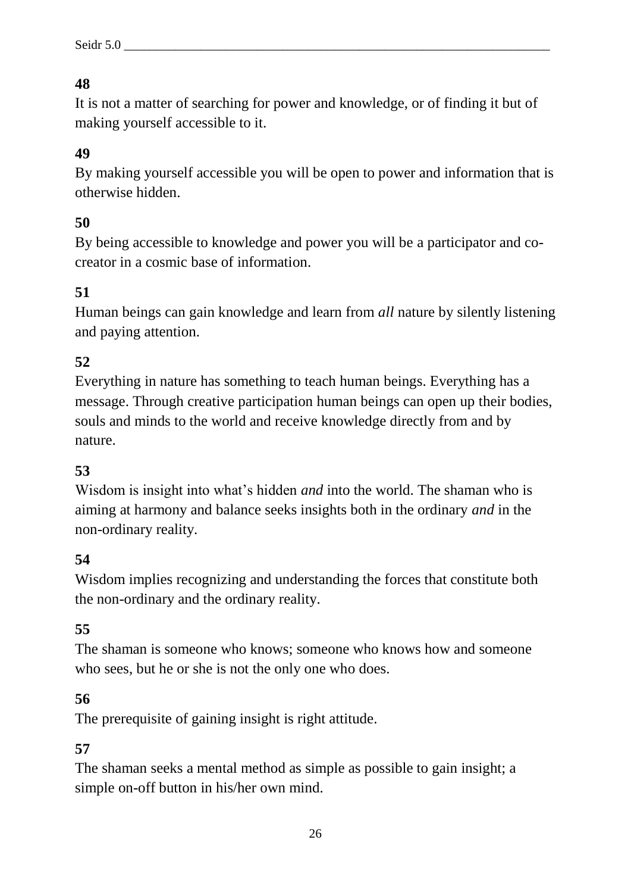**48**

It is not a matter of searching for power and knowledge, or of finding it but of making yourself accessible to it.

**49**

By making yourself accessible you will be open to power and information that is otherwise hidden.

**50**

By being accessible to knowledge and power you will be a participator and co-creator in a cosmic base of information.

**51**

Human beings can gain knowledge and learn from *all* nature by silently listening and paying attention.

**52**

Everything in nature has something to teach human beings. Everything has a message. Through creative participation human beings can open up their bodies, souls and minds to the world and receive knowledge directly from and by nature.

**53**

Wisdom is insight into what's hidden *and* into the world. The shaman who is aiming at harmony and balance seeks insights both in the ordinary *and* in the non-ordinary reality.

**54**

Wisdom implies recognizing and understanding the forces that constitute both the non-ordinary and the ordinary reality.

**55**

The shaman is someone who knows; someone who knows how and someone who sees, but he or she is not the only one who does.

**56**

The prerequisite of gaining insight is right attitude.

**57**

The shaman seeks a mental method as simple as possible to gain insight; a simple on-off button in his/her own mind.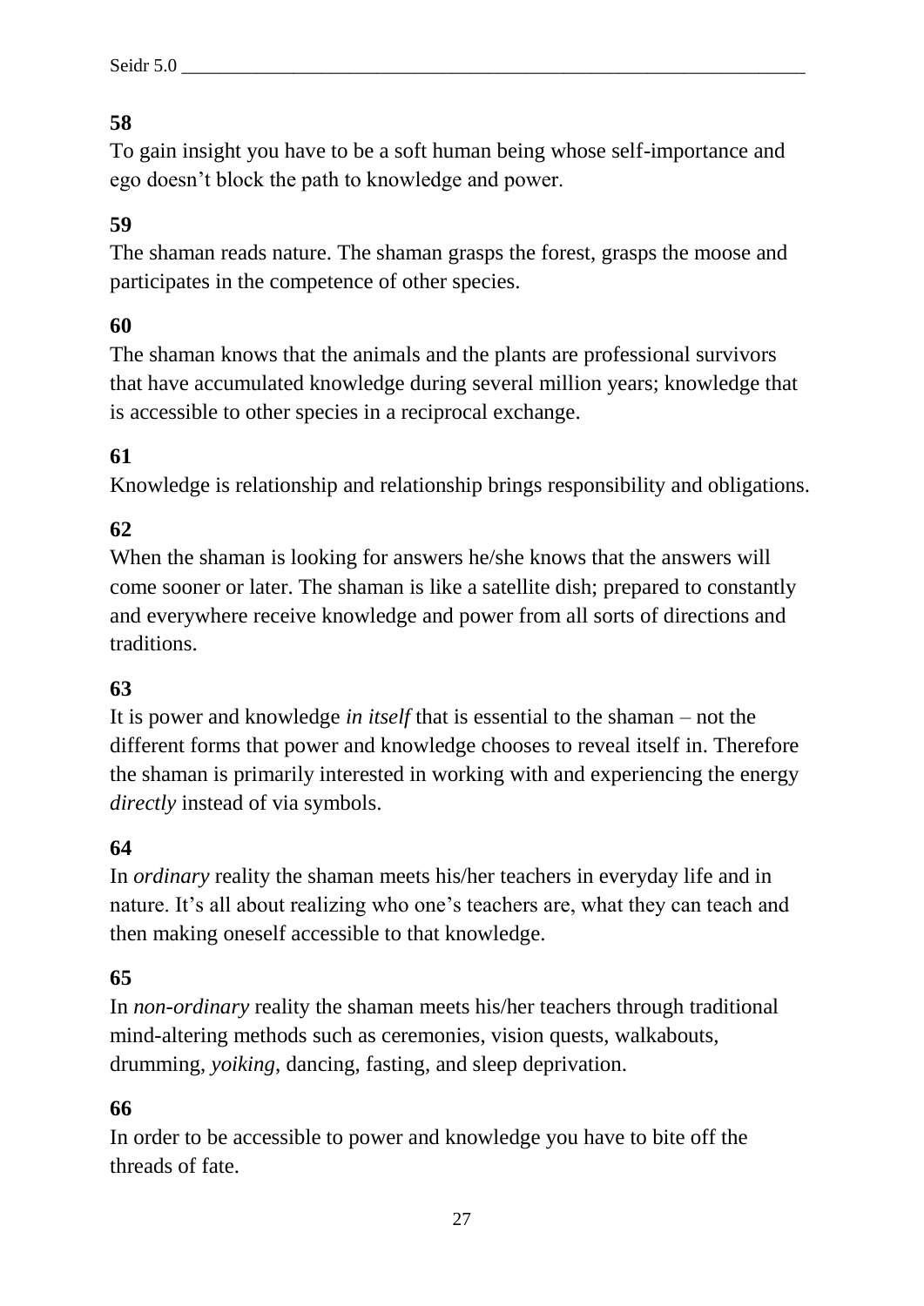**58**

To gain insight you have to be a soft human being whose self-importance and ego doesn't block the path to knowledge and power.

**59**

The shaman reads nature. The shaman grasps the forest, grasps the moose and participates in the competence of other species.

**60**

The shaman knows that the animals and the plants are professional survivors that have accumulated knowledge during several million years; knowledge that is accessible to other species in a reciprocal exchange.

**61**

Knowledge is relationship and relationship brings responsibility and obligations.

**62**

When the shaman is looking for answers he/she knows that the answers will come sooner or later. The shaman is like a satellite dish; prepared to constantly and everywhere receive knowledge and power from all sorts of directions and traditions.

**63**

It is power and knowledge *in itself* that is essential to the shaman – not the different forms that power and knowledge chooses to reveal itself in. Therefore the shaman is primarily interested in working with and experiencing the energy *directly* instead of via symbols.

**64**

In *ordinary* reality the shaman meets his/her teachers in everyday life and in nature. It's all about realizing who one's teachers are, what they can teach and then making oneself accessible to that knowledge.

**65**

In *non-ordinary* reality the shaman meets his/her teachers through traditional mind-altering methods such as ceremonies, vision quests, walkabouts, drumming, *yoiking*, dancing, fasting, and sleep deprivation.

**66**

In order to be accessible to power and knowledge you have to bite off the threads of fate.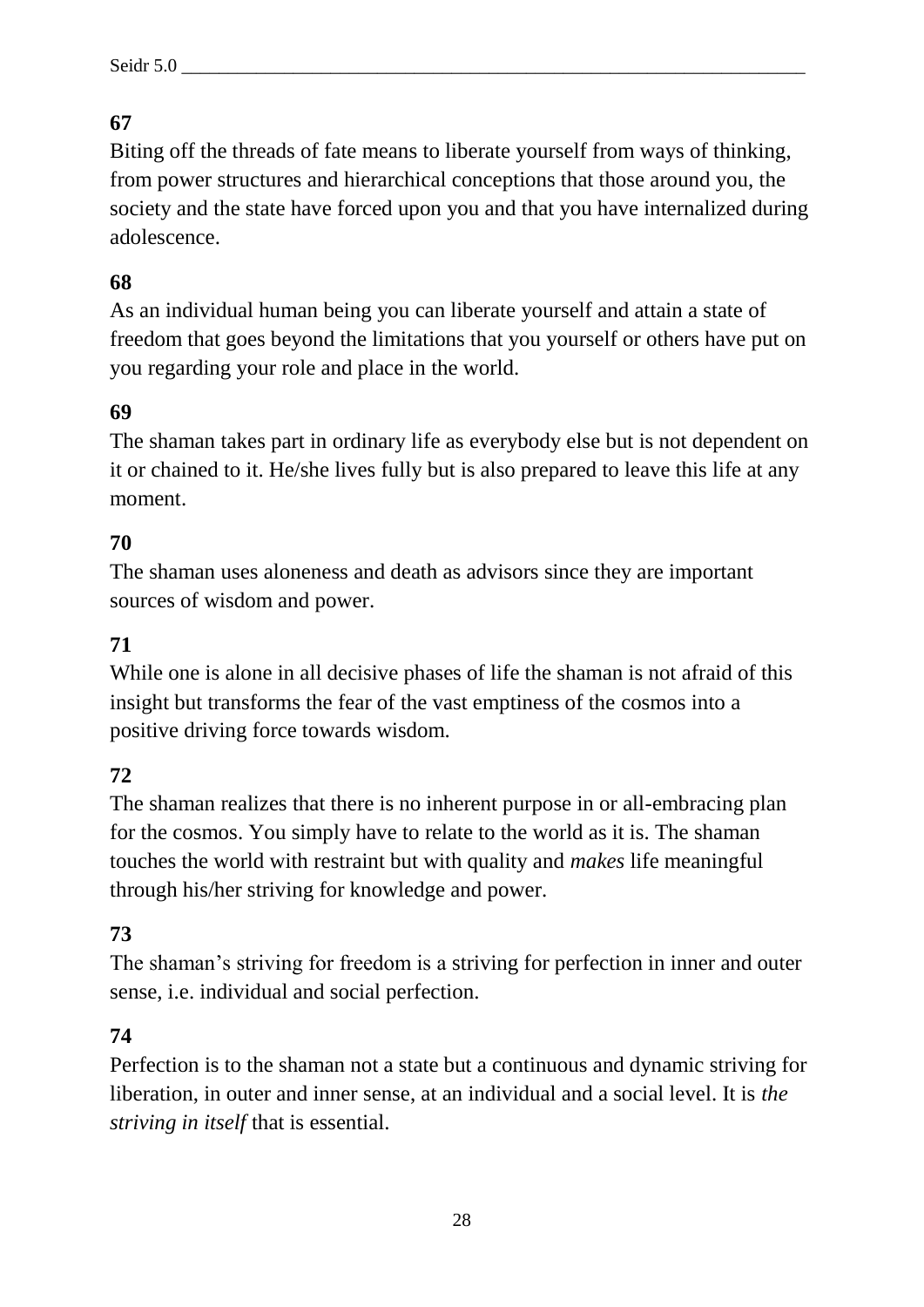**67**

Biting off the threads of fate means to liberate yourself from ways of thinking, from power structures and hierarchical conceptions that those around you, the society and the state have forced upon you and that you have internalized during adolescence.

**68**

As an individual human being you can liberate yourself and attain a state of freedom that goes beyond the limitations that you yourself or others have put on you regarding your role and place in the world.

**69**

The shaman takes part in ordinary life as everybody else but is not dependent on it or chained to it. He/she lives fully but is also prepared to leave this life at any moment.

**70**

The shaman uses aloneness and death as advisors since they are important sources of wisdom and power.

**71**

While one is alone in all decisive phases of life the shaman is not afraid of this insight but transforms the fear of the vast emptiness of the cosmos into a positive driving force towards wisdom.

**72**

The shaman realizes that there is no inherent purpose in or all-embracing plan for the cosmos. You simply have to relate to the world as it is. The shaman touches the world with restraint but with quality and *makes* life meaningful through his/her striving for knowledge and power.

**73**

The shaman's striving for freedom is a striving for perfection in inner and outer sense, i.e. individual and social perfection.

**74**

Perfection is to the shaman not a state but a continuous and dynamic striving for liberation, in outer and inner sense, at an individual and a social level. It is *the striving in itself* that is essential.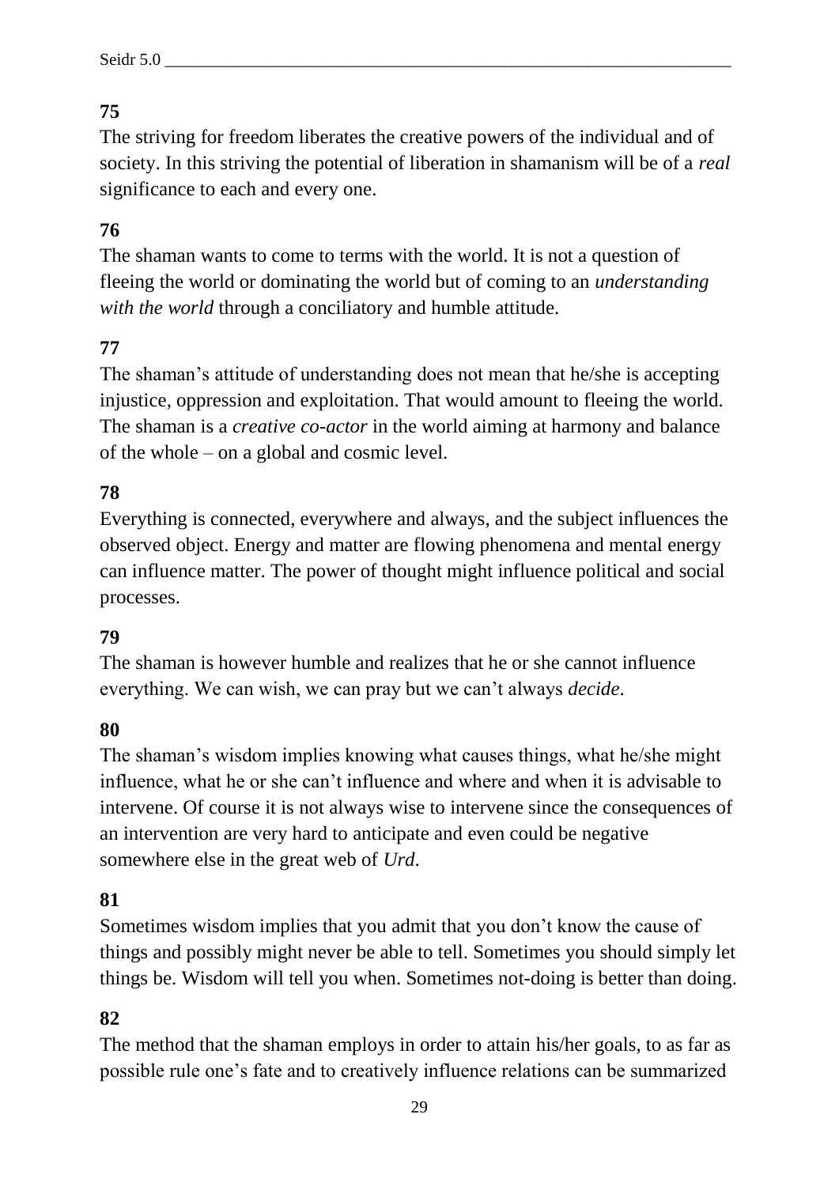**75**

The striving for freedom liberates the creative powers of the individual and of society. In this striving the potential of liberation in shamanism will be of a *real* significance to each and every one.

**76**

The shaman wants to come to terms with the world. It is not a question of fleeing the world or dominating the world but of coming to an *understanding with the world* through a conciliatory and humble attitude.

**77**

The shaman's attitude of understanding does not mean that he/she is accepting injustice, oppression and exploitation. That would amount to fleeing the world. The shaman is a *creative co-actor* in the world aiming at harmony and balance of the whole – on a global and cosmic level.

**78**

Everything is connected, everywhere and always, and the subject influences the observed object. Energy and matter are flowing phenomena and mental energy can influence matter. The power of thought might influence political and social processes.

**79**

The shaman is however humble and realizes that he or she cannot influence everything. We can wish, we can pray but we can't always *decide*.

**80**

The shaman's wisdom implies knowing what causes things, what he/she might influence, what he or she can't influence and where and when it is advisable to intervene. Of course it is not always wise to intervene since the consequences of an intervention are very hard to anticipate and even could be negative somewhere else in the great web of *Urd*.

**81**

Sometimes wisdom implies that you admit that you don't know the cause of things and possibly might never be able to tell. Sometimes you should simply let things be. Wisdom will tell you when. Sometimes not-doing is better than doing.

**82**

The method that the shaman employs in order to attain his/her goals, to as far as possible rule one's fate and to creatively influence relations can be summarized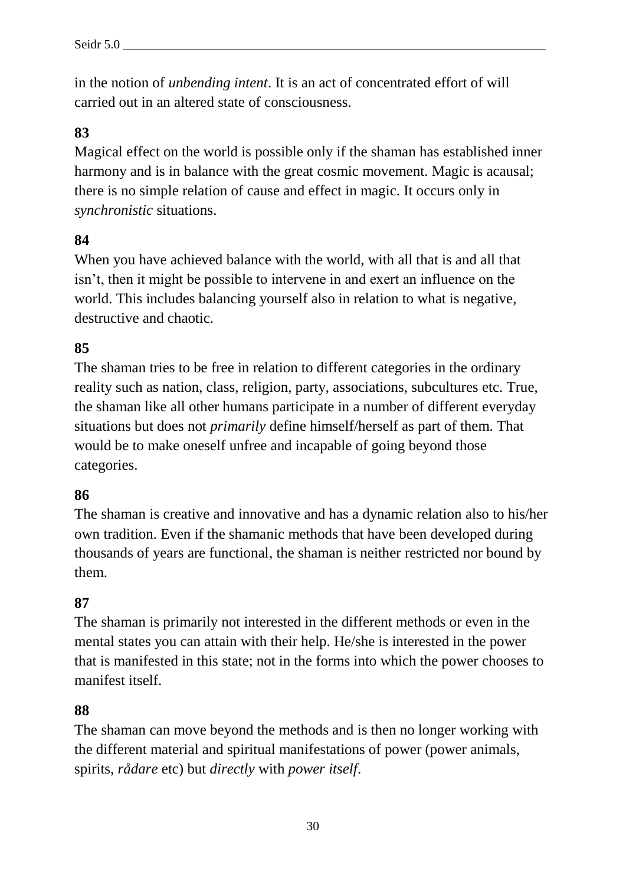in the notion of *unbending intent*. It is an act of concentrated effort of will carried out in an altered state of consciousness.

**83**

Magical effect on the world is possible only if the shaman has established inner harmony and is in balance with the great cosmic movement. Magic is acausal; there is no simple relation of cause and effect in magic. It occurs only in *synchronistic* situations.

**84**

When you have achieved balance with the world, with all that is and all that isn't, then it might be possible to intervene in and exert an influence on the world. This includes balancing yourself also in relation to what is negative, destructive and chaotic.

**85**

The shaman tries to be free in relation to different categories in the ordinary reality such as nation, class, religion, party, associations, subcultures etc. True, the shaman like all other humans participate in a number of different everyday situations but does not *primarily* define himself/herself as part of them. That would be to make oneself unfree and incapable of going beyond those categories.

**86**

The shaman is creative and innovative and has a dynamic relation also to his/her own tradition. Even if the shamanic methods that have been developed during thousands of years are functional, the shaman is neither restricted nor bound by them.

**87**

The shaman is primarily not interested in the different methods or even in the mental states you can attain with their help. He/she is interested in the power that is manifested in this state; not in the forms into which the power chooses to manifest itself.

**88**

The shaman can move beyond the methods and is then no longer working with the different material and spiritual manifestations of power (power animals, spirits, *rådare* etc) but *directly* with *power itself*.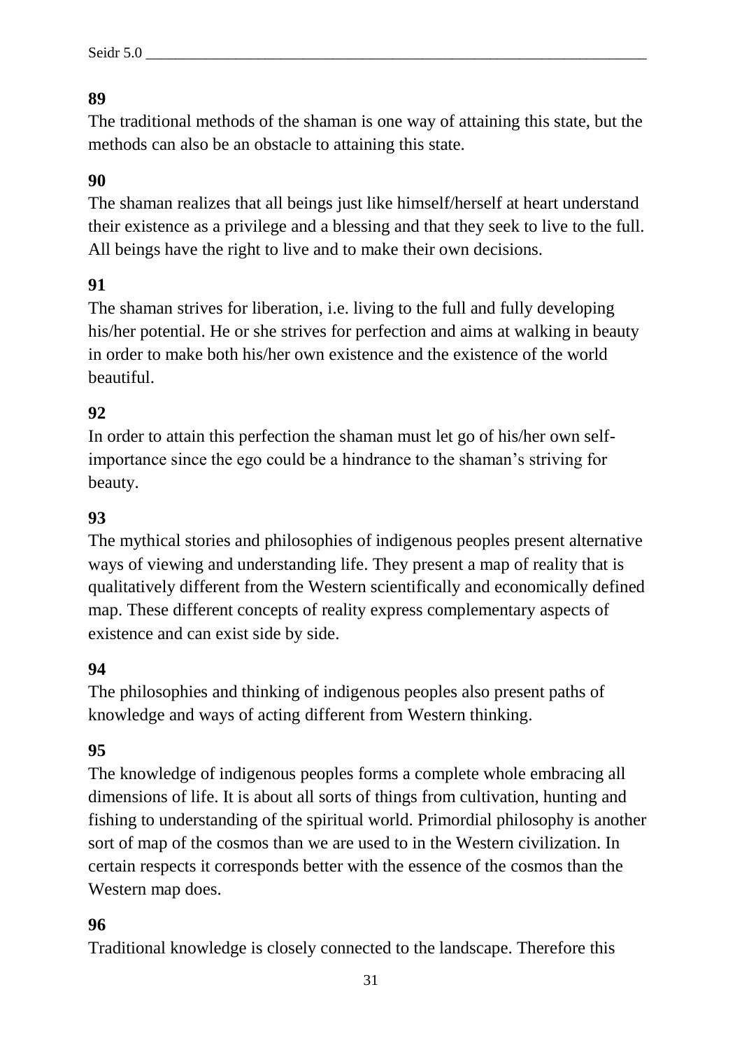**89**

The traditional methods of the shaman is one way of attaining this state, but the methods can also be an obstacle to attaining this state.

**90**

The shaman realizes that all beings just like himself/herself at heart understand their existence as a privilege and a blessing and that they seek to live to the full. All beings have the right to live and to make their own decisions.

**91**

The shaman strives for liberation, i.e. living to the full and fully developing his/her potential. He or she strives for perfection and aims at walking in beauty in order to make both his/her own existence and the existence of the world beautiful.

**92**

In order to attain this perfection the shaman must let go of his/her own self-importance since the ego could be a hindrance to the shaman's striving for beauty.

**93**

The mythical stories and philosophies of indigenous peoples present alternative ways of viewing and understanding life. They present a map of reality that is qualitatively different from the Western scientifically and economically defined map. These different concepts of reality express complementary aspects of existence and can exist side by side.

**94**

The philosophies and thinking of indigenous peoples also present paths of knowledge and ways of acting different from Western thinking.

**95**

The knowledge of indigenous peoples forms a complete whole embracing all dimensions of life. It is about all sorts of things from cultivation, hunting and fishing to understanding of the spiritual world. Primordial philosophy is another sort of map of the cosmos than we are used to in the Western civilization. In certain respects it corresponds better with the essence of the cosmos than the Western map does.

**96**

Traditional knowledge is closely connected to the landscape. Therefore this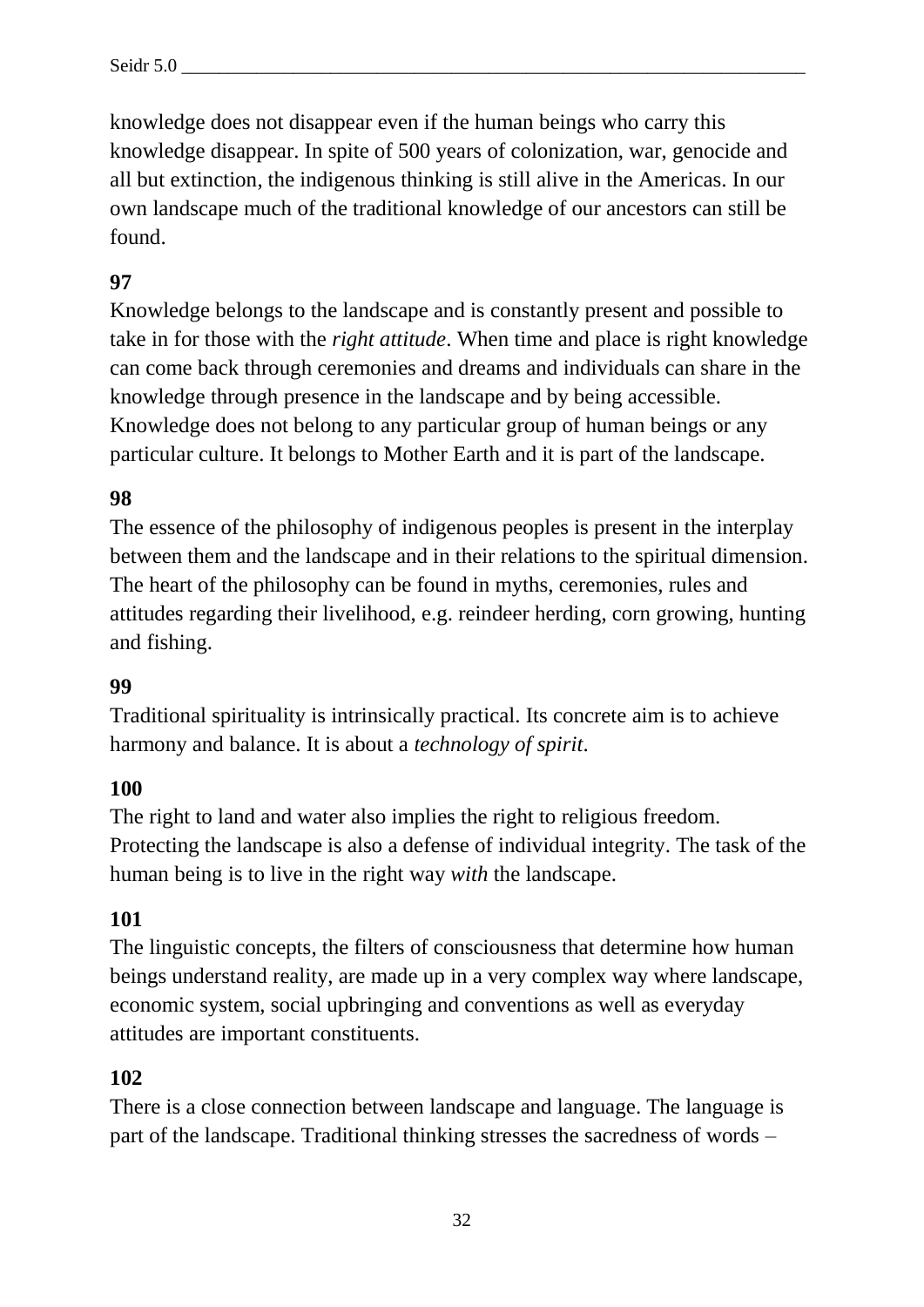knowledge does not disappear even if the human beings who carry this knowledge disappear. In spite of 500 years of colonization, war, genocide and all but extinction, the indigenous thinking is still alive in the Americas. In our own landscape much of the traditional knowledge of our ancestors can still be found.

**97**

Knowledge belongs to the landscape and is constantly present and possible to take in for those with the *right attitude*. When time and place is right knowledge can come back through ceremonies and dreams and individuals can share in the knowledge through presence in the landscape and by being accessible. Knowledge does not belong to any particular group of human beings or any particular culture. It belongs to Mother Earth and it is part of the landscape.

**98**

The essence of the philosophy of indigenous peoples is present in the interplay between them and the landscape and in their relations to the spiritual dimension. The heart of the philosophy can be found in myths, ceremonies, rules and attitudes regarding their livelihood, e.g. reindeer herding, corn growing, hunting and fishing.

**99**

Traditional spirituality is intrinsically practical. Its concrete aim is to achieve harmony and balance. It is about a *technology of spirit*.

**100**

The right to land and water also implies the right to religious freedom. Protecting the landscape is also a defense of individual integrity. The task of the human being is to live in the right way *with* the landscape.

**101**

The linguistic concepts, the filters of consciousness that determine how human beings understand reality, are made up in a very complex way where landscape, economic system, social upbringing and conventions as well as everyday attitudes are important constituents.

**102**

There is a close connection between landscape and language. The language is part of the landscape. Traditional thinking stresses the sacredness of words –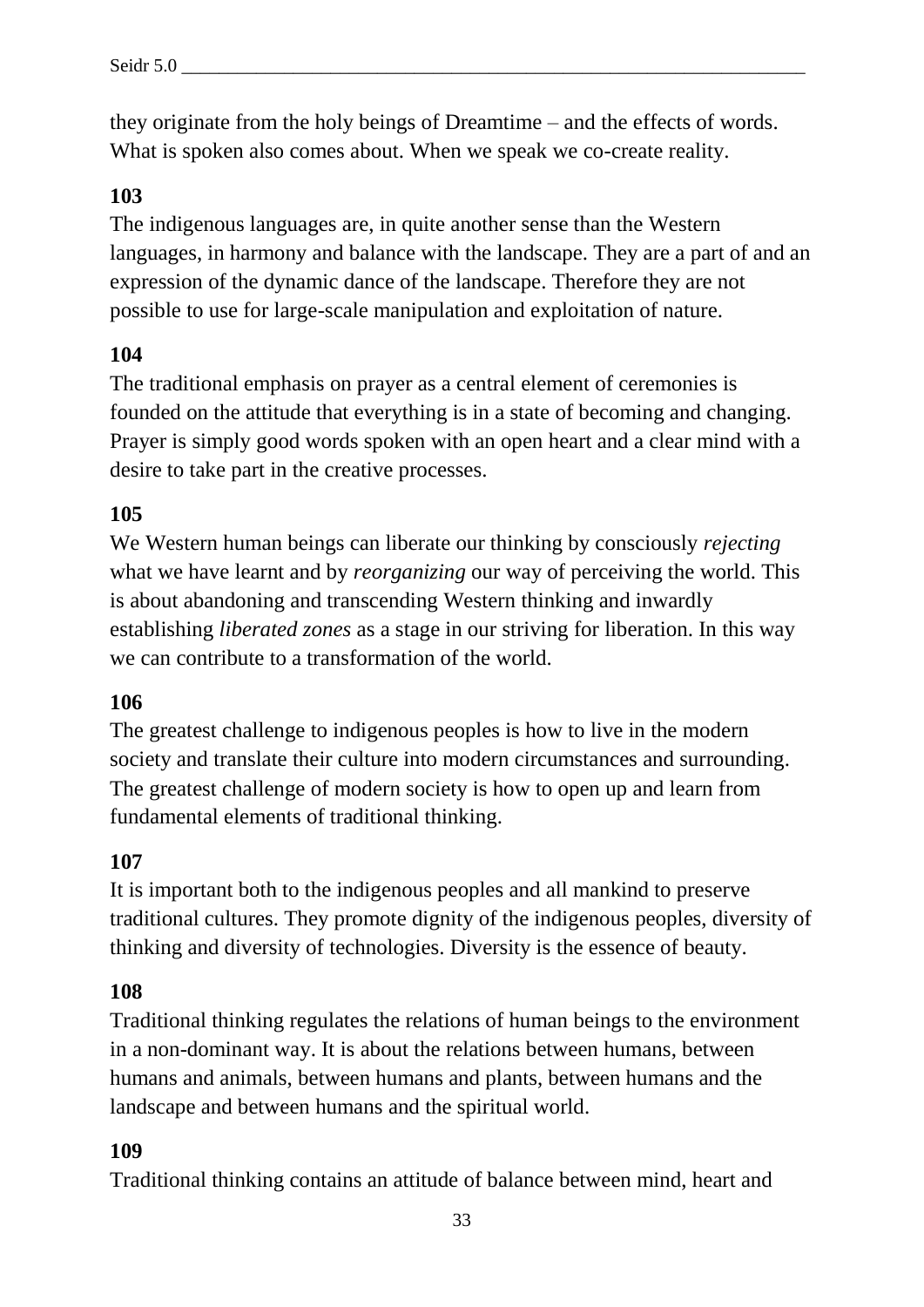they originate from the holy beings of Dreamtime – and the effects of words. What is spoken also comes about. When we speak we co-create reality.

**103**

The indigenous languages are, in quite another sense than the Western languages, in harmony and balance with the landscape. They are a part of and an expression of the dynamic dance of the landscape. Therefore they are not possible to use for large-scale manipulation and exploitation of nature.

**104**

The traditional emphasis on prayer as a central element of ceremonies is founded on the attitude that everything is in a state of becoming and changing. Prayer is simply good words spoken with an open heart and a clear mind with a desire to take part in the creative processes.

**105**

We Western human beings can liberate our thinking by consciously *rejecting* what we have learnt and by *reorganizing* our way of perceiving the world. This is about abandoning and transcending Western thinking and inwardly establishing *liberated zones* as a stage in our striving for liberation. In this way we can contribute to a transformation of the world.

**106**

The greatest challenge to indigenous peoples is how to live in the modern society and translate their culture into modern circumstances and surrounding. The greatest challenge of modern society is how to open up and learn from fundamental elements of traditional thinking.

**107**

It is important both to the indigenous peoples and all mankind to preserve traditional cultures. They promote dignity of the indigenous peoples, diversity of thinking and diversity of technologies. Diversity is the essence of beauty.

**108**

Traditional thinking regulates the relations of human beings to the environment in a non-dominant way. It is about the relations between humans, between humans and animals, between humans and plants, between humans and the landscape and between humans and the spiritual world.

**109**

Traditional thinking contains an attitude of balance between mind, heart and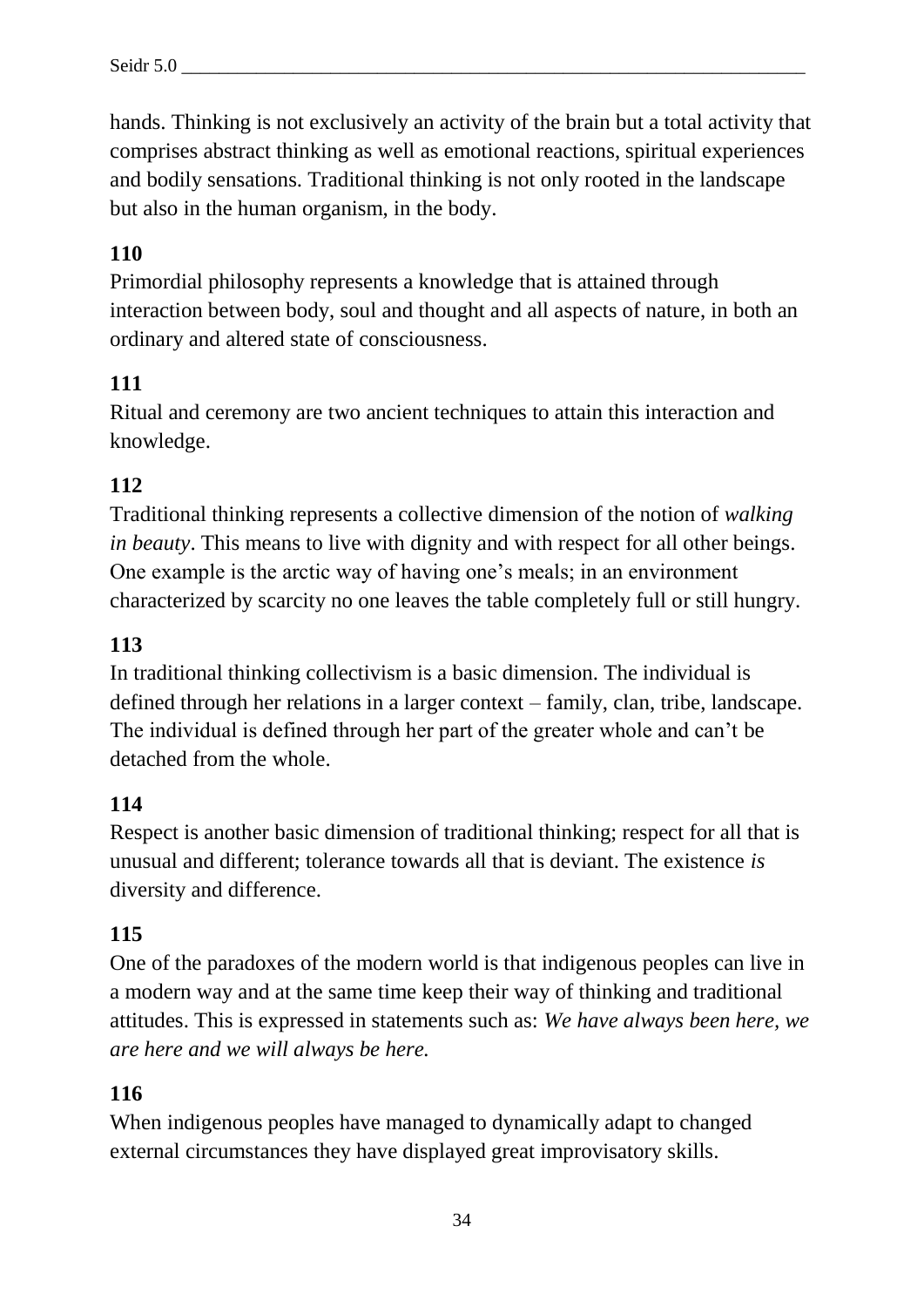hands. Thinking is not exclusively an activity of the brain but a total activity that comprises abstract thinking as well as emotional reactions, spiritual experiences and bodily sensations. Traditional thinking is not only rooted in the landscape but also in the human organism, in the body.

**110**

Primordial philosophy represents a knowledge that is attained through interaction between body, soul and thought and all aspects of nature, in both an ordinary and altered state of consciousness.

**111**

Ritual and ceremony are two ancient techniques to attain this interaction and knowledge.

**112**

Traditional thinking represents a collective dimension of the notion of *walking in beauty*. This means to live with dignity and with respect for all other beings. One example is the arctic way of having one's meals; in an environment characterized by scarcity no one leaves the table completely full or still hungry.

**113**

In traditional thinking collectivism is a basic dimension. The individual is defined through her relations in a larger context – family, clan, tribe, landscape. The individual is defined through her part of the greater whole and can't be detached from the whole.

**114**

Respect is another basic dimension of traditional thinking; respect for all that is unusual and different; tolerance towards all that is deviant. The existence *is* diversity and difference.

**115**

One of the paradoxes of the modern world is that indigenous peoples can live in a modern way and at the same time keep their way of thinking and traditional attitudes. This is expressed in statements such as: *We have always been here, we are here and we will always be here.*

**116**

When indigenous peoples have managed to dynamically adapt to changed external circumstances they have displayed great improvisatory skills.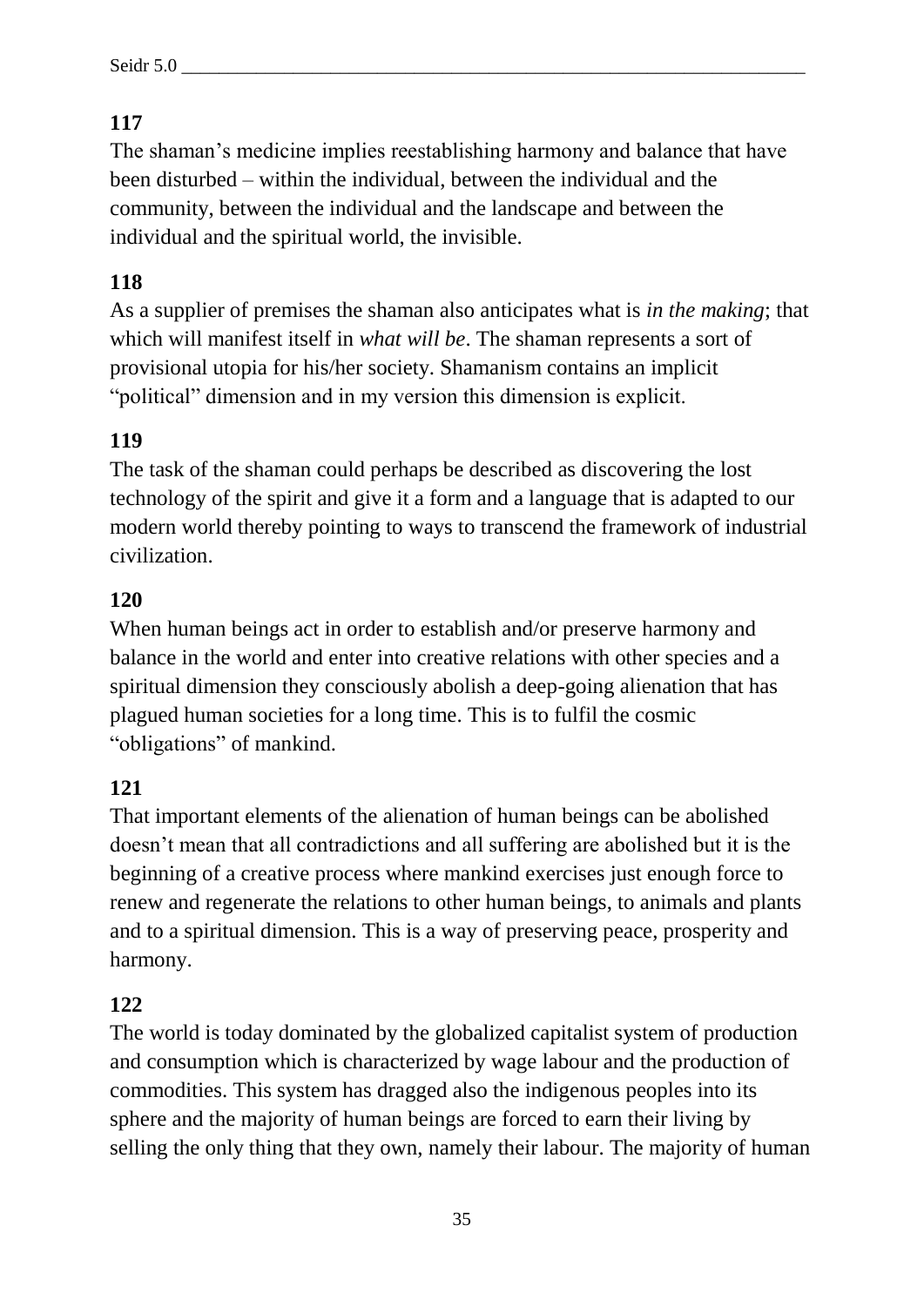**117**

The shaman’s medicine implies reestablishing harmony and balance that have been disturbed – within the individual, between the individual and the community, between the individual and the landscape and between the individual and the spiritual world, the invisible.

**118**

As a supplier of premises the shaman also anticipates what is *in the making*; that which will manifest itself in *what will be*. The shaman represents a sort of provisional utopia for his/her society. Shamanism contains an implicit “political” dimension and in my version this dimension is explicit.

**119**

The task of the shaman could perhaps be described as discovering the lost technology of the spirit and give it a form and a language that is adapted to our modern world thereby pointing to ways to transcend the framework of industrial civilization.

**120**

When human beings act in order to establish and/or preserve harmony and balance in the world and enter into creative relations with other species and a spiritual dimension they consciously abolish a deep-going alienation that has plagued human societies for a long time. This is to fulfil the cosmic “obligations” of mankind.

**121**

That important elements of the alienation of human beings can be abolished doesn’t mean that all contradictions and all suffering are abolished but it is the beginning of a creative process where mankind exercises just enough force to renew and regenerate the relations to other human beings, to animals and plants and to a spiritual dimension. This is a way of preserving peace, prosperity and harmony.

**122**

The world is today dominated by the globalized capitalist system of production and consumption which is characterized by wage labour and the production of commodities. This system has dragged also the indigenous peoples into its sphere and the majority of human beings are forced to earn their living by selling the only thing that they own, namely their labour. The majority of human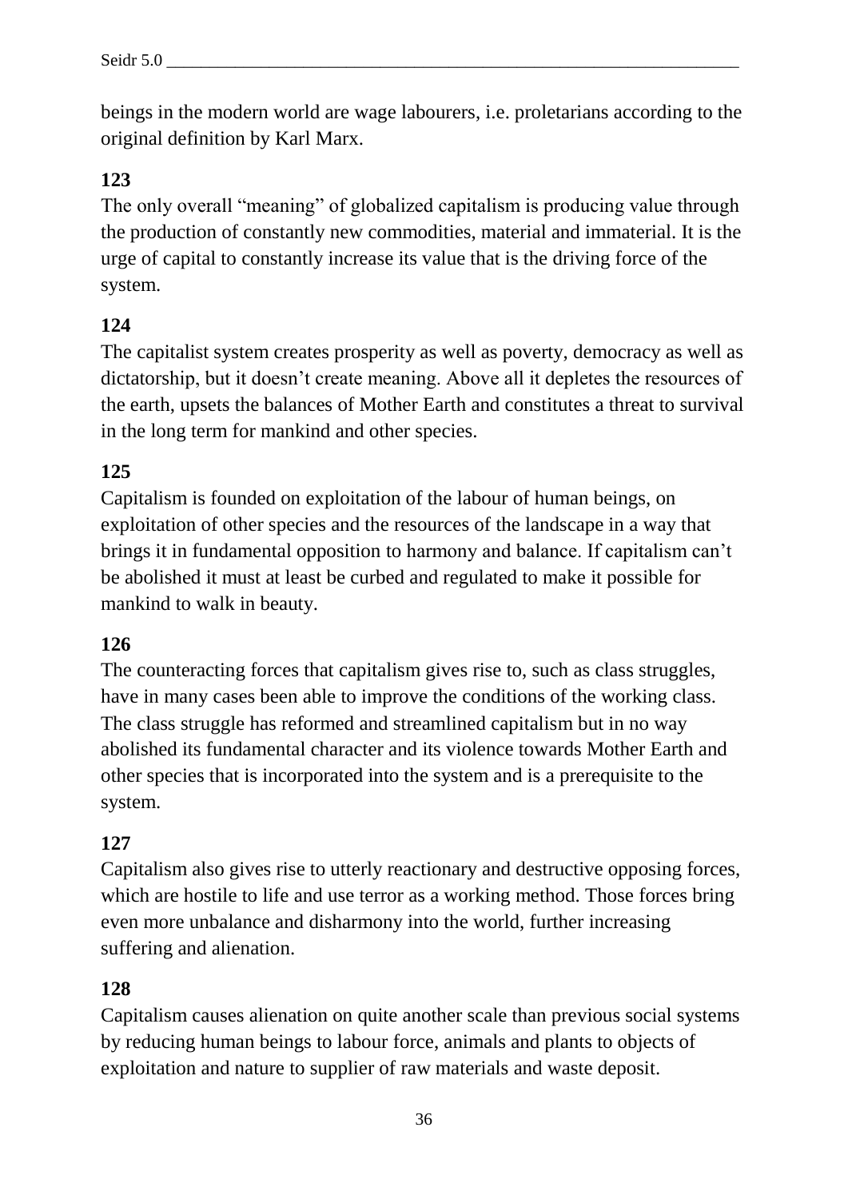beings in the modern world are wage labourers, i.e. proletarians according to the original definition by Karl Marx.

**123**
The only overall "meaning" of globalized capitalism is producing value through the production of constantly new commodities, material and immaterial. It is the urge of capital to constantly increase its value that is the driving force of the system.

**124**
The capitalist system creates prosperity as well as poverty, democracy as well as dictatorship, but it doesn't create meaning. Above all it depletes the resources of the earth, upsets the balances of Mother Earth and constitutes a threat to survival in the long term for mankind and other species.

**125**
Capitalism is founded on exploitation of the labour of human beings, on exploitation of other species and the resources of the landscape in a way that brings it in fundamental opposition to harmony and balance. If capitalism can't be abolished it must at least be curbed and regulated to make it possible for mankind to walk in beauty.

**126**
The counteracting forces that capitalism gives rise to, such as class struggles, have in many cases been able to improve the conditions of the working class. The class struggle has reformed and streamlined capitalism but in no way abolished its fundamental character and its violence towards Mother Earth and other species that is incorporated into the system and is a prerequisite to the system.

**127**
Capitalism also gives rise to utterly reactionary and destructive opposing forces, which are hostile to life and use terror as a working method. Those forces bring even more unbalance and disharmony into the world, further increasing suffering and alienation.

**128**
Capitalism causes alienation on quite another scale than previous social systems by reducing human beings to labour force, animals and plants to objects of exploitation and nature to supplier of raw materials and waste deposit.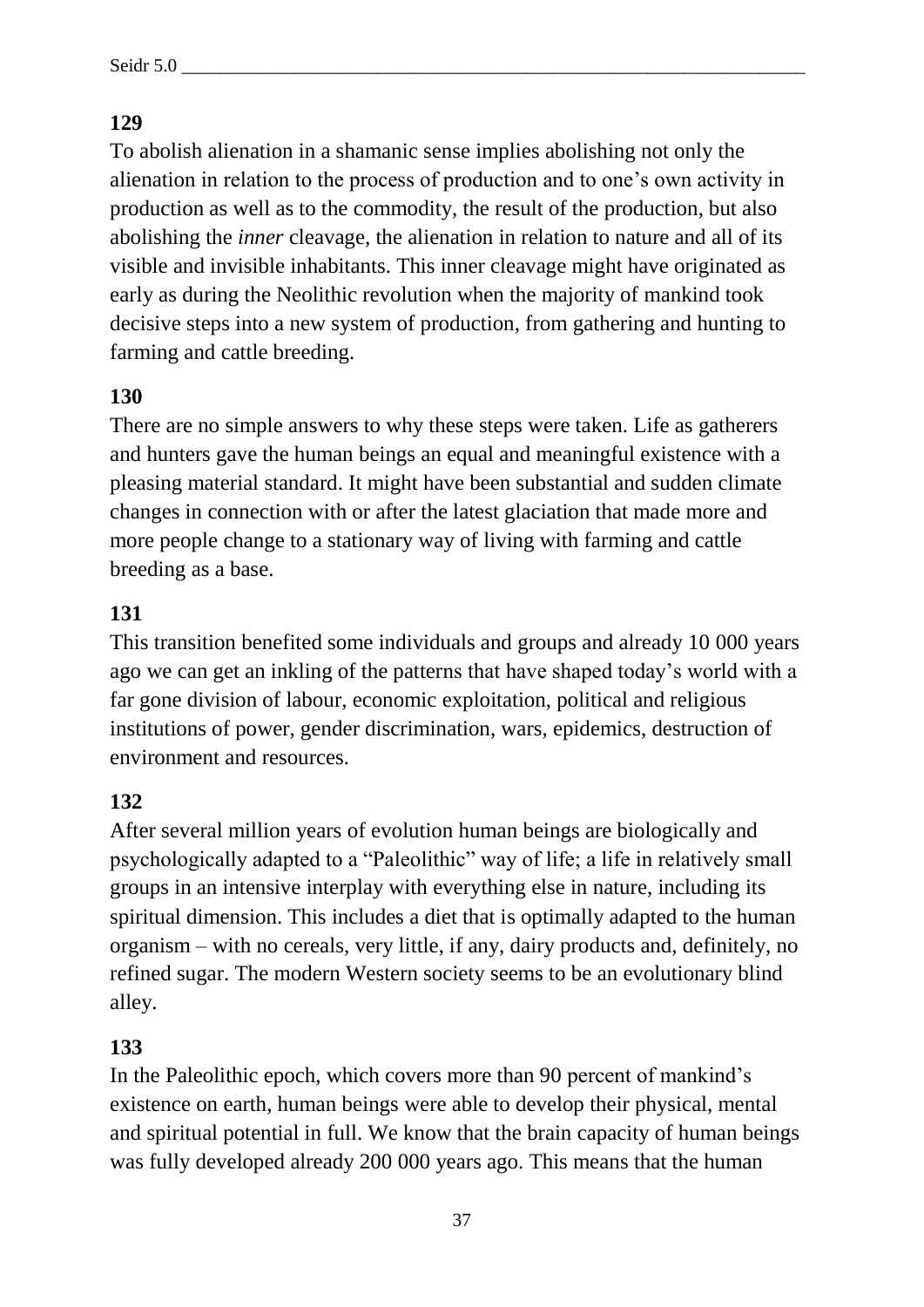**129**

To abolish alienation in a shamanic sense implies abolishing not only the alienation in relation to the process of production and to one's own activity in production as well as to the commodity, the result of the production, but also abolishing the *inner* cleavage, the alienation in relation to nature and all of its visible and invisible inhabitants. This inner cleavage might have originated as early as during the Neolithic revolution when the majority of mankind took decisive steps into a new system of production, from gathering and hunting to farming and cattle breeding.

**130**

There are no simple answers to why these steps were taken. Life as gatherers and hunters gave the human beings an equal and meaningful existence with a pleasing material standard. It might have been substantial and sudden climate changes in connection with or after the latest glaciation that made more and more people change to a stationary way of living with farming and cattle breeding as a base.

**131**

This transition benefited some individuals and groups and already 10 000 years ago we can get an inkling of the patterns that have shaped today's world with a far gone division of labour, economic exploitation, political and religious institutions of power, gender discrimination, wars, epidemics, destruction of environment and resources.

**132**

After several million years of evolution human beings are biologically and psychologically adapted to a "Paleolithic" way of life; a life in relatively small groups in an intensive interplay with everything else in nature, including its spiritual dimension. This includes a diet that is optimally adapted to the human organism – with no cereals, very little, if any, dairy products and, definitely, no refined sugar. The modern Western society seems to be an evolutionary blind alley.

**133**

In the Paleolithic epoch, which covers more than 90 percent of mankind's existence on earth, human beings were able to develop their physical, mental and spiritual potential in full. We know that the brain capacity of human beings was fully developed already 200 000 years ago. This means that the human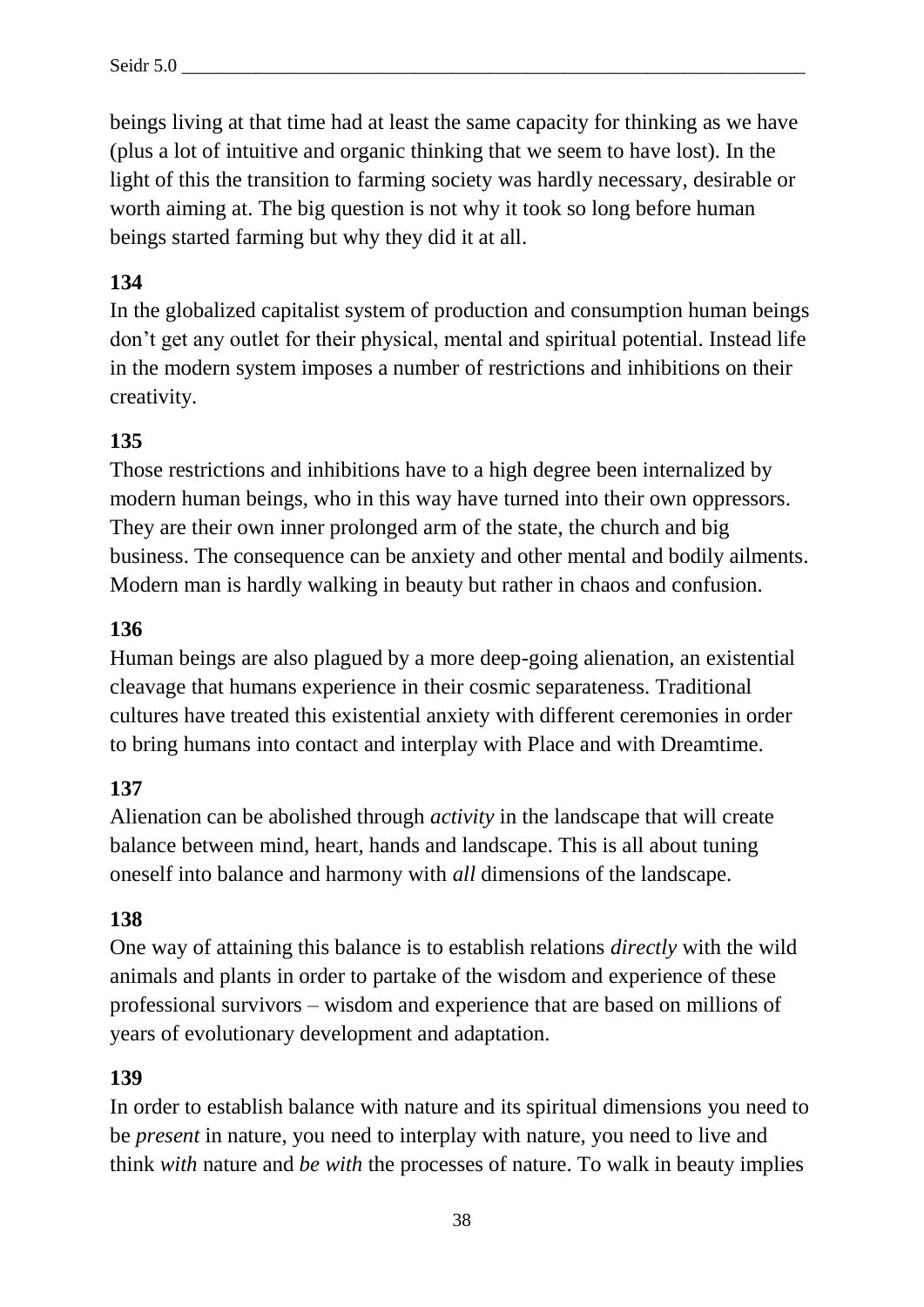beings living at that time had at least the same capacity for thinking as we have (plus a lot of intuitive and organic thinking that we seem to have lost). In the light of this the transition to farming society was hardly necessary, desirable or worth aiming at. The big question is not why it took so long before human beings started farming but why they did it at all.

**134**

In the globalized capitalist system of production and consumption human beings don't get any outlet for their physical, mental and spiritual potential. Instead life in the modern system imposes a number of restrictions and inhibitions on their creativity.

**135**

Those restrictions and inhibitions have to a high degree been internalized by modern human beings, who in this way have turned into their own oppressors. They are their own inner prolonged arm of the state, the church and big business. The consequence can be anxiety and other mental and bodily ailments. Modern man is hardly walking in beauty but rather in chaos and confusion.

**136**

Human beings are also plagued by a more deep-going alienation, an existential cleavage that humans experience in their cosmic separateness. Traditional cultures have treated this existential anxiety with different ceremonies in order to bring humans into contact and interplay with Place and with Dreamtime.

**137**

Alienation can be abolished through *activity* in the landscape that will create balance between mind, heart, hands and landscape. This is all about tuning oneself into balance and harmony with *all* dimensions of the landscape.

**138**

One way of attaining this balance is to establish relations *directly* with the wild animals and plants in order to partake of the wisdom and experience of these professional survivors – wisdom and experience that are based on millions of years of evolutionary development and adaptation.

**139**

In order to establish balance with nature and its spiritual dimensions you need to be *present* in nature, you need to interplay with nature, you need to live and think *with* nature and *be with* the processes of nature. To walk in beauty implies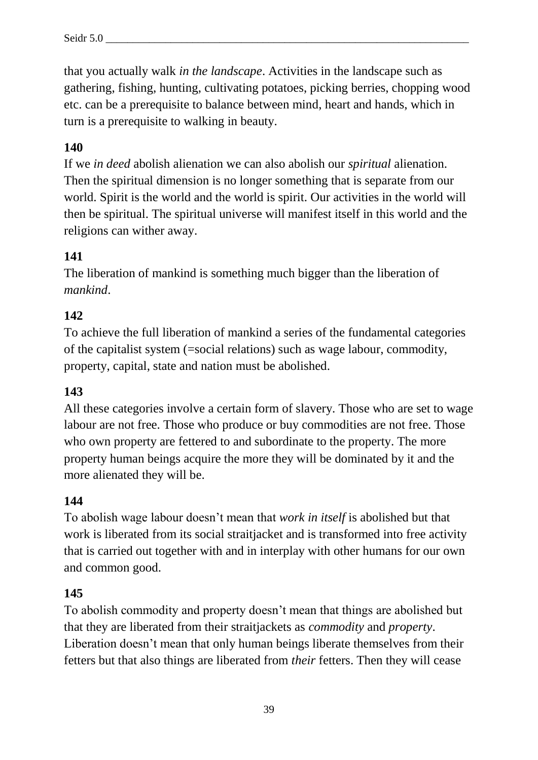that you actually walk *in the landscape*. Activities in the landscape such as gathering, fishing, hunting, cultivating potatoes, picking berries, chopping wood etc. can be a prerequisite to balance between mind, heart and hands, which in turn is a prerequisite to walking in beauty.

**140**

If we *in deed* abolish alienation we can also abolish our *spiritual* alienation. Then the spiritual dimension is no longer something that is separate from our world. Spirit is the world and the world is spirit. Our activities in the world will then be spiritual. The spiritual universe will manifest itself in this world and the religions can wither away.

**141**

The liberation of mankind is something much bigger than the liberation of *mankind*.

**142**

To achieve the full liberation of mankind a series of the fundamental categories of the capitalist system (=social relations) such as wage labour, commodity, property, capital, state and nation must be abolished.

**143**

All these categories involve a certain form of slavery. Those who are set to wage labour are not free. Those who produce or buy commodities are not free. Those who own property are fettered to and subordinate to the property. The more property human beings acquire the more they will be dominated by it and the more alienated they will be.

**144**

To abolish wage labour doesn't mean that *work in itself* is abolished but that work is liberated from its social straitjacket and is transformed into free activity that is carried out together with and in interplay with other humans for our own and common good.

**145**

To abolish commodity and property doesn't mean that things are abolished but that they are liberated from their straitjackets as *commodity* and *property*. Liberation doesn't mean that only human beings liberate themselves from their fetters but that also things are liberated from *their* fetters. Then they will cease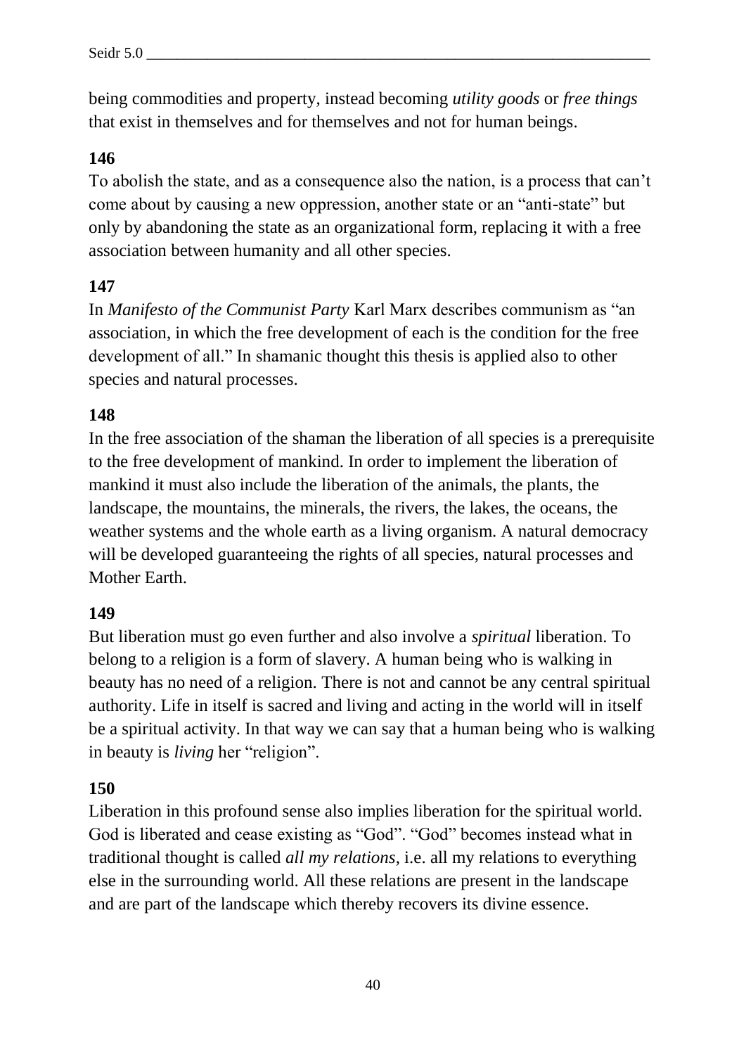being commodities and property, instead becoming *utility goods* or *free things* that exist in themselves and for themselves and not for human beings.

**146**

To abolish the state, and as a consequence also the nation, is a process that can't come about by causing a new oppression, another state or an "anti-state" but only by abandoning the state as an organizational form, replacing it with a free association between humanity and all other species.

**147**

In *Manifesto of the Communist Party* Karl Marx describes communism as "an association, in which the free development of each is the condition for the free development of all." In shamanic thought this thesis is applied also to other species and natural processes.

**148**

In the free association of the shaman the liberation of all species is a prerequisite to the free development of mankind. In order to implement the liberation of mankind it must also include the liberation of the animals, the plants, the landscape, the mountains, the minerals, the rivers, the lakes, the oceans, the weather systems and the whole earth as a living organism. A natural democracy will be developed guaranteeing the rights of all species, natural processes and Mother Earth.

**149**

But liberation must go even further and also involve a *spiritual* liberation. To belong to a religion is a form of slavery. A human being who is walking in beauty has no need of a religion. There is not and cannot be any central spiritual authority. Life in itself is sacred and living and acting in the world will in itself be a spiritual activity. In that way we can say that a human being who is walking in beauty is *living* her "religion".

**150**

Liberation in this profound sense also implies liberation for the spiritual world. God is liberated and cease existing as "God". "God" becomes instead what in traditional thought is called *all my relations*, i.e. all my relations to everything else in the surrounding world. All these relations are present in the landscape and are part of the landscape which thereby recovers its divine essence.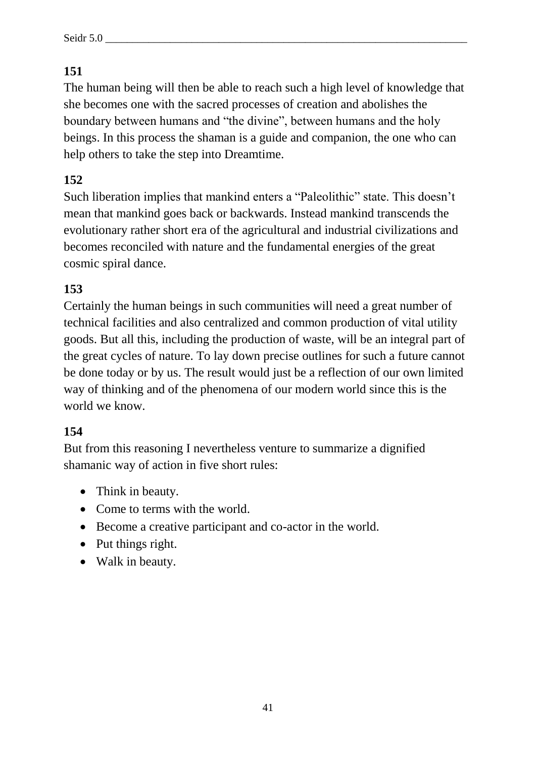**151**

The human being will then be able to reach such a high level of knowledge that she becomes one with the sacred processes of creation and abolishes the boundary between humans and "the divine", between humans and the holy beings. In this process the shaman is a guide and companion, the one who can help others to take the step into Dreamtime.

**152**

Such liberation implies that mankind enters a "Paleolithic" state. This doesn't mean that mankind goes back or backwards. Instead mankind transcends the evolutionary rather short era of the agricultural and industrial civilizations and becomes reconciled with nature and the fundamental energies of the great cosmic spiral dance.

**153**

Certainly the human beings in such communities will need a great number of technical facilities and also centralized and common production of vital utility goods. But all this, including the production of waste, will be an integral part of the great cycles of nature. To lay down precise outlines for such a future cannot be done today or by us. The result would just be a reflection of our own limited way of thinking and of the phenomena of our modern world since this is the world we know.

**154**

But from this reasoning I nevertheless venture to summarize a dignified shamanic way of action in five short rules:

- Think in beauty.
- Come to terms with the world.
- Become a creative participant and co-actor in the world.
- Put things right.
- Walk in beauty.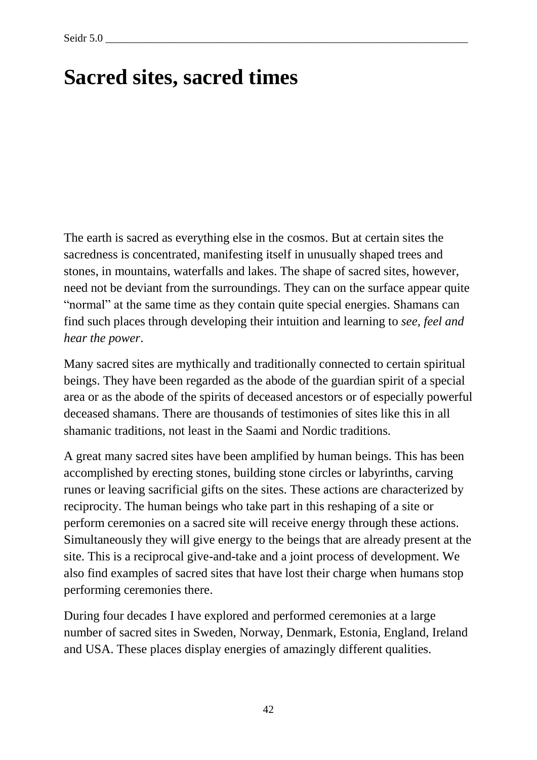# Sacred sites, sacred times

The earth is sacred as everything else in the cosmos. But at certain sites the sacredness is concentrated, manifesting itself in unusually shaped trees and stones, in mountains, waterfalls and lakes. The shape of sacred sites, however, need not be deviant from the surroundings. They can on the surface appear quite “normal” at the same time as they contain quite special energies. Shamans can find such places through developing their intuition and learning to *see, feel and hear the power*.

Many sacred sites are mythically and traditionally connected to certain spiritual beings. They have been regarded as the abode of the guardian spirit of a special area or as the abode of the spirits of deceased ancestors or of especially powerful deceased shamans. There are thousands of testimonies of sites like this in all shamanic traditions, not least in the Saami and Nordic traditions.

A great many sacred sites have been amplified by human beings. This has been accomplished by erecting stones, building stone circles or labyrinths, carving runes or leaving sacrificial gifts on the sites. These actions are characterized by reciprocity. The human beings who take part in this reshaping of a site or perform ceremonies on a sacred site will receive energy through these actions. Simultaneously they will give energy to the beings that are already present at the site. This is a reciprocal give-and-take and a joint process of development. We also find examples of sacred sites that have lost their charge when humans stop performing ceremonies there.

During four decades I have explored and performed ceremonies at a large number of sacred sites in Sweden, Norway, Denmark, Estonia, England, Ireland and USA. These places display energies of amazingly different qualities.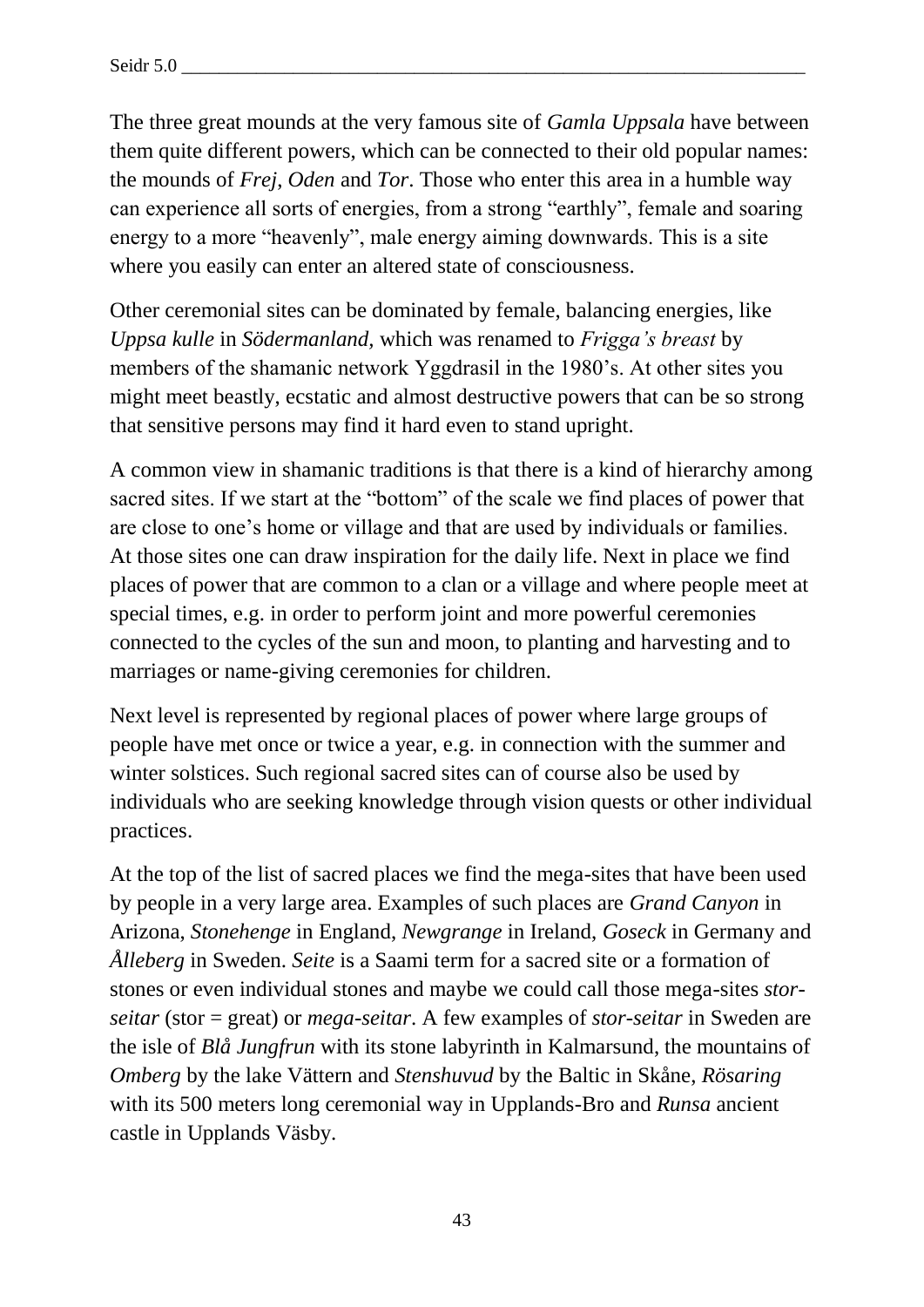The three great mounds at the very famous site of *Gamla Uppsala* have between them quite different powers, which can be connected to their old popular names: the mounds of *Frej*, *Oden* and *Tor*. Those who enter this area in a humble way can experience all sorts of energies, from a strong "earthly", female and soaring energy to a more "heavenly", male energy aiming downwards. This is a site where you easily can enter an altered state of consciousness.

Other ceremonial sites can be dominated by female, balancing energies, like *Uppsa kulle* in *Södermanland,* which was renamed to *Frigga's breast* by members of the shamanic network Yggdrasil in the 1980's. At other sites you might meet beastly, ecstatic and almost destructive powers that can be so strong that sensitive persons may find it hard even to stand upright.

A common view in shamanic traditions is that there is a kind of hierarchy among sacred sites. If we start at the "bottom" of the scale we find places of power that are close to one's home or village and that are used by individuals or families. At those sites one can draw inspiration for the daily life. Next in place we find places of power that are common to a clan or a village and where people meet at special times, e.g. in order to perform joint and more powerful ceremonies connected to the cycles of the sun and moon, to planting and harvesting and to marriages or name-giving ceremonies for children.

Next level is represented by regional places of power where large groups of people have met once or twice a year, e.g. in connection with the summer and winter solstices. Such regional sacred sites can of course also be used by individuals who are seeking knowledge through vision quests or other individual practices.

At the top of the list of sacred places we find the mega-sites that have been used by people in a very large area. Examples of such places are *Grand Canyon* in Arizona, *Stonehenge* in England, *Newgrange* in Ireland, *Goseck* in Germany and *Ålleberg* in Sweden. *Seite* is a Saami term for a sacred site or a formation of stones or even individual stones and maybe we could call those mega-sites *stor-seitar* (stor = great) or *mega-seitar*. A few examples of *stor-seitar* in Sweden are the isle of *Blå Jungfrun* with its stone labyrinth in Kalmarsund, the mountains of *Omberg* by the lake Vättern and *Stenshuvud* by the Baltic in Skåne, *Rösaring* with its 500 meters long ceremonial way in Upplands-Bro and *Runsa* ancient castle in Upplands Väsby.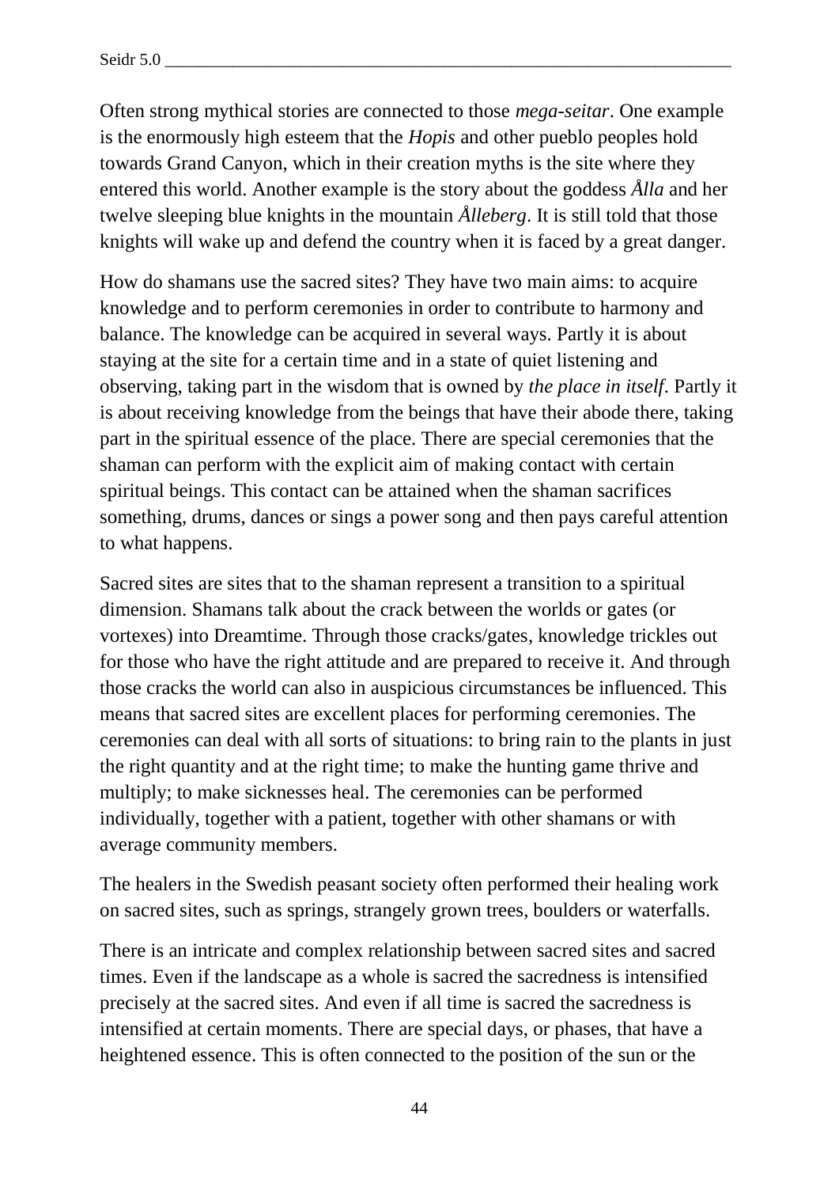Often strong mythical stories are connected to those *mega-seitar*. One example is the enormously high esteem that the *Hopis* and other pueblo peoples hold towards Grand Canyon, which in their creation myths is the site where they entered this world. Another example is the story about the goddess *Ålla* and her twelve sleeping blue knights in the mountain *Ålleberg*. It is still told that those knights will wake up and defend the country when it is faced by a great danger.

How do shamans use the sacred sites? They have two main aims: to acquire knowledge and to perform ceremonies in order to contribute to harmony and balance. The knowledge can be acquired in several ways. Partly it is about staying at the site for a certain time and in a state of quiet listening and observing, taking part in the wisdom that is owned by *the place in itself*. Partly it is about receiving knowledge from the beings that have their abode there, taking part in the spiritual essence of the place. There are special ceremonies that the shaman can perform with the explicit aim of making contact with certain spiritual beings. This contact can be attained when the shaman sacrifices something, drums, dances or sings a power song and then pays careful attention to what happens.

Sacred sites are sites that to the shaman represent a transition to a spiritual dimension. Shamans talk about the crack between the worlds or gates (or vortexes) into Dreamtime. Through those cracks/gates, knowledge trickles out for those who have the right attitude and are prepared to receive it. And through those cracks the world can also in auspicious circumstances be influenced. This means that sacred sites are excellent places for performing ceremonies. The ceremonies can deal with all sorts of situations: to bring rain to the plants in just the right quantity and at the right time; to make the hunting game thrive and multiply; to make sicknesses heal. The ceremonies can be performed individually, together with a patient, together with other shamans or with average community members.

The healers in the Swedish peasant society often performed their healing work on sacred sites, such as springs, strangely grown trees, boulders or waterfalls.

There is an intricate and complex relationship between sacred sites and sacred times. Even if the landscape as a whole is sacred the sacredness is intensified precisely at the sacred sites. And even if all time is sacred the sacredness is intensified at certain moments. There are special days, or phases, that have a heightened essence. This is often connected to the position of the sun or the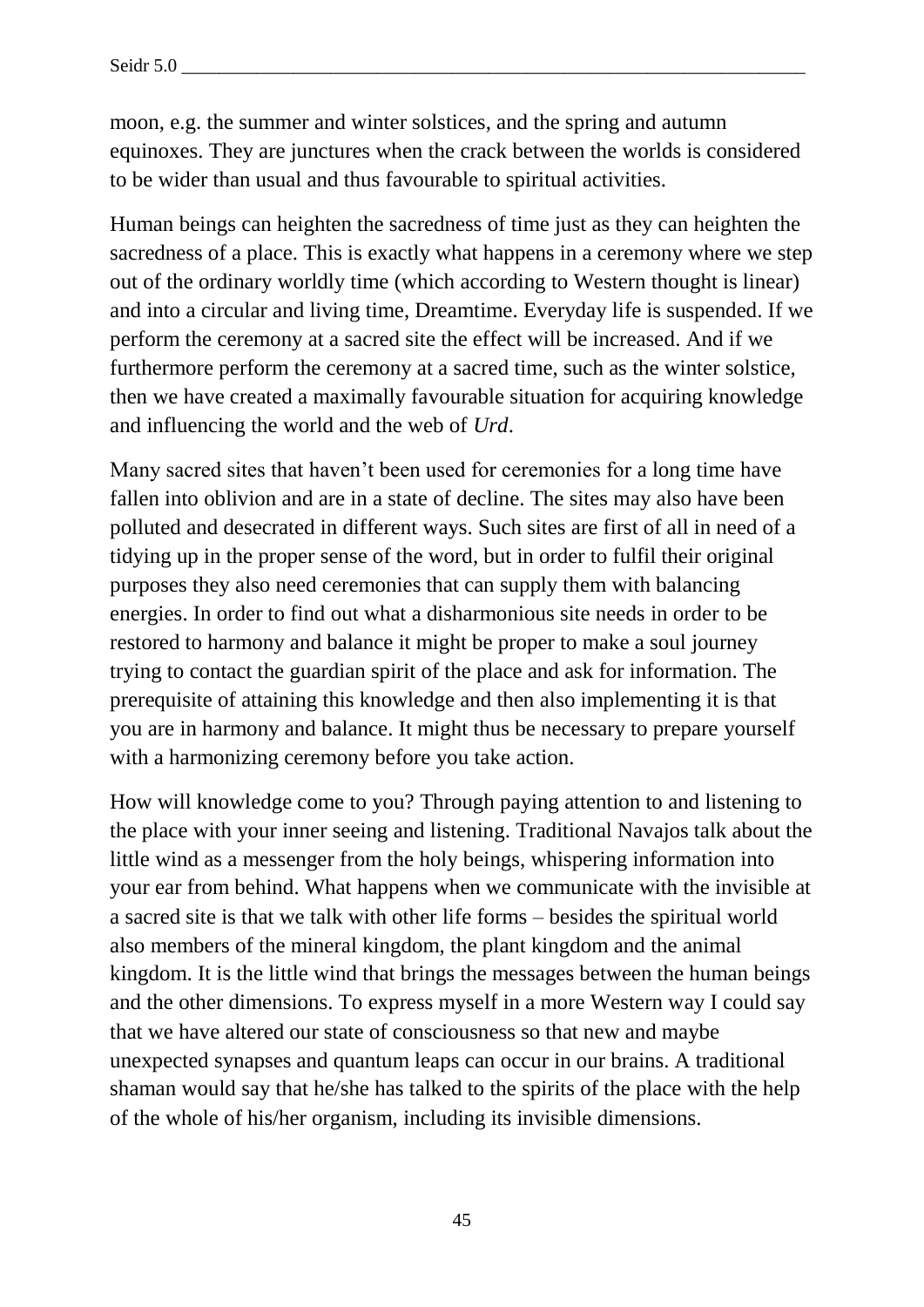moon, e.g. the summer and winter solstices, and the spring and autumn equinoxes. They are junctures when the crack between the worlds is considered to be wider than usual and thus favourable to spiritual activities.

Human beings can heighten the sacredness of time just as they can heighten the sacredness of a place. This is exactly what happens in a ceremony where we step out of the ordinary worldly time (which according to Western thought is linear) and into a circular and living time, Dreamtime. Everyday life is suspended. If we perform the ceremony at a sacred site the effect will be increased. And if we furthermore perform the ceremony at a sacred time, such as the winter solstice, then we have created a maximally favourable situation for acquiring knowledge and influencing the world and the web of *Urd*.

Many sacred sites that haven't been used for ceremonies for a long time have fallen into oblivion and are in a state of decline. The sites may also have been polluted and desecrated in different ways. Such sites are first of all in need of a tidying up in the proper sense of the word, but in order to fulfil their original purposes they also need ceremonies that can supply them with balancing energies. In order to find out what a disharmonious site needs in order to be restored to harmony and balance it might be proper to make a soul journey trying to contact the guardian spirit of the place and ask for information. The prerequisite of attaining this knowledge and then also implementing it is that you are in harmony and balance. It might thus be necessary to prepare yourself with a harmonizing ceremony before you take action.

How will knowledge come to you? Through paying attention to and listening to the place with your inner seeing and listening. Traditional Navajos talk about the little wind as a messenger from the holy beings, whispering information into your ear from behind. What happens when we communicate with the invisible at a sacred site is that we talk with other life forms – besides the spiritual world also members of the mineral kingdom, the plant kingdom and the animal kingdom. It is the little wind that brings the messages between the human beings and the other dimensions. To express myself in a more Western way I could say that we have altered our state of consciousness so that new and maybe unexpected synapses and quantum leaps can occur in our brains. A traditional shaman would say that he/she has talked to the spirits of the place with the help of the whole of his/her organism, including its invisible dimensions.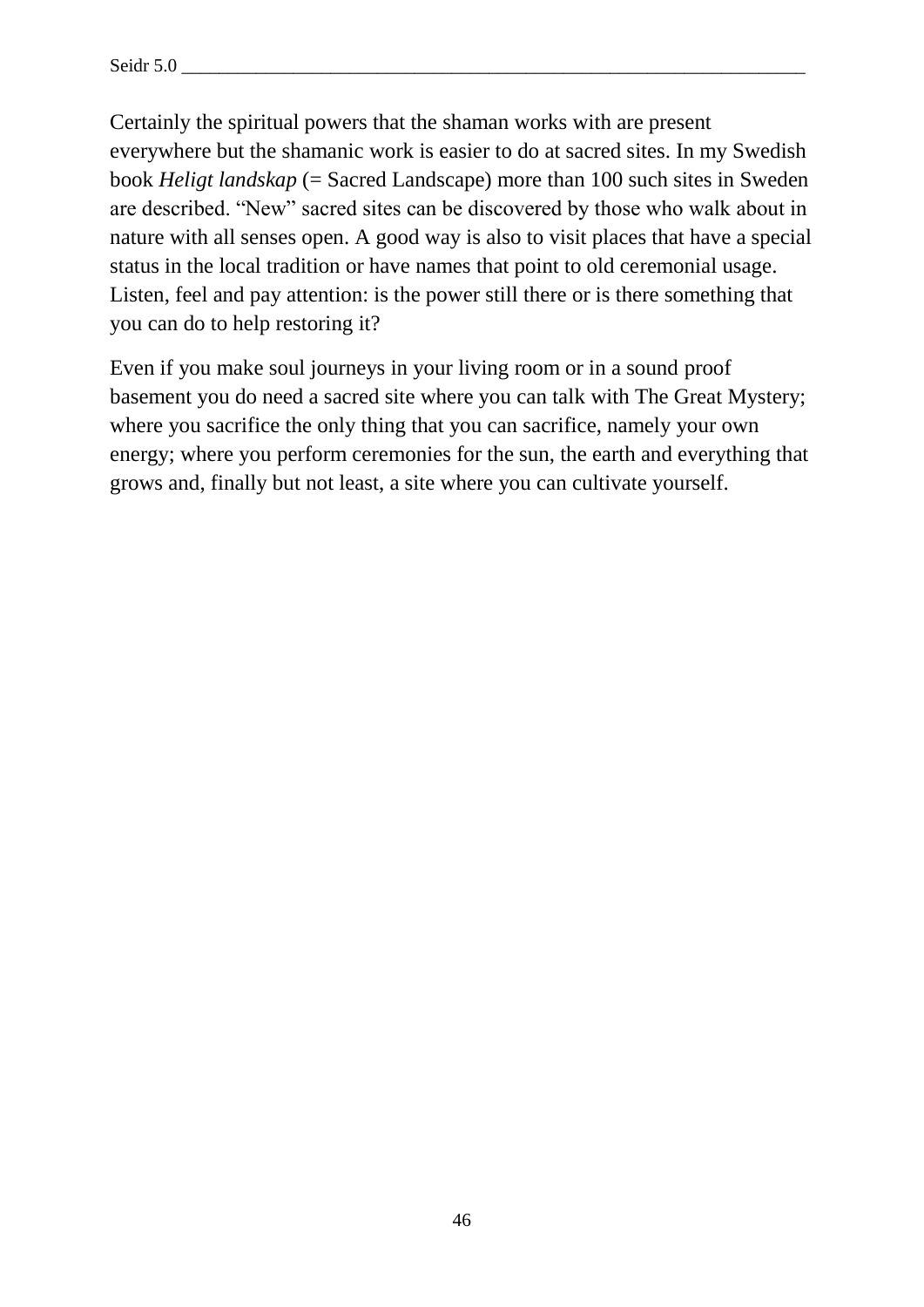Certainly the spiritual powers that the shaman works with are present everywhere but the shamanic work is easier to do at sacred sites. In my Swedish book *Heligt landskap* (= Sacred Landscape) more than 100 such sites in Sweden are described. "New" sacred sites can be discovered by those who walk about in nature with all senses open. A good way is also to visit places that have a special status in the local tradition or have names that point to old ceremonial usage. Listen, feel and pay attention: is the power still there or is there something that you can do to help restoring it?

Even if you make soul journeys in your living room or in a sound proof basement you do need a sacred site where you can talk with The Great Mystery; where you sacrifice the only thing that you can sacrifice, namely your own energy; where you perform ceremonies for the sun, the earth and everything that grows and, finally but not least, a site where you can cultivate yourself.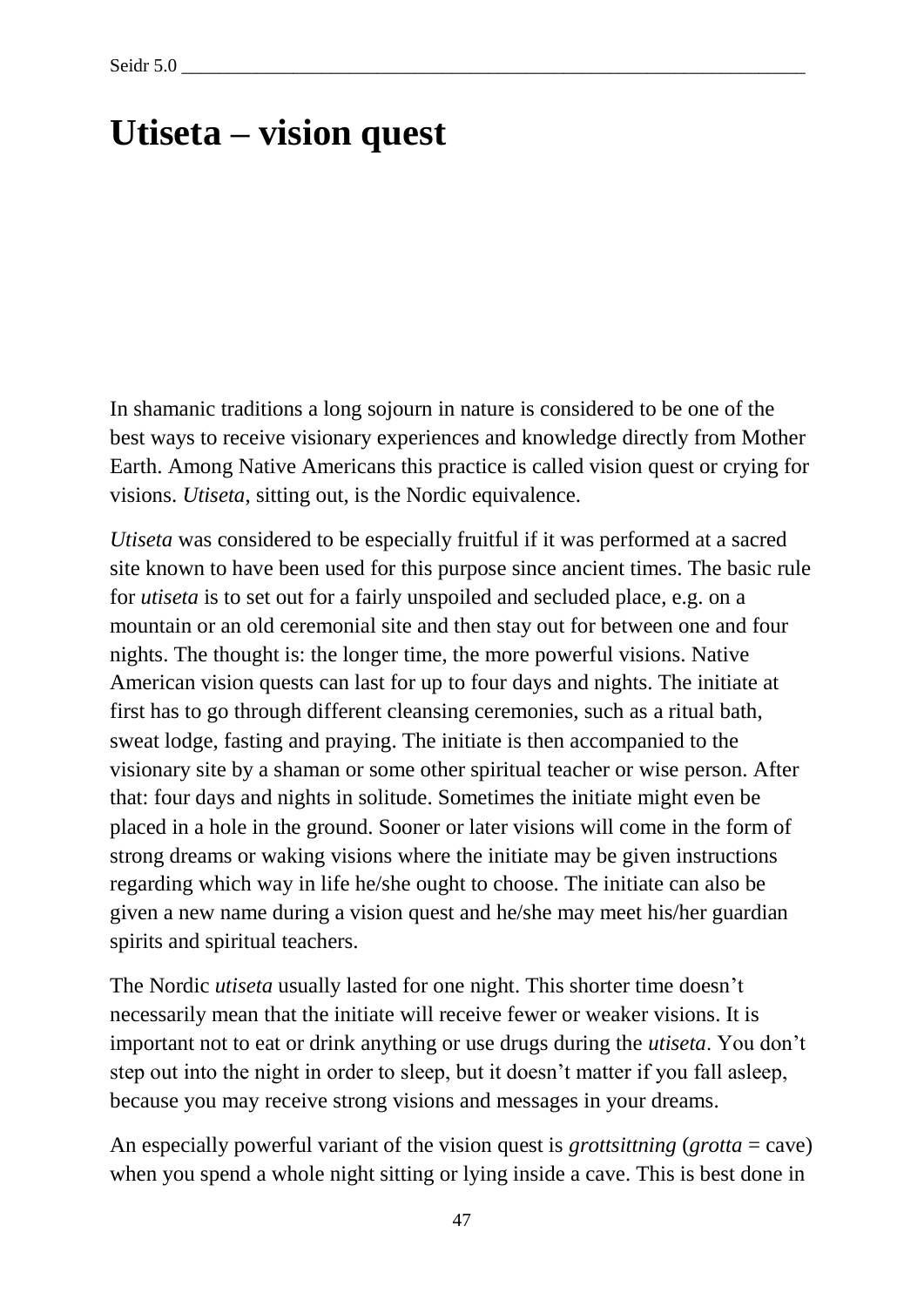# Utiseta – vision quest

In shamanic traditions a long sojourn in nature is considered to be one of the best ways to receive visionary experiences and knowledge directly from Mother Earth. Among Native Americans this practice is called vision quest or crying for visions. *Utiseta*, sitting out, is the Nordic equivalence.

*Utiseta* was considered to be especially fruitful if it was performed at a sacred site known to have been used for this purpose since ancient times. The basic rule for *utiseta* is to set out for a fairly unspoiled and secluded place, e.g. on a mountain or an old ceremonial site and then stay out for between one and four nights. The thought is: the longer time, the more powerful visions. Native American vision quests can last for up to four days and nights. The initiate at first has to go through different cleansing ceremonies, such as a ritual bath, sweat lodge, fasting and praying. The initiate is then accompanied to the visionary site by a shaman or some other spiritual teacher or wise person. After that: four days and nights in solitude. Sometimes the initiate might even be placed in a hole in the ground. Sooner or later visions will come in the form of strong dreams or waking visions where the initiate may be given instructions regarding which way in life he/she ought to choose. The initiate can also be given a new name during a vision quest and he/she may meet his/her guardian spirits and spiritual teachers.

The Nordic *utiseta* usually lasted for one night. This shorter time doesn't necessarily mean that the initiate will receive fewer or weaker visions. It is important not to eat or drink anything or use drugs during the *utiseta*. You don't step out into the night in order to sleep, but it doesn't matter if you fall asleep, because you may receive strong visions and messages in your dreams.

An especially powerful variant of the vision quest is *grottsittning* (*grotta* = cave) when you spend a whole night sitting or lying inside a cave. This is best done in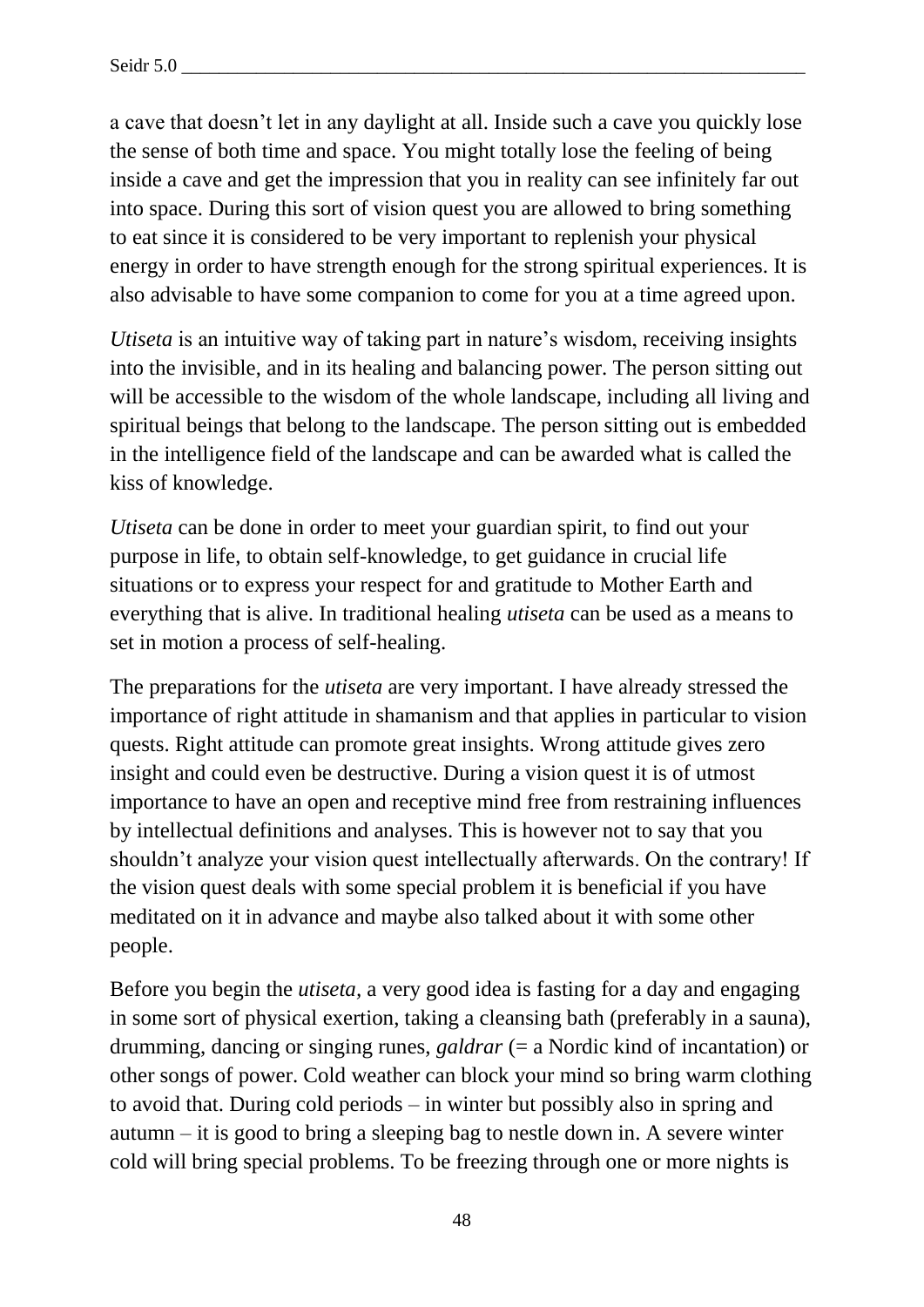a cave that doesn't let in any daylight at all. Inside such a cave you quickly lose the sense of both time and space. You might totally lose the feeling of being inside a cave and get the impression that you in reality can see infinitely far out into space. During this sort of vision quest you are allowed to bring something to eat since it is considered to be very important to replenish your physical energy in order to have strength enough for the strong spiritual experiences. It is also advisable to have some companion to come for you at a time agreed upon.

*Utiseta* is an intuitive way of taking part in nature's wisdom, receiving insights into the invisible, and in its healing and balancing power. The person sitting out will be accessible to the wisdom of the whole landscape, including all living and spiritual beings that belong to the landscape. The person sitting out is embedded in the intelligence field of the landscape and can be awarded what is called the kiss of knowledge.

*Utiseta* can be done in order to meet your guardian spirit, to find out your purpose in life, to obtain self-knowledge, to get guidance in crucial life situations or to express your respect for and gratitude to Mother Earth and everything that is alive. In traditional healing *utiseta* can be used as a means to set in motion a process of self-healing.

The preparations for the *utiseta* are very important. I have already stressed the importance of right attitude in shamanism and that applies in particular to vision quests. Right attitude can promote great insights. Wrong attitude gives zero insight and could even be destructive. During a vision quest it is of utmost importance to have an open and receptive mind free from restraining influences by intellectual definitions and analyses. This is however not to say that you shouldn't analyze your vision quest intellectually afterwards. On the contrary! If the vision quest deals with some special problem it is beneficial if you have meditated on it in advance and maybe also talked about it with some other people.

Before you begin the *utiseta*, a very good idea is fasting for a day and engaging in some sort of physical exertion, taking a cleansing bath (preferably in a sauna), drumming, dancing or singing runes, *galdrar* (= a Nordic kind of incantation) or other songs of power. Cold weather can block your mind so bring warm clothing to avoid that. During cold periods – in winter but possibly also in spring and autumn – it is good to bring a sleeping bag to nestle down in. A severe winter cold will bring special problems. To be freezing through one or more nights is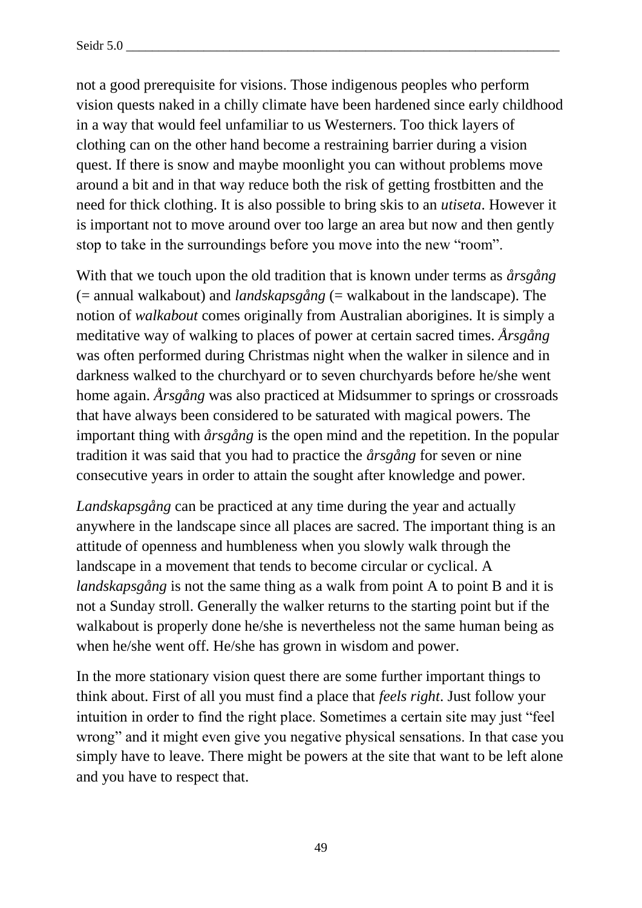not a good prerequisite for visions. Those indigenous peoples who perform vision quests naked in a chilly climate have been hardened since early childhood in a way that would feel unfamiliar to us Westerners. Too thick layers of clothing can on the other hand become a restraining barrier during a vision quest. If there is snow and maybe moonlight you can without problems move around a bit and in that way reduce both the risk of getting frostbitten and the need for thick clothing. It is also possible to bring skis to an *utiseta*. However it is important not to move around over too large an area but now and then gently stop to take in the surroundings before you move into the new "room".

With that we touch upon the old tradition that is known under terms as *årsgång* (= annual walkabout) and *landskapsgång* (= walkabout in the landscape). The notion of *walkabout* comes originally from Australian aborigines. It is simply a meditative way of walking to places of power at certain sacred times. *Årsgång* was often performed during Christmas night when the walker in silence and in darkness walked to the churchyard or to seven churchyards before he/she went home again. *Årsgång* was also practiced at Midsummer to springs or crossroads that have always been considered to be saturated with magical powers. The important thing with *årsgång* is the open mind and the repetition. In the popular tradition it was said that you had to practice the *årsgång* for seven or nine consecutive years in order to attain the sought after knowledge and power.

*Landskapsgång* can be practiced at any time during the year and actually anywhere in the landscape since all places are sacred. The important thing is an attitude of openness and humbleness when you slowly walk through the landscape in a movement that tends to become circular or cyclical. A *landskapsgång* is not the same thing as a walk from point A to point B and it is not a Sunday stroll. Generally the walker returns to the starting point but if the walkabout is properly done he/she is nevertheless not the same human being as when he/she went off. He/she has grown in wisdom and power.

In the more stationary vision quest there are some further important things to think about. First of all you must find a place that *feels right*. Just follow your intuition in order to find the right place. Sometimes a certain site may just "feel wrong" and it might even give you negative physical sensations. In that case you simply have to leave. There might be powers at the site that want to be left alone and you have to respect that.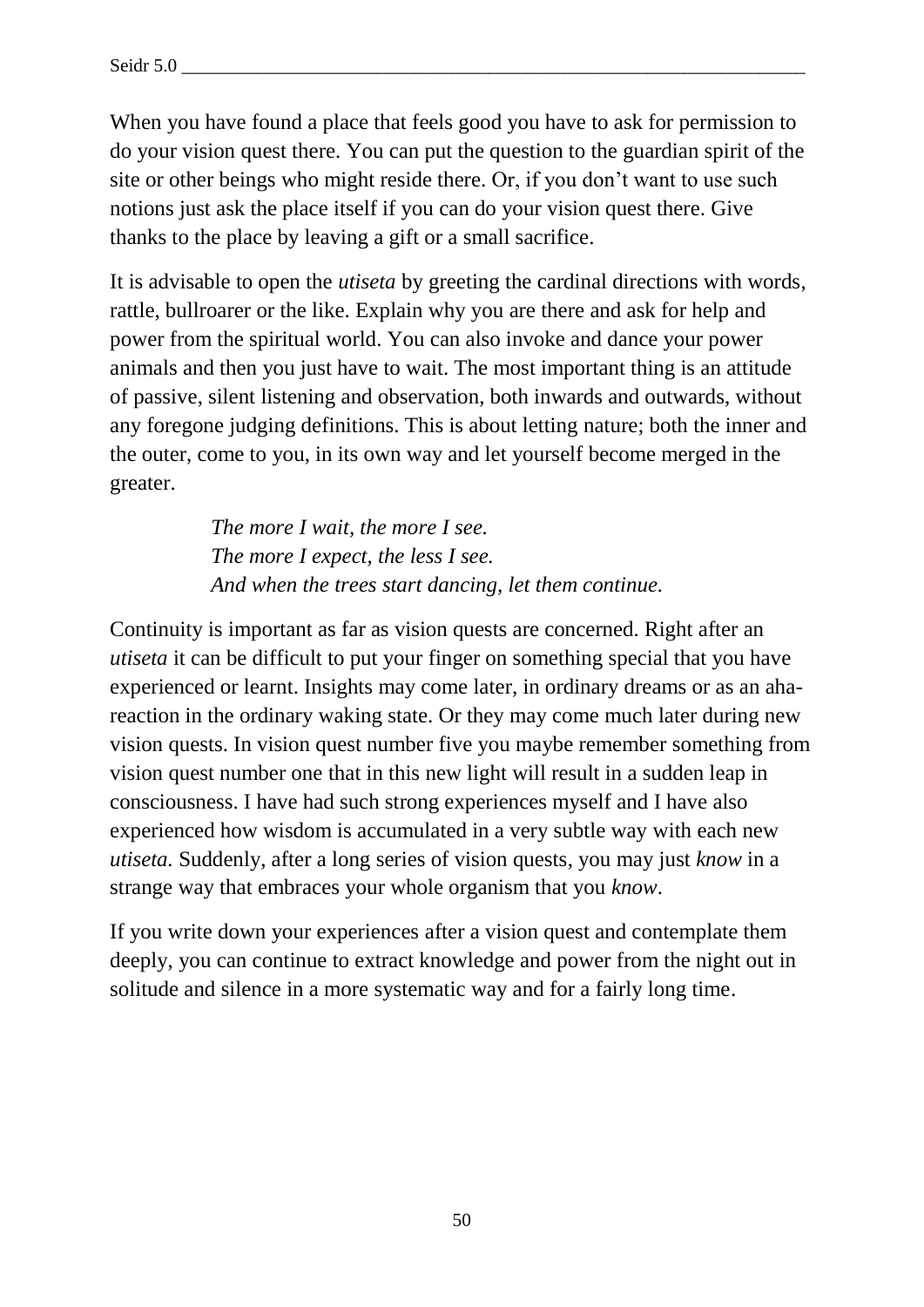When you have found a place that feels good you have to ask for permission to do your vision quest there. You can put the question to the guardian spirit of the site or other beings who might reside there. Or, if you don't want to use such notions just ask the place itself if you can do your vision quest there. Give thanks to the place by leaving a gift or a small sacrifice.

It is advisable to open the *utiseta* by greeting the cardinal directions with words, rattle, bullroarer or the like. Explain why you are there and ask for help and power from the spiritual world. You can also invoke and dance your power animals and then you just have to wait. The most important thing is an attitude of passive, silent listening and observation, both inwards and outwards, without any foregone judging definitions. This is about letting nature; both the inner and the outer, come to you, in its own way and let yourself become merged in the greater.

> *The more I wait, the more I see.*
> *The more I expect, the less I see.*
> *And when the trees start dancing, let them continue.*

Continuity is important as far as vision quests are concerned. Right after an *utiseta* it can be difficult to put your finger on something special that you have experienced or learnt. Insights may come later, in ordinary dreams or as an aha-reaction in the ordinary waking state. Or they may come much later during new vision quests. In vision quest number five you maybe remember something from vision quest number one that in this new light will result in a sudden leap in consciousness. I have had such strong experiences myself and I have also experienced how wisdom is accumulated in a very subtle way with each new *utiseta.* Suddenly, after a long series of vision quests, you may just *know* in a strange way that embraces your whole organism that you *know*.

If you write down your experiences after a vision quest and contemplate them deeply, you can continue to extract knowledge and power from the night out in solitude and silence in a more systematic way and for a fairly long time.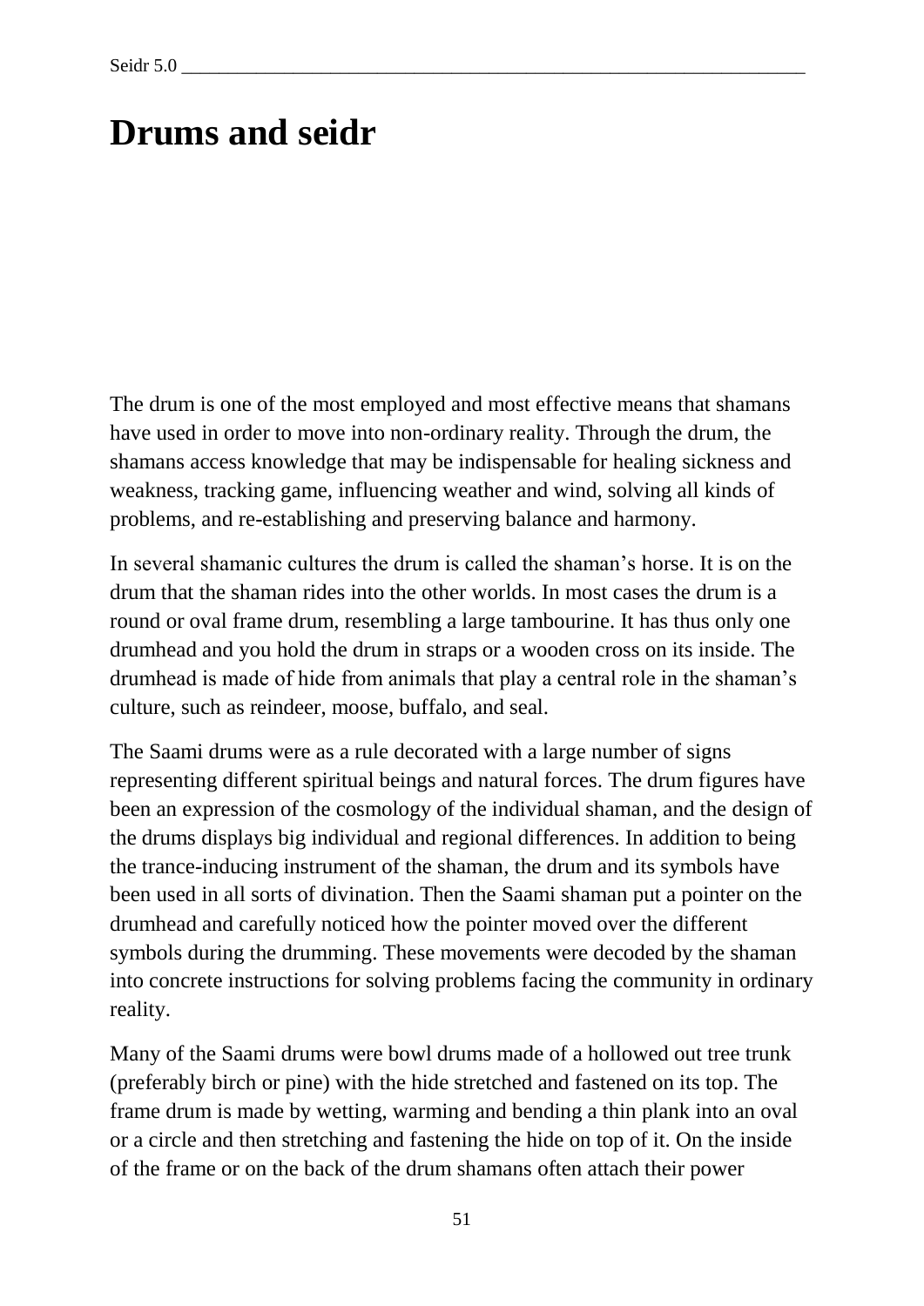# Drums and seidr

The drum is one of the most employed and most effective means that shamans have used in order to move into non-ordinary reality. Through the drum, the shamans access knowledge that may be indispensable for healing sickness and weakness, tracking game, influencing weather and wind, solving all kinds of problems, and re-establishing and preserving balance and harmony.

In several shamanic cultures the drum is called the shaman's horse. It is on the drum that the shaman rides into the other worlds. In most cases the drum is a round or oval frame drum, resembling a large tambourine. It has thus only one drumhead and you hold the drum in straps or a wooden cross on its inside. The drumhead is made of hide from animals that play a central role in the shaman's culture, such as reindeer, moose, buffalo, and seal.

The Saami drums were as a rule decorated with a large number of signs representing different spiritual beings and natural forces. The drum figures have been an expression of the cosmology of the individual shaman, and the design of the drums displays big individual and regional differences. In addition to being the trance-inducing instrument of the shaman, the drum and its symbols have been used in all sorts of divination. Then the Saami shaman put a pointer on the drumhead and carefully noticed how the pointer moved over the different symbols during the drumming. These movements were decoded by the shaman into concrete instructions for solving problems facing the community in ordinary reality.

Many of the Saami drums were bowl drums made of a hollowed out tree trunk (preferably birch or pine) with the hide stretched and fastened on its top. The frame drum is made by wetting, warming and bending a thin plank into an oval or a circle and then stretching and fastening the hide on top of it. On the inside of the frame or on the back of the drum shamans often attach their power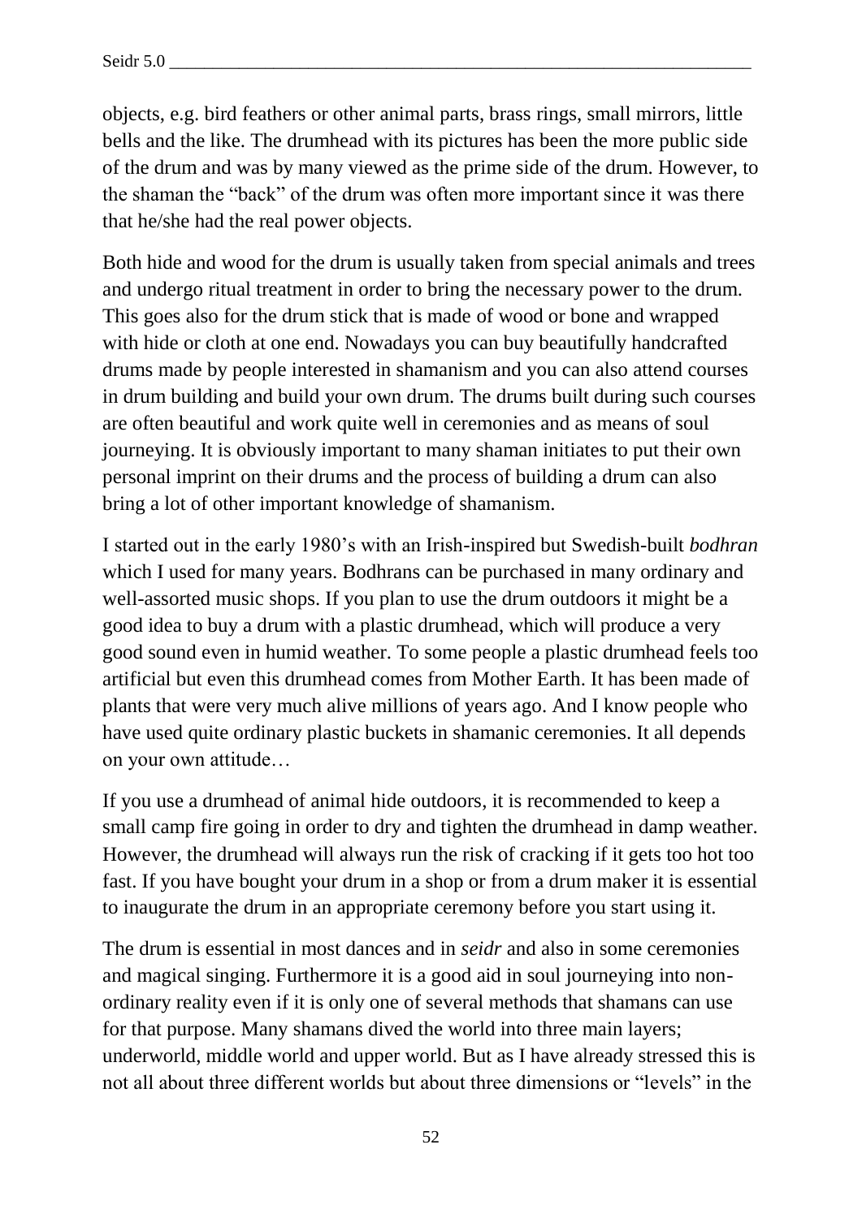objects, e.g. bird feathers or other animal parts, brass rings, small mirrors, little bells and the like. The drumhead with its pictures has been the more public side of the drum and was by many viewed as the prime side of the drum. However, to the shaman the "back" of the drum was often more important since it was there that he/she had the real power objects.

Both hide and wood for the drum is usually taken from special animals and trees and undergo ritual treatment in order to bring the necessary power to the drum. This goes also for the drum stick that is made of wood or bone and wrapped with hide or cloth at one end. Nowadays you can buy beautifully handcrafted drums made by people interested in shamanism and you can also attend courses in drum building and build your own drum. The drums built during such courses are often beautiful and work quite well in ceremonies and as means of soul journeying. It is obviously important to many shaman initiates to put their own personal imprint on their drums and the process of building a drum can also bring a lot of other important knowledge of shamanism.

I started out in the early 1980's with an Irish-inspired but Swedish-built *bodhran* which I used for many years. Bodhrans can be purchased in many ordinary and well-assorted music shops. If you plan to use the drum outdoors it might be a good idea to buy a drum with a plastic drumhead, which will produce a very good sound even in humid weather. To some people a plastic drumhead feels too artificial but even this drumhead comes from Mother Earth. It has been made of plants that were very much alive millions of years ago. And I know people who have used quite ordinary plastic buckets in shamanic ceremonies. It all depends on your own attitude…

If you use a drumhead of animal hide outdoors, it is recommended to keep a small camp fire going in order to dry and tighten the drumhead in damp weather. However, the drumhead will always run the risk of cracking if it gets too hot too fast. If you have bought your drum in a shop or from a drum maker it is essential to inaugurate the drum in an appropriate ceremony before you start using it.

The drum is essential in most dances and in *seidr* and also in some ceremonies and magical singing. Furthermore it is a good aid in soul journeying into non-ordinary reality even if it is only one of several methods that shamans can use for that purpose. Many shamans dived the world into three main layers; underworld, middle world and upper world. But as I have already stressed this is not all about three different worlds but about three dimensions or "levels" in the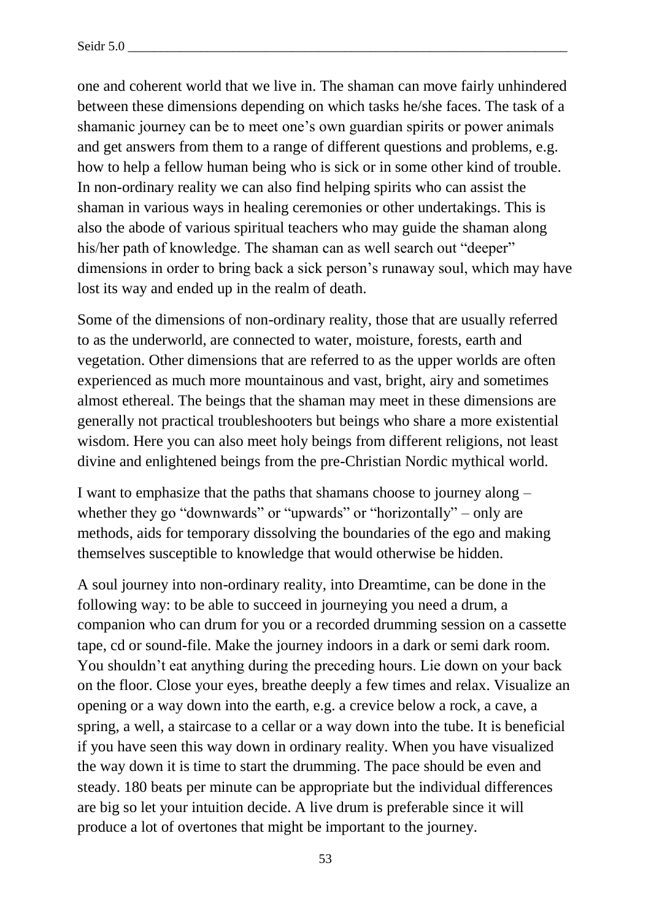one and coherent world that we live in. The shaman can move fairly unhindered between these dimensions depending on which tasks he/she faces. The task of a shamanic journey can be to meet one's own guardian spirits or power animals and get answers from them to a range of different questions and problems, e.g. how to help a fellow human being who is sick or in some other kind of trouble. In non-ordinary reality we can also find helping spirits who can assist the shaman in various ways in healing ceremonies or other undertakings. This is also the abode of various spiritual teachers who may guide the shaman along his/her path of knowledge. The shaman can as well search out "deeper" dimensions in order to bring back a sick person's runaway soul, which may have lost its way and ended up in the realm of death.

Some of the dimensions of non-ordinary reality, those that are usually referred to as the underworld, are connected to water, moisture, forests, earth and vegetation. Other dimensions that are referred to as the upper worlds are often experienced as much more mountainous and vast, bright, airy and sometimes almost ethereal. The beings that the shaman may meet in these dimensions are generally not practical troubleshooters but beings who share a more existential wisdom. Here you can also meet holy beings from different religions, not least divine and enlightened beings from the pre-Christian Nordic mythical world.

I want to emphasize that the paths that shamans choose to journey along – whether they go "downwards" or "upwards" or "horizontally" – only are methods, aids for temporary dissolving the boundaries of the ego and making themselves susceptible to knowledge that would otherwise be hidden.

A soul journey into non-ordinary reality, into Dreamtime, can be done in the following way: to be able to succeed in journeying you need a drum, a companion who can drum for you or a recorded drumming session on a cassette tape, cd or sound-file. Make the journey indoors in a dark or semi dark room. You shouldn't eat anything during the preceding hours. Lie down on your back on the floor. Close your eyes, breathe deeply a few times and relax. Visualize an opening or a way down into the earth, e.g. a crevice below a rock, a cave, a spring, a well, a staircase to a cellar or a way down into the tube. It is beneficial if you have seen this way down in ordinary reality. When you have visualized the way down it is time to start the drumming. The pace should be even and steady. 180 beats per minute can be appropriate but the individual differences are big so let your intuition decide. A live drum is preferable since it will produce a lot of overtones that might be important to the journey.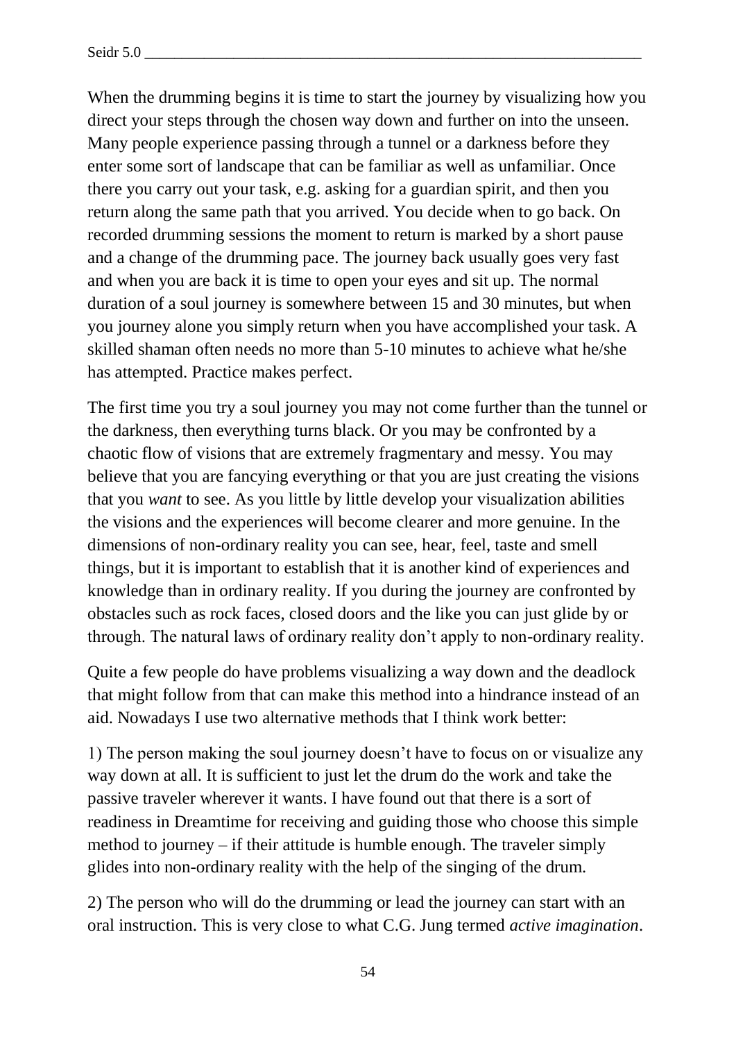When the drumming begins it is time to start the journey by visualizing how you direct your steps through the chosen way down and further on into the unseen. Many people experience passing through a tunnel or a darkness before they enter some sort of landscape that can be familiar as well as unfamiliar. Once there you carry out your task, e.g. asking for a guardian spirit, and then you return along the same path that you arrived. You decide when to go back. On recorded drumming sessions the moment to return is marked by a short pause and a change of the drumming pace. The journey back usually goes very fast and when you are back it is time to open your eyes and sit up. The normal duration of a soul journey is somewhere between 15 and 30 minutes, but when you journey alone you simply return when you have accomplished your task. A skilled shaman often needs no more than 5-10 minutes to achieve what he/she has attempted. Practice makes perfect.

The first time you try a soul journey you may not come further than the tunnel or the darkness, then everything turns black. Or you may be confronted by a chaotic flow of visions that are extremely fragmentary and messy. You may believe that you are fancying everything or that you are just creating the visions that you *want* to see. As you little by little develop your visualization abilities the visions and the experiences will become clearer and more genuine. In the dimensions of non-ordinary reality you can see, hear, feel, taste and smell things, but it is important to establish that it is another kind of experiences and knowledge than in ordinary reality. If you during the journey are confronted by obstacles such as rock faces, closed doors and the like you can just glide by or through. The natural laws of ordinary reality don't apply to non-ordinary reality.

Quite a few people do have problems visualizing a way down and the deadlock that might follow from that can make this method into a hindrance instead of an aid. Nowadays I use two alternative methods that I think work better:

1) The person making the soul journey doesn't have to focus on or visualize any way down at all. It is sufficient to just let the drum do the work and take the passive traveler wherever it wants. I have found out that there is a sort of readiness in Dreamtime for receiving and guiding those who choose this simple method to journey – if their attitude is humble enough. The traveler simply glides into non-ordinary reality with the help of the singing of the drum.

2) The person who will do the drumming or lead the journey can start with an oral instruction. This is very close to what C.G. Jung termed *active imagination*.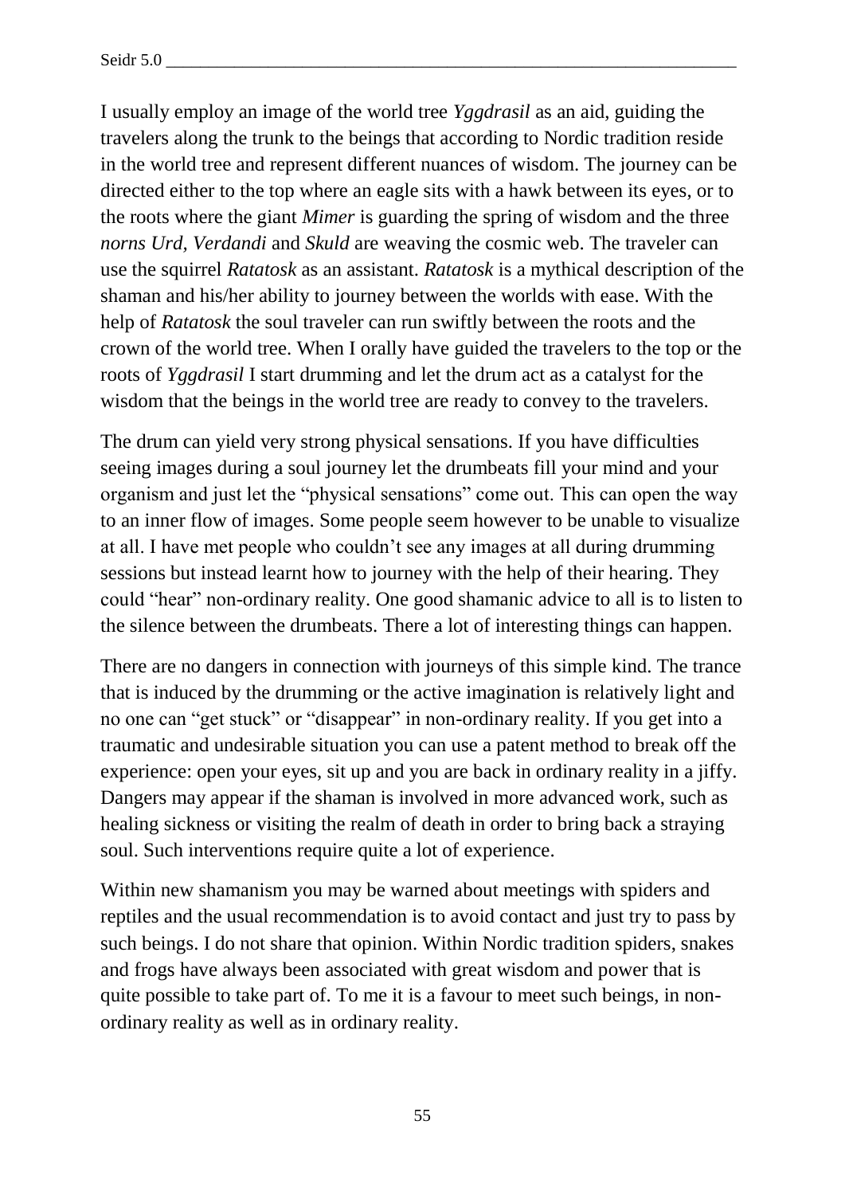I usually employ an image of the world tree *Yggdrasil* as an aid, guiding the travelers along the trunk to the beings that according to Nordic tradition reside in the world tree and represent different nuances of wisdom. The journey can be directed either to the top where an eagle sits with a hawk between its eyes, or to the roots where the giant *Mimer* is guarding the spring of wisdom and the three *norns Urd, Verdandi* and *Skuld* are weaving the cosmic web. The traveler can use the squirrel *Ratatosk* as an assistant. *Ratatosk* is a mythical description of the shaman and his/her ability to journey between the worlds with ease. With the help of *Ratatosk* the soul traveler can run swiftly between the roots and the crown of the world tree. When I orally have guided the travelers to the top or the roots of *Yggdrasil* I start drumming and let the drum act as a catalyst for the wisdom that the beings in the world tree are ready to convey to the travelers.

The drum can yield very strong physical sensations. If you have difficulties seeing images during a soul journey let the drumbeats fill your mind and your organism and just let the "physical sensations" come out. This can open the way to an inner flow of images. Some people seem however to be unable to visualize at all. I have met people who couldn't see any images at all during drumming sessions but instead learnt how to journey with the help of their hearing. They could "hear" non-ordinary reality. One good shamanic advice to all is to listen to the silence between the drumbeats. There a lot of interesting things can happen.

There are no dangers in connection with journeys of this simple kind. The trance that is induced by the drumming or the active imagination is relatively light and no one can "get stuck" or "disappear" in non-ordinary reality. If you get into a traumatic and undesirable situation you can use a patent method to break off the experience: open your eyes, sit up and you are back in ordinary reality in a jiffy. Dangers may appear if the shaman is involved in more advanced work, such as healing sickness or visiting the realm of death in order to bring back a straying soul. Such interventions require quite a lot of experience.

Within new shamanism you may be warned about meetings with spiders and reptiles and the usual recommendation is to avoid contact and just try to pass by such beings. I do not share that opinion. Within Nordic tradition spiders, snakes and frogs have always been associated with great wisdom and power that is quite possible to take part of. To me it is a favour to meet such beings, in non-ordinary reality as well as in ordinary reality.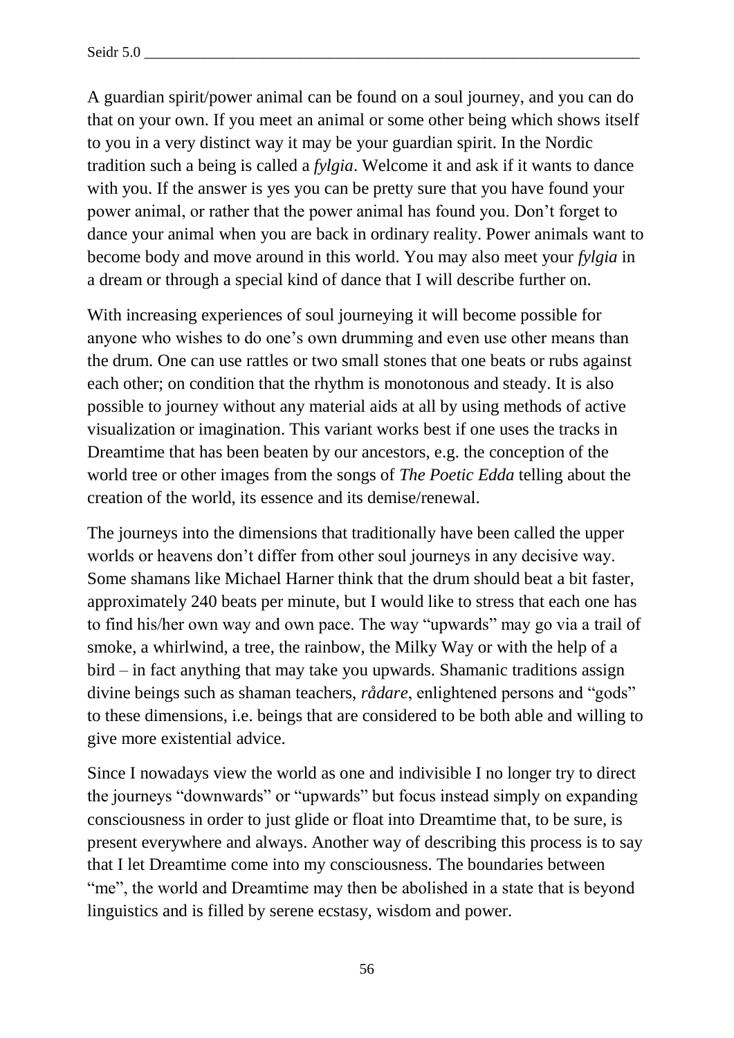A guardian spirit/power animal can be found on a soul journey, and you can do that on your own. If you meet an animal or some other being which shows itself to you in a very distinct way it may be your guardian spirit. In the Nordic tradition such a being is called a *fylgia*. Welcome it and ask if it wants to dance with you. If the answer is yes you can be pretty sure that you have found your power animal, or rather that the power animal has found you. Don't forget to dance your animal when you are back in ordinary reality. Power animals want to become body and move around in this world. You may also meet your *fylgia* in a dream or through a special kind of dance that I will describe further on.

With increasing experiences of soul journeying it will become possible for anyone who wishes to do one's own drumming and even use other means than the drum. One can use rattles or two small stones that one beats or rubs against each other; on condition that the rhythm is monotonous and steady. It is also possible to journey without any material aids at all by using methods of active visualization or imagination. This variant works best if one uses the tracks in Dreamtime that has been beaten by our ancestors, e.g. the conception of the world tree or other images from the songs of *The Poetic Edda* telling about the creation of the world, its essence and its demise/renewal.

The journeys into the dimensions that traditionally have been called the upper worlds or heavens don't differ from other soul journeys in any decisive way. Some shamans like Michael Harner think that the drum should beat a bit faster, approximately 240 beats per minute, but I would like to stress that each one has to find his/her own way and own pace. The way "upwards" may go via a trail of smoke, a whirlwind, a tree, the rainbow, the Milky Way or with the help of a bird – in fact anything that may take you upwards. Shamanic traditions assign divine beings such as shaman teachers, *rådare*, enlightened persons and "gods" to these dimensions, i.e. beings that are considered to be both able and willing to give more existential advice.

Since I nowadays view the world as one and indivisible I no longer try to direct the journeys "downwards" or "upwards" but focus instead simply on expanding consciousness in order to just glide or float into Dreamtime that, to be sure, is present everywhere and always. Another way of describing this process is to say that I let Dreamtime come into my consciousness. The boundaries between "me", the world and Dreamtime may then be abolished in a state that is beyond linguistics and is filled by serene ecstasy, wisdom and power.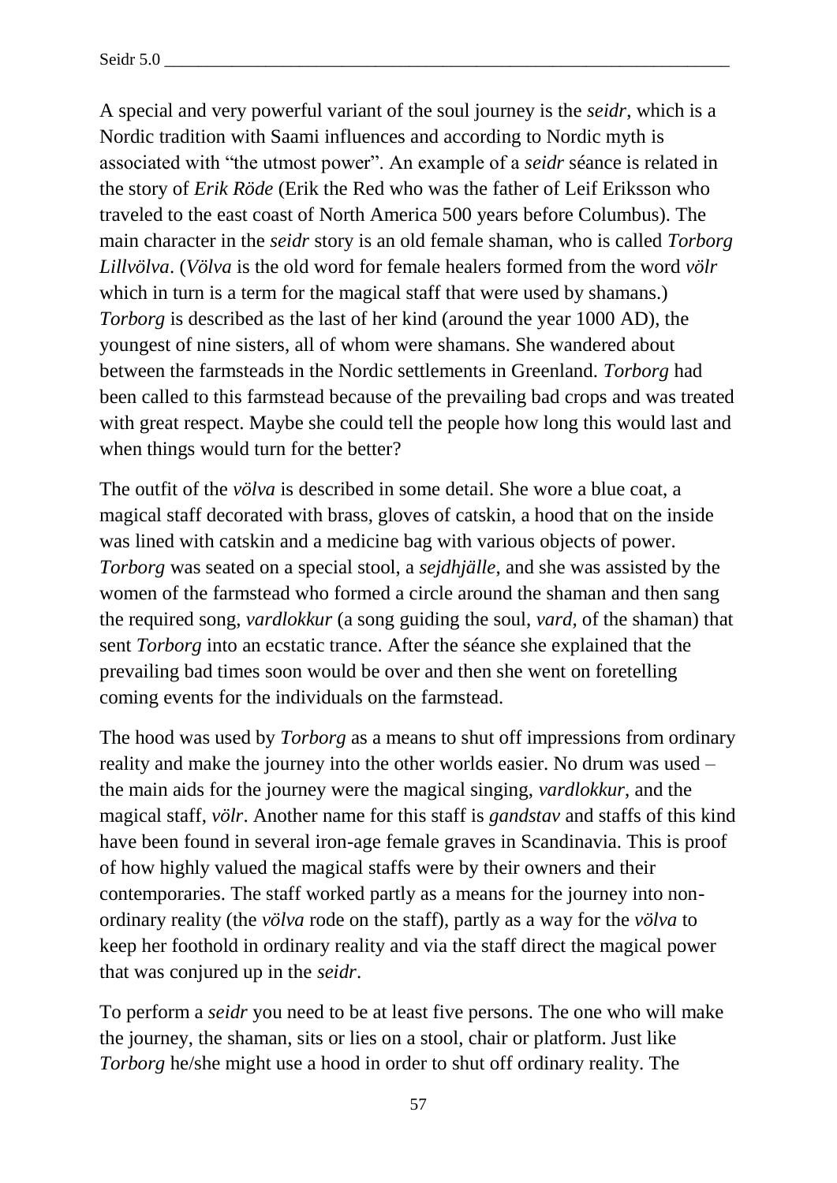A special and very powerful variant of the soul journey is the *seidr*, which is a Nordic tradition with Saami influences and according to Nordic myth is associated with "the utmost power". An example of a *seidr* séance is related in the story of *Erik Röde* (Erik the Red who was the father of Leif Eriksson who traveled to the east coast of North America 500 years before Columbus). The main character in the *seidr* story is an old female shaman, who is called *Torborg Lillvölva*. (*Völva* is the old word for female healers formed from the word *völr* which in turn is a term for the magical staff that were used by shamans.) *Torborg* is described as the last of her kind (around the year 1000 AD), the youngest of nine sisters, all of whom were shamans. She wandered about between the farmsteads in the Nordic settlements in Greenland. *Torborg* had been called to this farmstead because of the prevailing bad crops and was treated with great respect. Maybe she could tell the people how long this would last and when things would turn for the better?

The outfit of the *völva* is described in some detail. She wore a blue coat, a magical staff decorated with brass, gloves of catskin, a hood that on the inside was lined with catskin and a medicine bag with various objects of power. *Torborg* was seated on a special stool, a *sejdhjälle,* and she was assisted by the women of the farmstead who formed a circle around the shaman and then sang the required song, *vardlokkur* (a song guiding the soul, *vard,* of the shaman) that sent *Torborg* into an ecstatic trance. After the séance she explained that the prevailing bad times soon would be over and then she went on foretelling coming events for the individuals on the farmstead.

The hood was used by *Torborg* as a means to shut off impressions from ordinary reality and make the journey into the other worlds easier. No drum was used – the main aids for the journey were the magical singing, *vardlokkur*, and the magical staff, *völr*. Another name for this staff is *gandstav* and staffs of this kind have been found in several iron-age female graves in Scandinavia. This is proof of how highly valued the magical staffs were by their owners and their contemporaries. The staff worked partly as a means for the journey into non-ordinary reality (the *völva* rode on the staff), partly as a way for the *völva* to keep her foothold in ordinary reality and via the staff direct the magical power that was conjured up in the *seidr*.

To perform a *seidr* you need to be at least five persons. The one who will make the journey, the shaman, sits or lies on a stool, chair or platform. Just like *Torborg* he/she might use a hood in order to shut off ordinary reality. The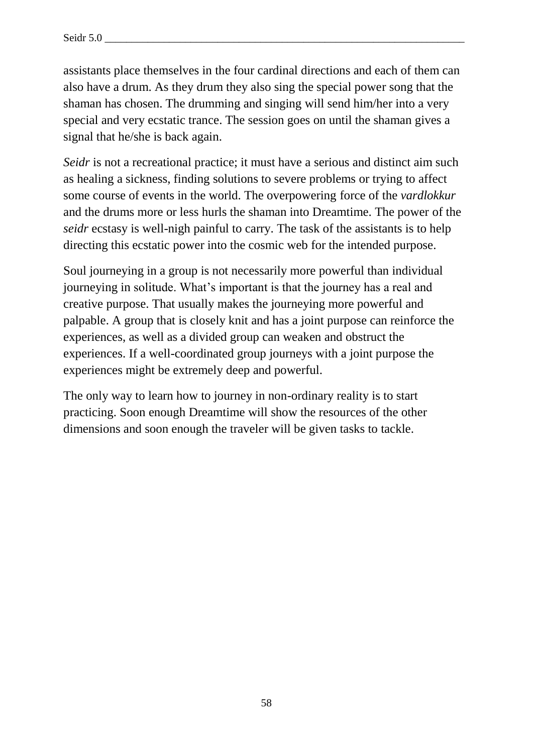assistants place themselves in the four cardinal directions and each of them can also have a drum. As they drum they also sing the special power song that the shaman has chosen. The drumming and singing will send him/her into a very special and very ecstatic trance. The session goes on until the shaman gives a signal that he/she is back again.

*Seidr* is not a recreational practice; it must have a serious and distinct aim such as healing a sickness, finding solutions to severe problems or trying to affect some course of events in the world. The overpowering force of the *vardlokkur* and the drums more or less hurls the shaman into Dreamtime. The power of the *seidr* ecstasy is well-nigh painful to carry. The task of the assistants is to help directing this ecstatic power into the cosmic web for the intended purpose.

Soul journeying in a group is not necessarily more powerful than individual journeying in solitude. What's important is that the journey has a real and creative purpose. That usually makes the journeying more powerful and palpable. A group that is closely knit and has a joint purpose can reinforce the experiences, as well as a divided group can weaken and obstruct the experiences. If a well-coordinated group journeys with a joint purpose the experiences might be extremely deep and powerful.

The only way to learn how to journey in non-ordinary reality is to start practicing. Soon enough Dreamtime will show the resources of the other dimensions and soon enough the traveler will be given tasks to tackle.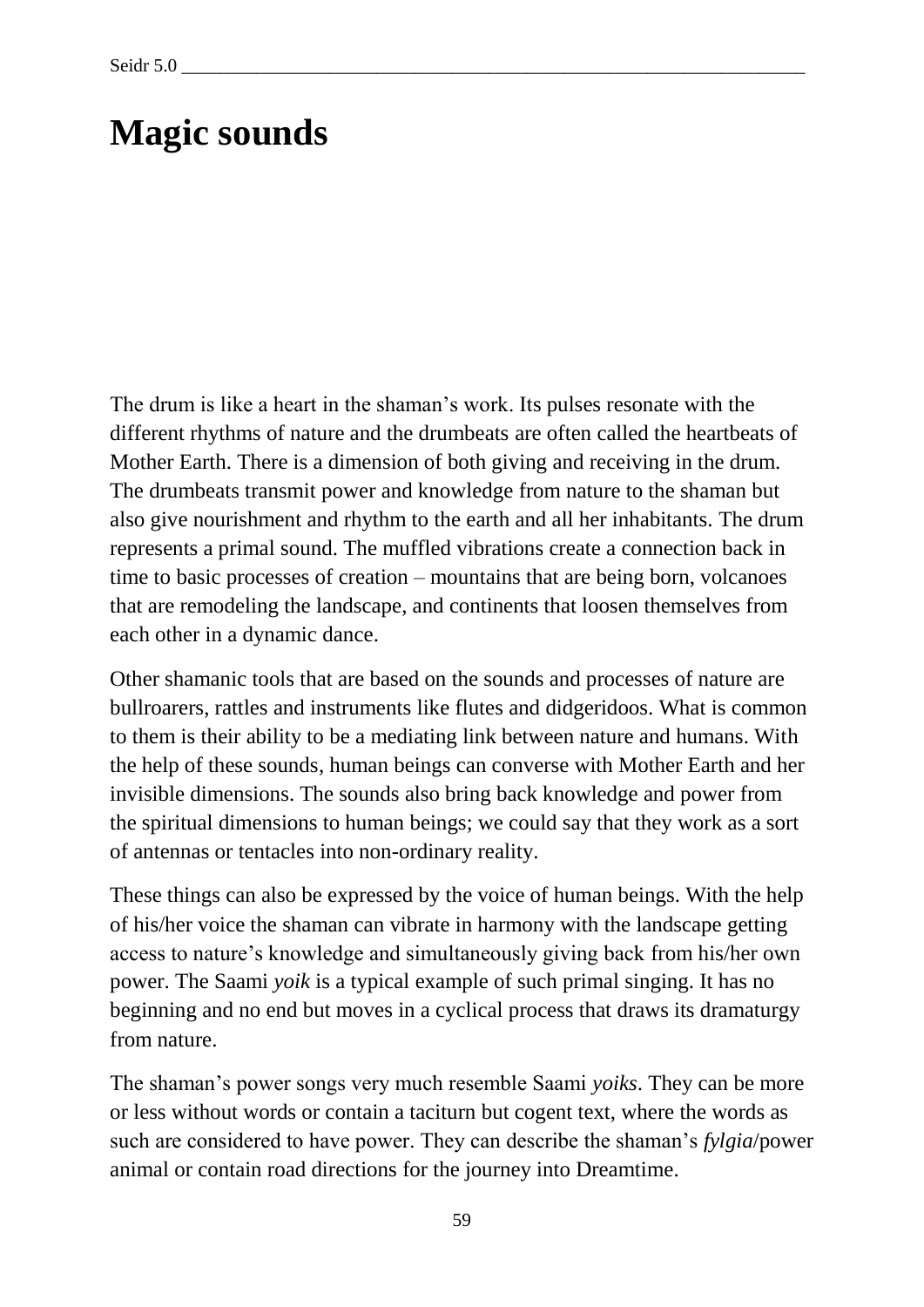# Magic sounds

The drum is like a heart in the shaman's work. Its pulses resonate with the different rhythms of nature and the drumbeats are often called the heartbeats of Mother Earth. There is a dimension of both giving and receiving in the drum. The drumbeats transmit power and knowledge from nature to the shaman but also give nourishment and rhythm to the earth and all her inhabitants. The drum represents a primal sound. The muffled vibrations create a connection back in time to basic processes of creation – mountains that are being born, volcanoes that are remodeling the landscape, and continents that loosen themselves from each other in a dynamic dance.

Other shamanic tools that are based on the sounds and processes of nature are bullroarers, rattles and instruments like flutes and didgeridoos. What is common to them is their ability to be a mediating link between nature and humans. With the help of these sounds, human beings can converse with Mother Earth and her invisible dimensions. The sounds also bring back knowledge and power from the spiritual dimensions to human beings; we could say that they work as a sort of antennas or tentacles into non-ordinary reality.

These things can also be expressed by the voice of human beings. With the help of his/her voice the shaman can vibrate in harmony with the landscape getting access to nature's knowledge and simultaneously giving back from his/her own power. The Saami *yoik* is a typical example of such primal singing. It has no beginning and no end but moves in a cyclical process that draws its dramaturgy from nature.

The shaman's power songs very much resemble Saami *yoiks*. They can be more or less without words or contain a taciturn but cogent text, where the words as such are considered to have power. They can describe the shaman's *fylgia*/power animal or contain road directions for the journey into Dreamtime.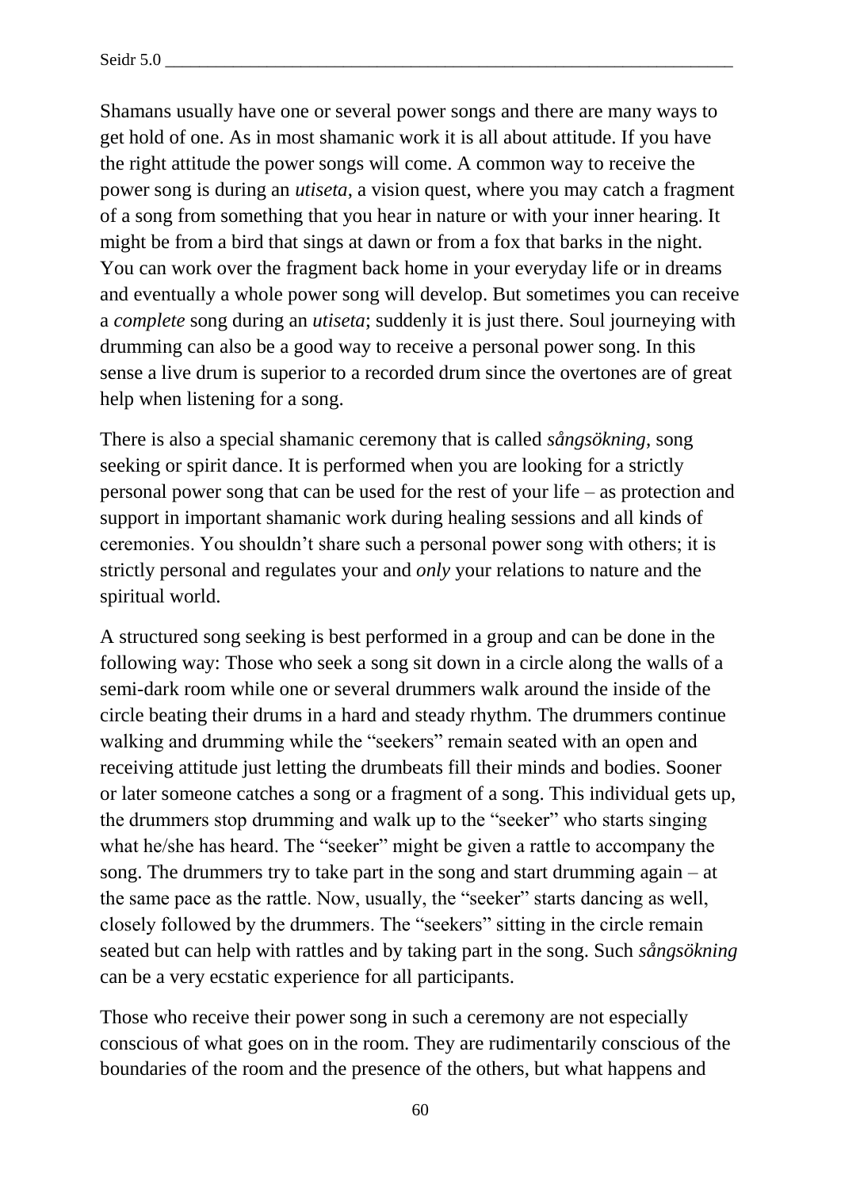Shamans usually have one or several power songs and there are many ways to get hold of one. As in most shamanic work it is all about attitude. If you have the right attitude the power songs will come. A common way to receive the power song is during an *utiseta*, a vision quest, where you may catch a fragment of a song from something that you hear in nature or with your inner hearing. It might be from a bird that sings at dawn or from a fox that barks in the night. You can work over the fragment back home in your everyday life or in dreams and eventually a whole power song will develop. But sometimes you can receive a *complete* song during an *utiseta*; suddenly it is just there. Soul journeying with drumming can also be a good way to receive a personal power song. In this sense a live drum is superior to a recorded drum since the overtones are of great help when listening for a song.

There is also a special shamanic ceremony that is called *sångsökning*, song seeking or spirit dance. It is performed when you are looking for a strictly personal power song that can be used for the rest of your life – as protection and support in important shamanic work during healing sessions and all kinds of ceremonies. You shouldn't share such a personal power song with others; it is strictly personal and regulates your and *only* your relations to nature and the spiritual world.

A structured song seeking is best performed in a group and can be done in the following way: Those who seek a song sit down in a circle along the walls of a semi-dark room while one or several drummers walk around the inside of the circle beating their drums in a hard and steady rhythm. The drummers continue walking and drumming while the "seekers" remain seated with an open and receiving attitude just letting the drumbeats fill their minds and bodies. Sooner or later someone catches a song or a fragment of a song. This individual gets up, the drummers stop drumming and walk up to the "seeker" who starts singing what he/she has heard. The "seeker" might be given a rattle to accompany the song. The drummers try to take part in the song and start drumming again – at the same pace as the rattle. Now, usually, the "seeker" starts dancing as well, closely followed by the drummers. The "seekers" sitting in the circle remain seated but can help with rattles and by taking part in the song. Such *sångsökning* can be a very ecstatic experience for all participants.

Those who receive their power song in such a ceremony are not especially conscious of what goes on in the room. They are rudimentarily conscious of the boundaries of the room and the presence of the others, but what happens and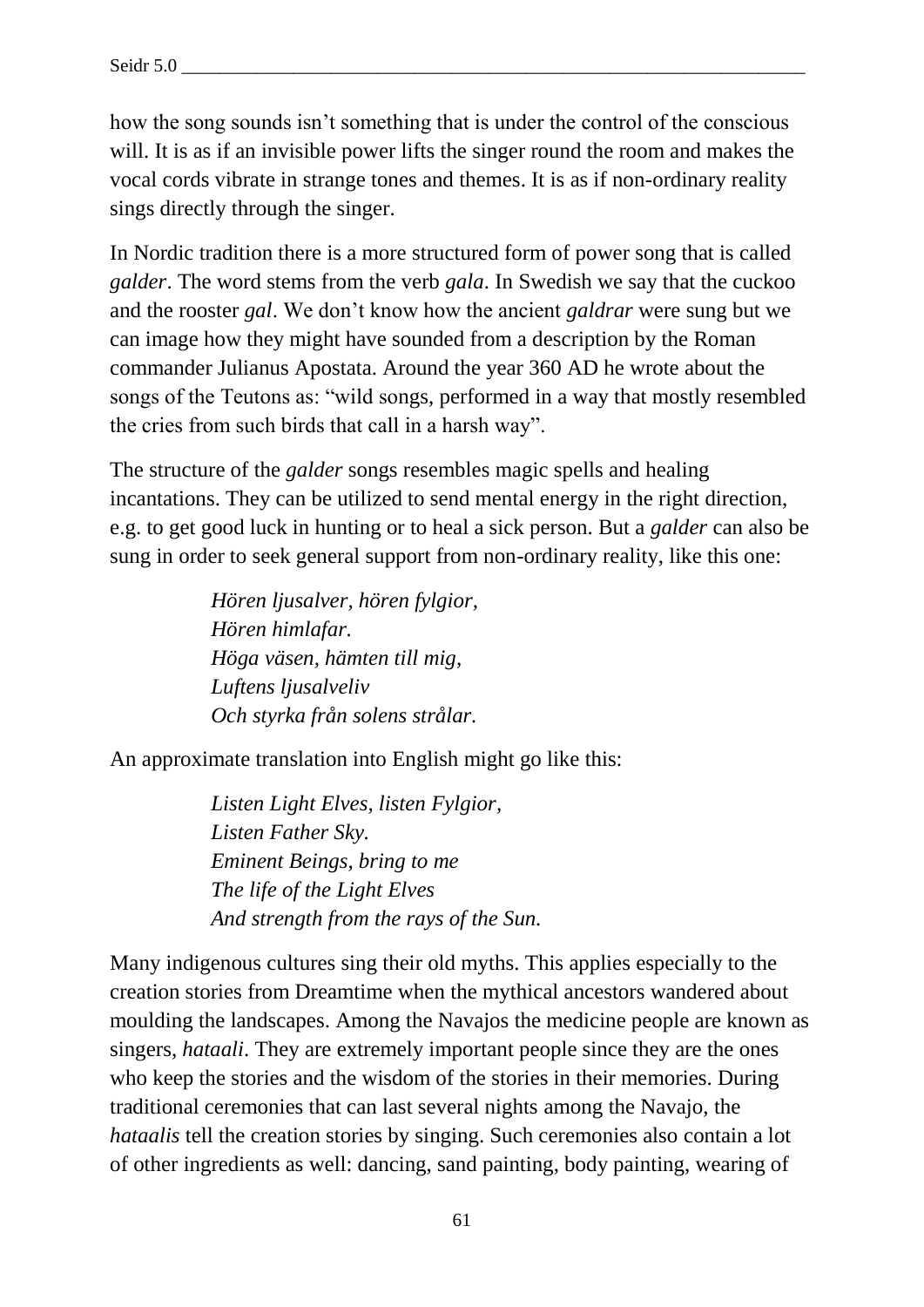how the song sounds isn't something that is under the control of the conscious will. It is as if an invisible power lifts the singer round the room and makes the vocal cords vibrate in strange tones and themes. It is as if non-ordinary reality sings directly through the singer.

In Nordic tradition there is a more structured form of power song that is called *galder*. The word stems from the verb *gala*. In Swedish we say that the cuckoo and the rooster *gal*. We don't know how the ancient *galdrar* were sung but we can image how they might have sounded from a description by the Roman commander Julianus Apostata. Around the year 360 AD he wrote about the songs of the Teutons as: "wild songs, performed in a way that mostly resembled the cries from such birds that call in a harsh way".

The structure of the *galder* songs resembles magic spells and healing incantations. They can be utilized to send mental energy in the right direction, e.g. to get good luck in hunting or to heal a sick person. But a *galder* can also be sung in order to seek general support from non-ordinary reality, like this one:

> *Hören ljusalver, hören fylgior,*
> *Hören himlafar.*
> *Höga väsen, hämten till mig,*
> *Luftens ljusalveliv*
> *Och styrka från solens strålar.*

An approximate translation into English might go like this:

> *Listen Light Elves, listen Fylgior,*
> *Listen Father Sky.*
> *Eminent Beings, bring to me*
> *The life of the Light Elves*
> *And strength from the rays of the Sun.*

Many indigenous cultures sing their old myths. This applies especially to the creation stories from Dreamtime when the mythical ancestors wandered about moulding the landscapes. Among the Navajos the medicine people are known as singers, *hataali*. They are extremely important people since they are the ones who keep the stories and the wisdom of the stories in their memories. During traditional ceremonies that can last several nights among the Navajo, the *hataalis* tell the creation stories by singing. Such ceremonies also contain a lot of other ingredients as well: dancing, sand painting, body painting, wearing of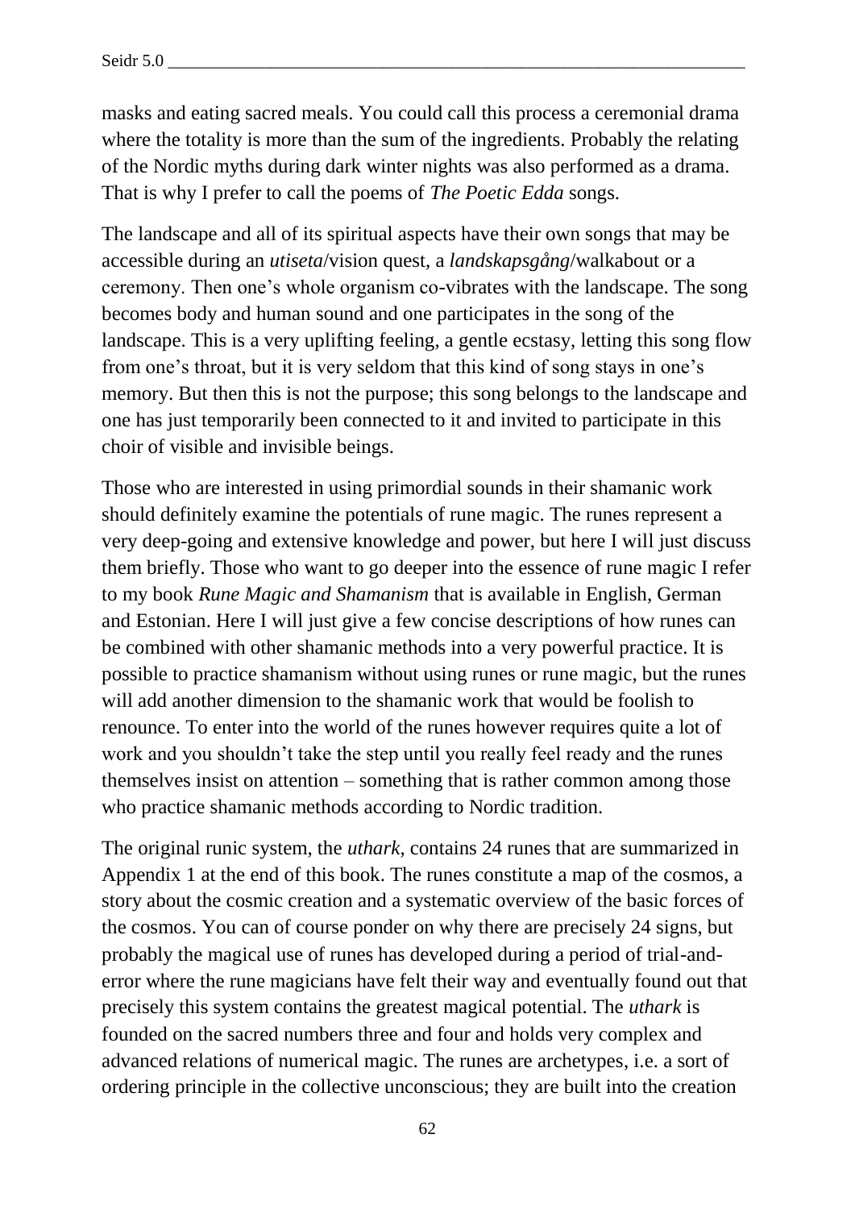masks and eating sacred meals. You could call this process a ceremonial drama where the totality is more than the sum of the ingredients. Probably the relating of the Nordic myths during dark winter nights was also performed as a drama. That is why I prefer to call the poems of *The Poetic Edda* songs.

The landscape and all of its spiritual aspects have their own songs that may be accessible during an *utiseta*/vision quest, a *landskapsgång*/walkabout or a ceremony. Then one's whole organism co-vibrates with the landscape. The song becomes body and human sound and one participates in the song of the landscape. This is a very uplifting feeling, a gentle ecstasy, letting this song flow from one's throat, but it is very seldom that this kind of song stays in one's memory. But then this is not the purpose; this song belongs to the landscape and one has just temporarily been connected to it and invited to participate in this choir of visible and invisible beings.

Those who are interested in using primordial sounds in their shamanic work should definitely examine the potentials of rune magic. The runes represent a very deep-going and extensive knowledge and power, but here I will just discuss them briefly. Those who want to go deeper into the essence of rune magic I refer to my book *Rune Magic and Shamanism* that is available in English, German and Estonian. Here I will just give a few concise descriptions of how runes can be combined with other shamanic methods into a very powerful practice. It is possible to practice shamanism without using runes or rune magic, but the runes will add another dimension to the shamanic work that would be foolish to renounce. To enter into the world of the runes however requires quite a lot of work and you shouldn't take the step until you really feel ready and the runes themselves insist on attention – something that is rather common among those who practice shamanic methods according to Nordic tradition.

The original runic system, the *uthark*, contains 24 runes that are summarized in Appendix 1 at the end of this book. The runes constitute a map of the cosmos, a story about the cosmic creation and a systematic overview of the basic forces of the cosmos. You can of course ponder on why there are precisely 24 signs, but probably the magical use of runes has developed during a period of trial-and-error where the rune magicians have felt their way and eventually found out that precisely this system contains the greatest magical potential. The *uthark* is founded on the sacred numbers three and four and holds very complex and advanced relations of numerical magic. The runes are archetypes, i.e. a sort of ordering principle in the collective unconscious; they are built into the creation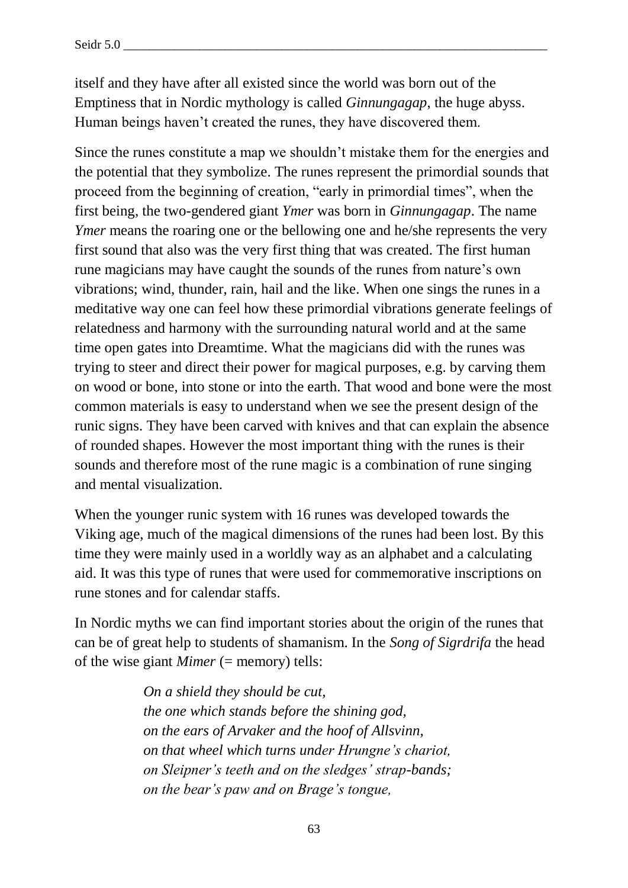itself and they have after all existed since the world was born out of the Emptiness that in Nordic mythology is called *Ginnungagap*, the huge abyss. Human beings haven't created the runes, they have discovered them.

Since the runes constitute a map we shouldn't mistake them for the energies and the potential that they symbolize. The runes represent the primordial sounds that proceed from the beginning of creation, "early in primordial times", when the first being, the two-gendered giant *Ymer* was born in *Ginnungagap*. The name *Ymer* means the roaring one or the bellowing one and he/she represents the very first sound that also was the very first thing that was created. The first human rune magicians may have caught the sounds of the runes from nature's own vibrations; wind, thunder, rain, hail and the like. When one sings the runes in a meditative way one can feel how these primordial vibrations generate feelings of relatedness and harmony with the surrounding natural world and at the same time open gates into Dreamtime. What the magicians did with the runes was trying to steer and direct their power for magical purposes, e.g. by carving them on wood or bone, into stone or into the earth. That wood and bone were the most common materials is easy to understand when we see the present design of the runic signs. They have been carved with knives and that can explain the absence of rounded shapes. However the most important thing with the runes is their sounds and therefore most of the rune magic is a combination of rune singing and mental visualization.

When the younger runic system with 16 runes was developed towards the Viking age, much of the magical dimensions of the runes had been lost. By this time they were mainly used in a worldly way as an alphabet and a calculating aid. It was this type of runes that were used for commemorative inscriptions on rune stones and for calendar staffs.

In Nordic myths we can find important stories about the origin of the runes that can be of great help to students of shamanism. In the *Song of Sigrdrifa* the head of the wise giant *Mimer* (= memory) tells:

> *On a shield they should be cut,*
> *the one which stands before the shining god,*
> *on the ears of Arvaker and the hoof of Allsvinn,*
> *on that wheel which turns under Hrungne's chariot,*
> *on Sleipner's teeth and on the sledges' strap-bands;*
> *on the bear's paw and on Brage's tongue,*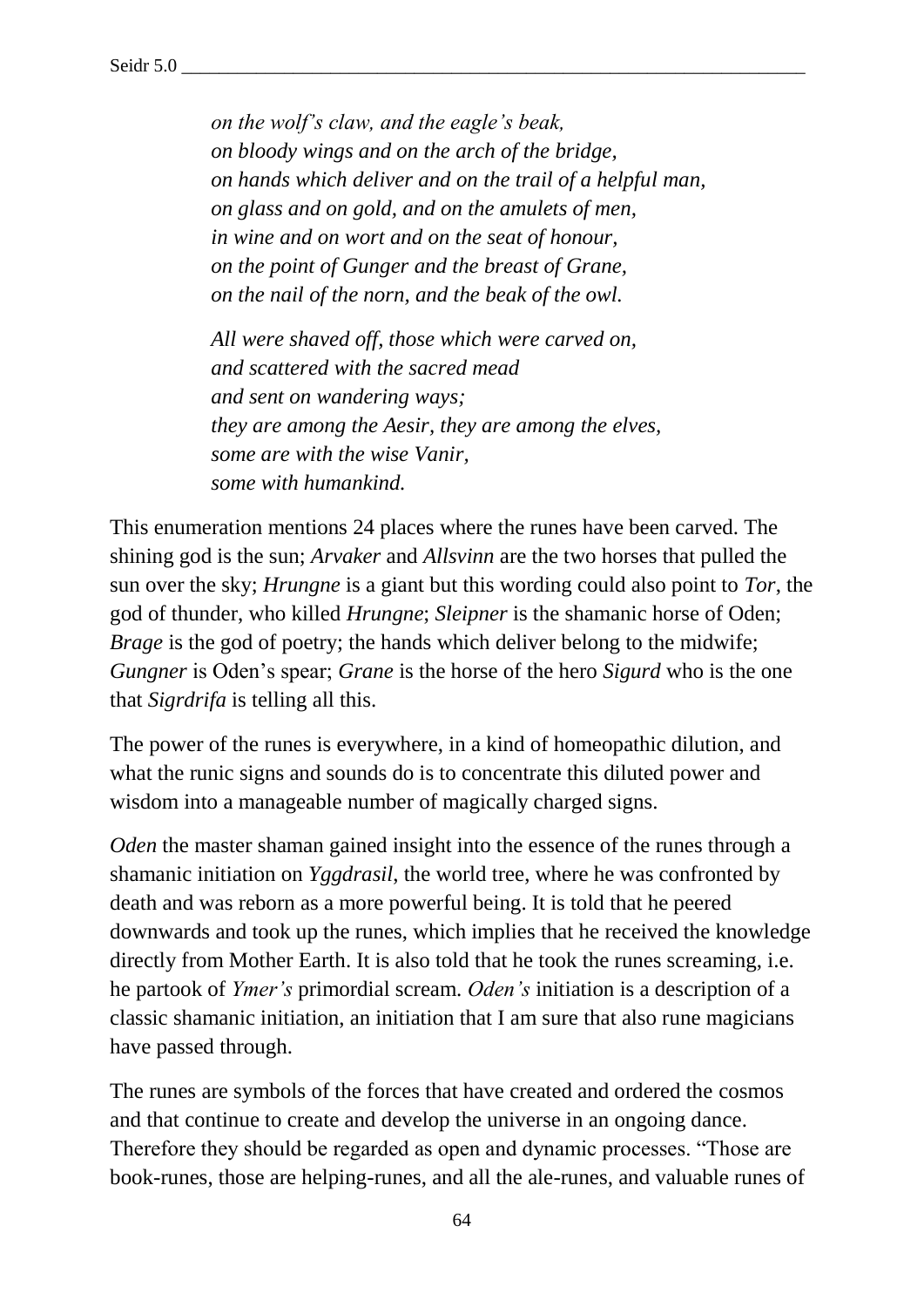*on the wolf's claw, and the eagle's beak,*
*on bloody wings and on the arch of the bridge,*
*on hands which deliver and on the trail of a helpful man,*
*on glass and on gold, and on the amulets of men,*
*in wine and on wort and on the seat of honour,*
*on the point of Gunger and the breast of Grane,*
*on the nail of the norn, and the beak of the owl.*

*All were shaved off, those which were carved on,*
*and scattered with the sacred mead*
*and sent on wandering ways;*
*they are among the Aesir, they are among the elves,*
*some are with the wise Vanir,*
*some with humankind.*

This enumeration mentions 24 places where the runes have been carved. The shining god is the sun; *Arvaker* and *Allsvinn* are the two horses that pulled the sun over the sky; *Hrungne* is a giant but this wording could also point to *Tor*, the god of thunder, who killed *Hrungne*; *Sleipner* is the shamanic horse of Oden; *Brage* is the god of poetry; the hands which deliver belong to the midwife; *Gungner* is Oden's spear; *Grane* is the horse of the hero *Sigurd* who is the one that *Sigrdrifa* is telling all this.

The power of the runes is everywhere, in a kind of homeopathic dilution, and what the runic signs and sounds do is to concentrate this diluted power and wisdom into a manageable number of magically charged signs.

*Oden* the master shaman gained insight into the essence of the runes through a shamanic initiation on *Yggdrasil*, the world tree, where he was confronted by death and was reborn as a more powerful being. It is told that he peered downwards and took up the runes, which implies that he received the knowledge directly from Mother Earth. It is also told that he took the runes screaming, i.e. he partook of *Ymer's* primordial scream. *Oden's* initiation is a description of a classic shamanic initiation, an initiation that I am sure that also rune magicians have passed through.

The runes are symbols of the forces that have created and ordered the cosmos and that continue to create and develop the universe in an ongoing dance. Therefore they should be regarded as open and dynamic processes. "Those are book-runes, those are helping-runes, and all the ale-runes, and valuable runes of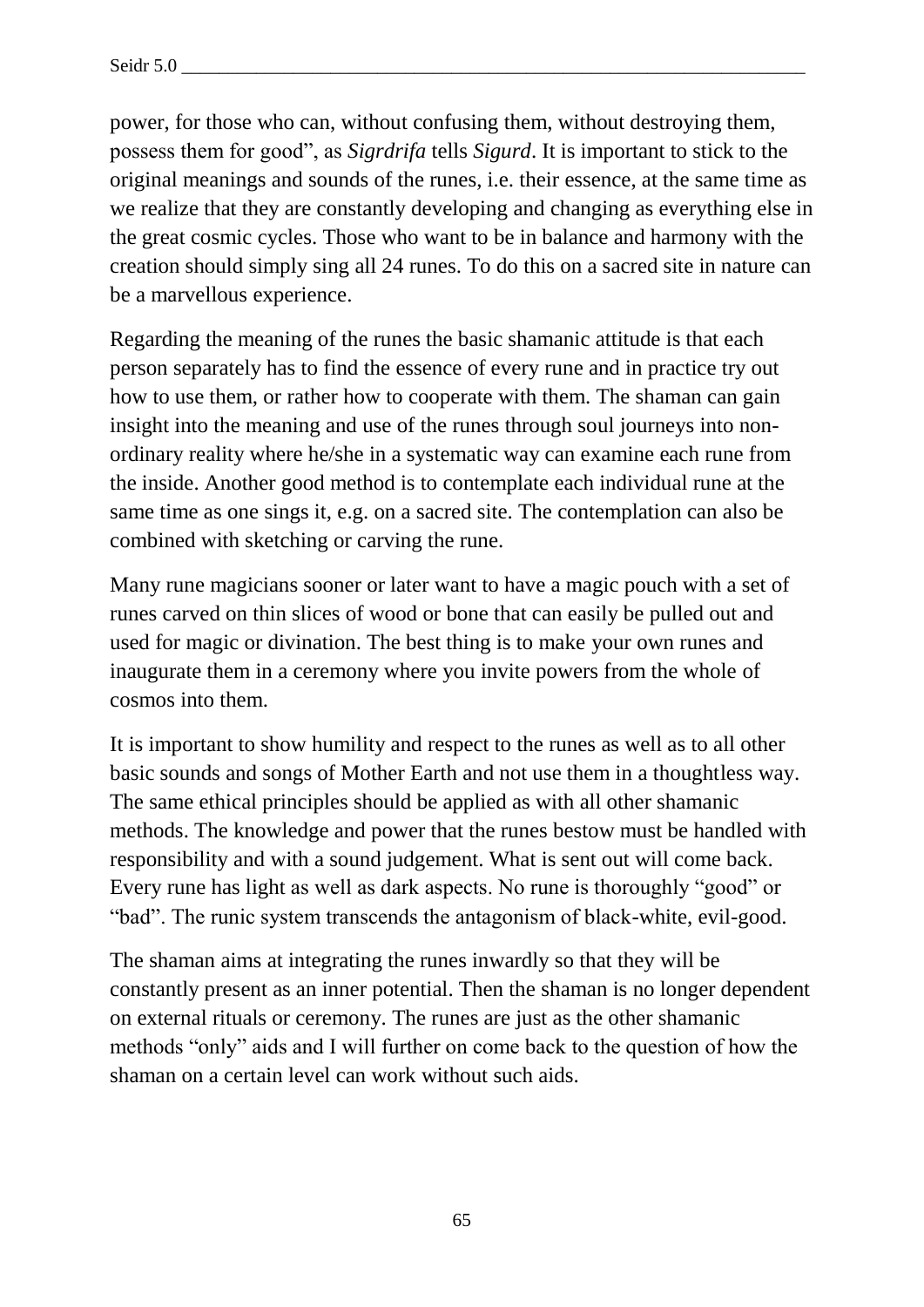power, for those who can, without confusing them, without destroying them, possess them for good", as *Sigrdrifa* tells *Sigurd*. It is important to stick to the original meanings and sounds of the runes, i.e. their essence, at the same time as we realize that they are constantly developing and changing as everything else in the great cosmic cycles. Those who want to be in balance and harmony with the creation should simply sing all 24 runes. To do this on a sacred site in nature can be a marvellous experience.

Regarding the meaning of the runes the basic shamanic attitude is that each person separately has to find the essence of every rune and in practice try out how to use them, or rather how to cooperate with them. The shaman can gain insight into the meaning and use of the runes through soul journeys into non-ordinary reality where he/she in a systematic way can examine each rune from the inside. Another good method is to contemplate each individual rune at the same time as one sings it, e.g. on a sacred site. The contemplation can also be combined with sketching or carving the rune.

Many rune magicians sooner or later want to have a magic pouch with a set of runes carved on thin slices of wood or bone that can easily be pulled out and used for magic or divination. The best thing is to make your own runes and inaugurate them in a ceremony where you invite powers from the whole of cosmos into them.

It is important to show humility and respect to the runes as well as to all other basic sounds and songs of Mother Earth and not use them in a thoughtless way. The same ethical principles should be applied as with all other shamanic methods. The knowledge and power that the runes bestow must be handled with responsibility and with a sound judgement. What is sent out will come back. Every rune has light as well as dark aspects. No rune is thoroughly "good" or "bad". The runic system transcends the antagonism of black-white, evil-good.

The shaman aims at integrating the runes inwardly so that they will be constantly present as an inner potential. Then the shaman is no longer dependent on external rituals or ceremony. The runes are just as the other shamanic methods "only" aids and I will further on come back to the question of how the shaman on a certain level can work without such aids.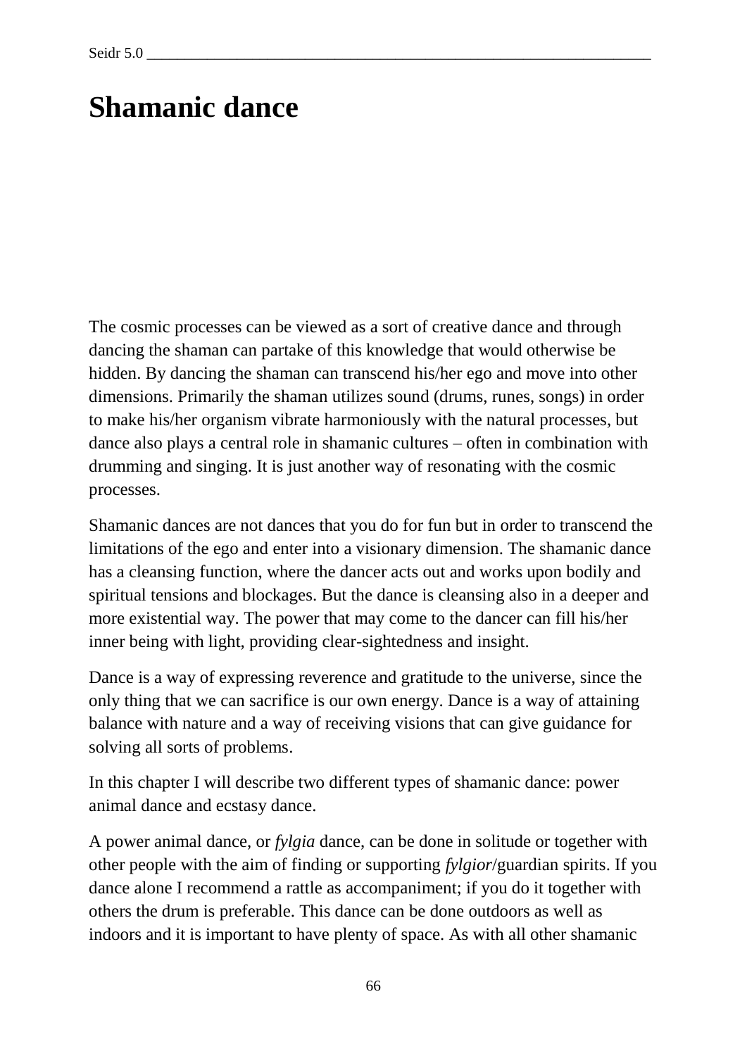# Shamanic dance

The cosmic processes can be viewed as a sort of creative dance and through dancing the shaman can partake of this knowledge that would otherwise be hidden. By dancing the shaman can transcend his/her ego and move into other dimensions. Primarily the shaman utilizes sound (drums, runes, songs) in order to make his/her organism vibrate harmoniously with the natural processes, but dance also plays a central role in shamanic cultures – often in combination with drumming and singing. It is just another way of resonating with the cosmic processes.

Shamanic dances are not dances that you do for fun but in order to transcend the limitations of the ego and enter into a visionary dimension. The shamanic dance has a cleansing function, where the dancer acts out and works upon bodily and spiritual tensions and blockages. But the dance is cleansing also in a deeper and more existential way. The power that may come to the dancer can fill his/her inner being with light, providing clear-sightedness and insight.

Dance is a way of expressing reverence and gratitude to the universe, since the only thing that we can sacrifice is our own energy. Dance is a way of attaining balance with nature and a way of receiving visions that can give guidance for solving all sorts of problems.

In this chapter I will describe two different types of shamanic dance: power animal dance and ecstasy dance.

A power animal dance, or *fylgia* dance, can be done in solitude or together with other people with the aim of finding or supporting *fylgior*/guardian spirits. If you dance alone I recommend a rattle as accompaniment; if you do it together with others the drum is preferable. This dance can be done outdoors as well as indoors and it is important to have plenty of space. As with all other shamanic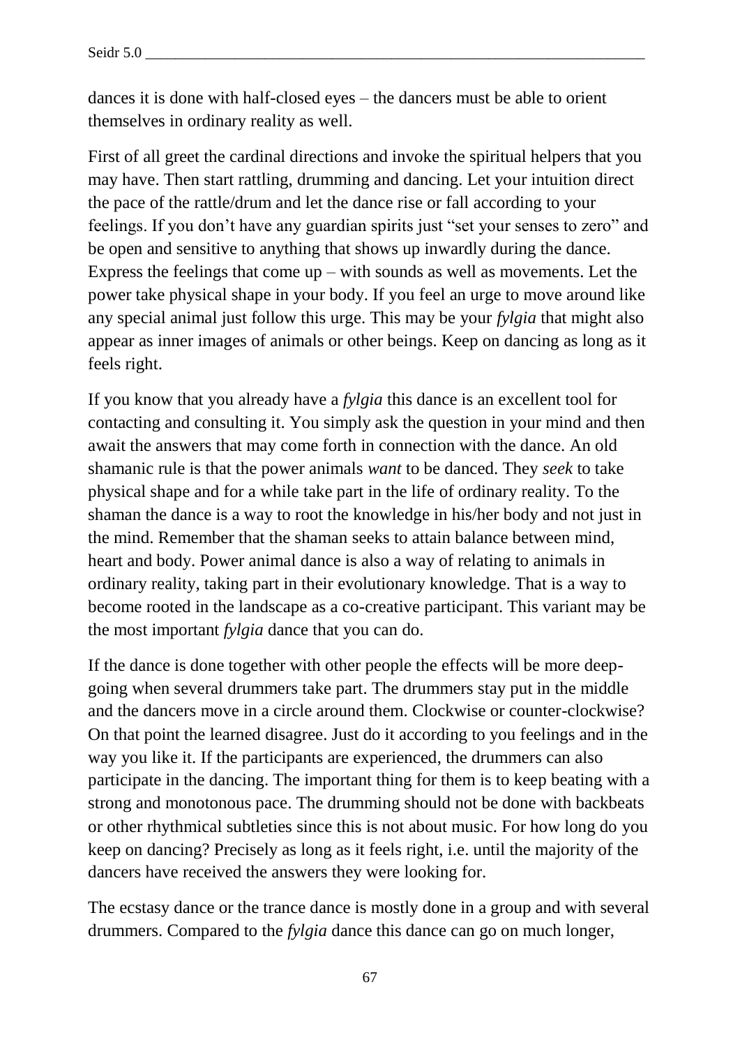dances it is done with half-closed eyes – the dancers must be able to orient themselves in ordinary reality as well.

First of all greet the cardinal directions and invoke the spiritual helpers that you may have. Then start rattling, drumming and dancing. Let your intuition direct the pace of the rattle/drum and let the dance rise or fall according to your feelings. If you don't have any guardian spirits just "set your senses to zero" and be open and sensitive to anything that shows up inwardly during the dance. Express the feelings that come up – with sounds as well as movements. Let the power take physical shape in your body. If you feel an urge to move around like any special animal just follow this urge. This may be your *fylgia* that might also appear as inner images of animals or other beings. Keep on dancing as long as it feels right.

If you know that you already have a *fylgia* this dance is an excellent tool for contacting and consulting it. You simply ask the question in your mind and then await the answers that may come forth in connection with the dance. An old shamanic rule is that the power animals *want* to be danced. They *seek* to take physical shape and for a while take part in the life of ordinary reality. To the shaman the dance is a way to root the knowledge in his/her body and not just in the mind. Remember that the shaman seeks to attain balance between mind, heart and body. Power animal dance is also a way of relating to animals in ordinary reality, taking part in their evolutionary knowledge. That is a way to become rooted in the landscape as a co-creative participant. This variant may be the most important *fylgia* dance that you can do.

If the dance is done together with other people the effects will be more deep-going when several drummers take part. The drummers stay put in the middle and the dancers move in a circle around them. Clockwise or counter-clockwise? On that point the learned disagree. Just do it according to you feelings and in the way you like it. If the participants are experienced, the drummers can also participate in the dancing. The important thing for them is to keep beating with a strong and monotonous pace. The drumming should not be done with backbeats or other rhythmical subtleties since this is not about music. For how long do you keep on dancing? Precisely as long as it feels right, i.e. until the majority of the dancers have received the answers they were looking for.

The ecstasy dance or the trance dance is mostly done in a group and with several drummers. Compared to the *fylgia* dance this dance can go on much longer,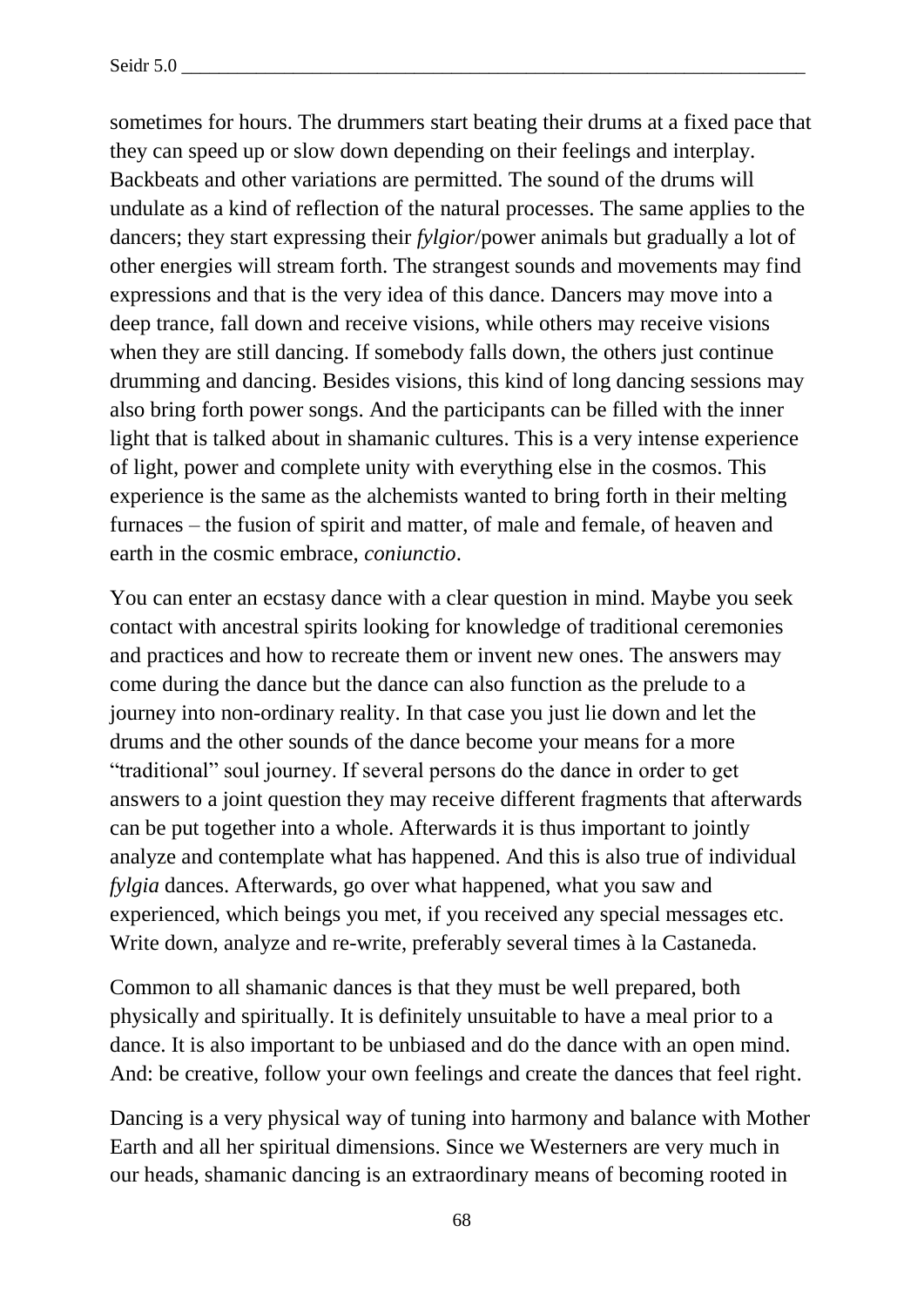sometimes for hours. The drummers start beating their drums at a fixed pace that they can speed up or slow down depending on their feelings and interplay. Backbeats and other variations are permitted. The sound of the drums will undulate as a kind of reflection of the natural processes. The same applies to the dancers; they start expressing their *fylgior*/power animals but gradually a lot of other energies will stream forth. The strangest sounds and movements may find expressions and that is the very idea of this dance. Dancers may move into a deep trance, fall down and receive visions, while others may receive visions when they are still dancing. If somebody falls down, the others just continue drumming and dancing. Besides visions, this kind of long dancing sessions may also bring forth power songs. And the participants can be filled with the inner light that is talked about in shamanic cultures. This is a very intense experience of light, power and complete unity with everything else in the cosmos. This experience is the same as the alchemists wanted to bring forth in their melting furnaces – the fusion of spirit and matter, of male and female, of heaven and earth in the cosmic embrace, *coniunctio*.

You can enter an ecstasy dance with a clear question in mind. Maybe you seek contact with ancestral spirits looking for knowledge of traditional ceremonies and practices and how to recreate them or invent new ones. The answers may come during the dance but the dance can also function as the prelude to a journey into non-ordinary reality. In that case you just lie down and let the drums and the other sounds of the dance become your means for a more "traditional" soul journey. If several persons do the dance in order to get answers to a joint question they may receive different fragments that afterwards can be put together into a whole. Afterwards it is thus important to jointly analyze and contemplate what has happened. And this is also true of individual *fylgia* dances. Afterwards, go over what happened, what you saw and experienced, which beings you met, if you received any special messages etc. Write down, analyze and re-write, preferably several times à la Castaneda.

Common to all shamanic dances is that they must be well prepared, both physically and spiritually. It is definitely unsuitable to have a meal prior to a dance. It is also important to be unbiased and do the dance with an open mind. And: be creative, follow your own feelings and create the dances that feel right.

Dancing is a very physical way of tuning into harmony and balance with Mother Earth and all her spiritual dimensions. Since we Westerners are very much in our heads, shamanic dancing is an extraordinary means of becoming rooted in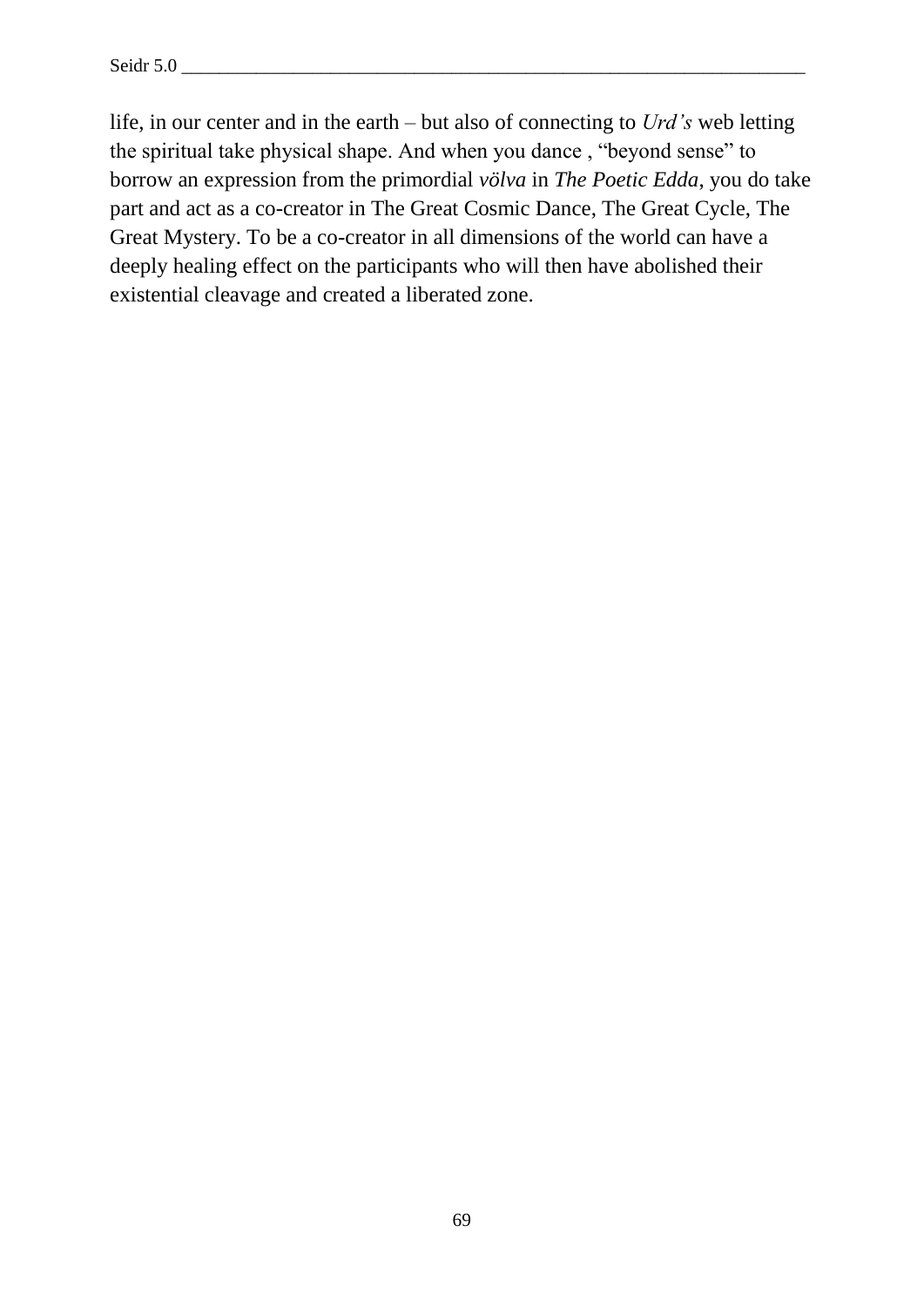life, in our center and in the earth – but also of connecting to *Urd's* web letting the spiritual take physical shape. And when you dance , "beyond sense" to borrow an expression from the primordial *völva* in *The Poetic Edda*, you do take part and act as a co-creator in The Great Cosmic Dance, The Great Cycle, The Great Mystery. To be a co-creator in all dimensions of the world can have a deeply healing effect on the participants who will then have abolished their existential cleavage and created a liberated zone.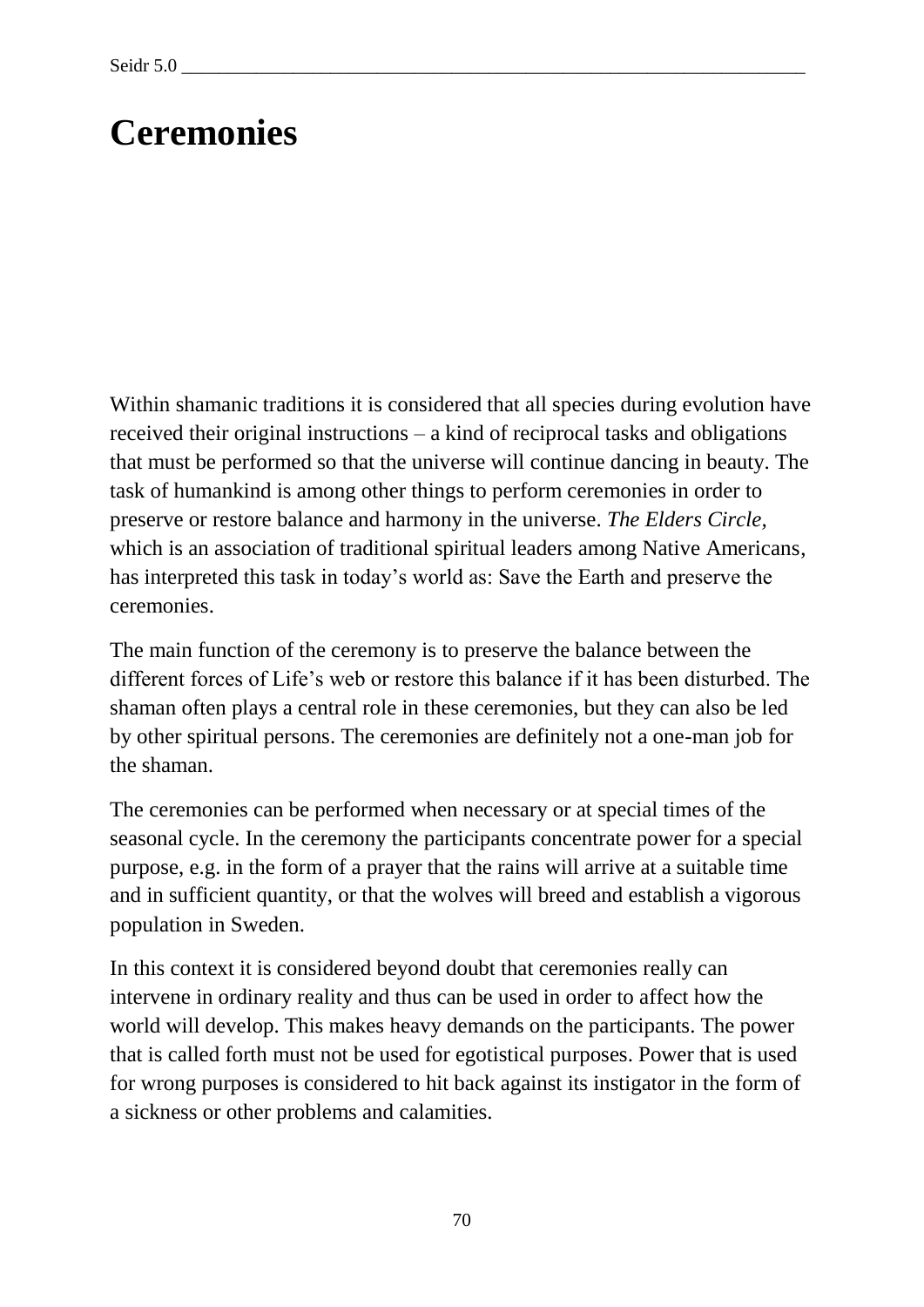# Ceremonies

Within shamanic traditions it is considered that all species during evolution have received their original instructions – a kind of reciprocal tasks and obligations that must be performed so that the universe will continue dancing in beauty. The task of humankind is among other things to perform ceremonies in order to preserve or restore balance and harmony in the universe. *The Elders Circle,* which is an association of traditional spiritual leaders among Native Americans, has interpreted this task in today's world as: Save the Earth and preserve the ceremonies.

The main function of the ceremony is to preserve the balance between the different forces of Life's web or restore this balance if it has been disturbed. The shaman often plays a central role in these ceremonies, but they can also be led by other spiritual persons. The ceremonies are definitely not a one-man job for the shaman.

The ceremonies can be performed when necessary or at special times of the seasonal cycle. In the ceremony the participants concentrate power for a special purpose, e.g. in the form of a prayer that the rains will arrive at a suitable time and in sufficient quantity, or that the wolves will breed and establish a vigorous population in Sweden.

In this context it is considered beyond doubt that ceremonies really can intervene in ordinary reality and thus can be used in order to affect how the world will develop. This makes heavy demands on the participants. The power that is called forth must not be used for egotistical purposes. Power that is used for wrong purposes is considered to hit back against its instigator in the form of a sickness or other problems and calamities.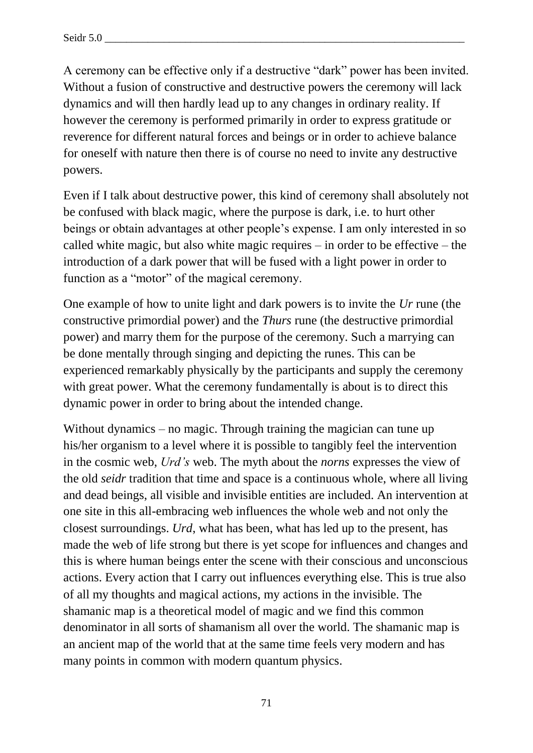A ceremony can be effective only if a destructive “dark” power has been invited. Without a fusion of constructive and destructive powers the ceremony will lack dynamics and will then hardly lead up to any changes in ordinary reality. If however the ceremony is performed primarily in order to express gratitude or reverence for different natural forces and beings or in order to achieve balance for oneself with nature then there is of course no need to invite any destructive powers.

Even if I talk about destructive power, this kind of ceremony shall absolutely not be confused with black magic, where the purpose is dark, i.e. to hurt other beings or obtain advantages at other people’s expense. I am only interested in so called white magic, but also white magic requires – in order to be effective – the introduction of a dark power that will be fused with a light power in order to function as a “motor” of the magical ceremony.

One example of how to unite light and dark powers is to invite the *Ur* rune (the constructive primordial power) and the *Thurs* rune (the destructive primordial power) and marry them for the purpose of the ceremony. Such a marrying can be done mentally through singing and depicting the runes. This can be experienced remarkably physically by the participants and supply the ceremony with great power. What the ceremony fundamentally is about is to direct this dynamic power in order to bring about the intended change.

Without dynamics – no magic. Through training the magician can tune up his/her organism to a level where it is possible to tangibly feel the intervention in the cosmic web, *Urd’s* web. The myth about the *norns* expresses the view of the old *seidr* tradition that time and space is a continuous whole, where all living and dead beings, all visible and invisible entities are included. An intervention at one site in this all-embracing web influences the whole web and not only the closest surroundings. *Urd*, what has been, what has led up to the present, has made the web of life strong but there is yet scope for influences and changes and this is where human beings enter the scene with their conscious and unconscious actions. Every action that I carry out influences everything else. This is true also of all my thoughts and magical actions, my actions in the invisible. The shamanic map is a theoretical model of magic and we find this common denominator in all sorts of shamanism all over the world. The shamanic map is an ancient map of the world that at the same time feels very modern and has many points in common with modern quantum physics.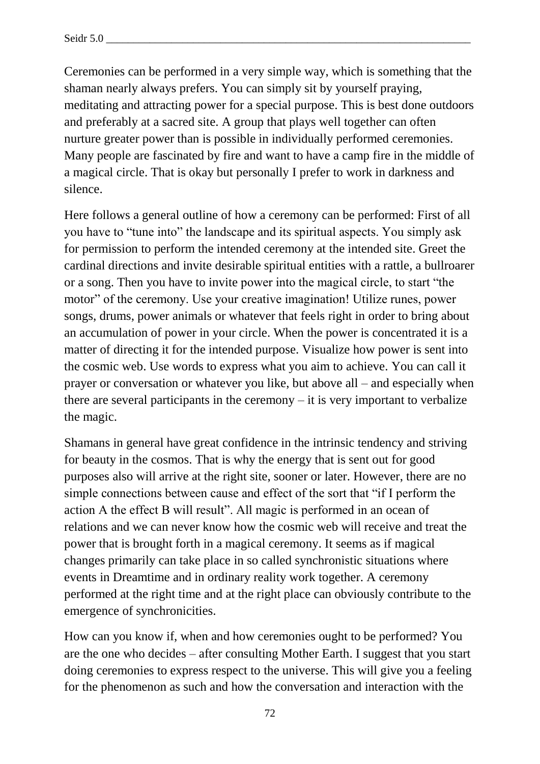Ceremonies can be performed in a very simple way, which is something that the shaman nearly always prefers. You can simply sit by yourself praying, meditating and attracting power for a special purpose. This is best done outdoors and preferably at a sacred site. A group that plays well together can often nurture greater power than is possible in individually performed ceremonies. Many people are fascinated by fire and want to have a camp fire in the middle of a magical circle. That is okay but personally I prefer to work in darkness and silence.

Here follows a general outline of how a ceremony can be performed: First of all you have to "tune into" the landscape and its spiritual aspects. You simply ask for permission to perform the intended ceremony at the intended site. Greet the cardinal directions and invite desirable spiritual entities with a rattle, a bullroarer or a song. Then you have to invite power into the magical circle, to start "the motor" of the ceremony. Use your creative imagination! Utilize runes, power songs, drums, power animals or whatever that feels right in order to bring about an accumulation of power in your circle. When the power is concentrated it is a matter of directing it for the intended purpose. Visualize how power is sent into the cosmic web. Use words to express what you aim to achieve. You can call it prayer or conversation or whatever you like, but above all – and especially when there are several participants in the ceremony – it is very important to verbalize the magic.

Shamans in general have great confidence in the intrinsic tendency and striving for beauty in the cosmos. That is why the energy that is sent out for good purposes also will arrive at the right site, sooner or later. However, there are no simple connections between cause and effect of the sort that "if I perform the action A the effect B will result". All magic is performed in an ocean of relations and we can never know how the cosmic web will receive and treat the power that is brought forth in a magical ceremony. It seems as if magical changes primarily can take place in so called synchronistic situations where events in Dreamtime and in ordinary reality work together. A ceremony performed at the right time and at the right place can obviously contribute to the emergence of synchronicities.

How can you know if, when and how ceremonies ought to be performed? You are the one who decides – after consulting Mother Earth. I suggest that you start doing ceremonies to express respect to the universe. This will give you a feeling for the phenomenon as such and how the conversation and interaction with the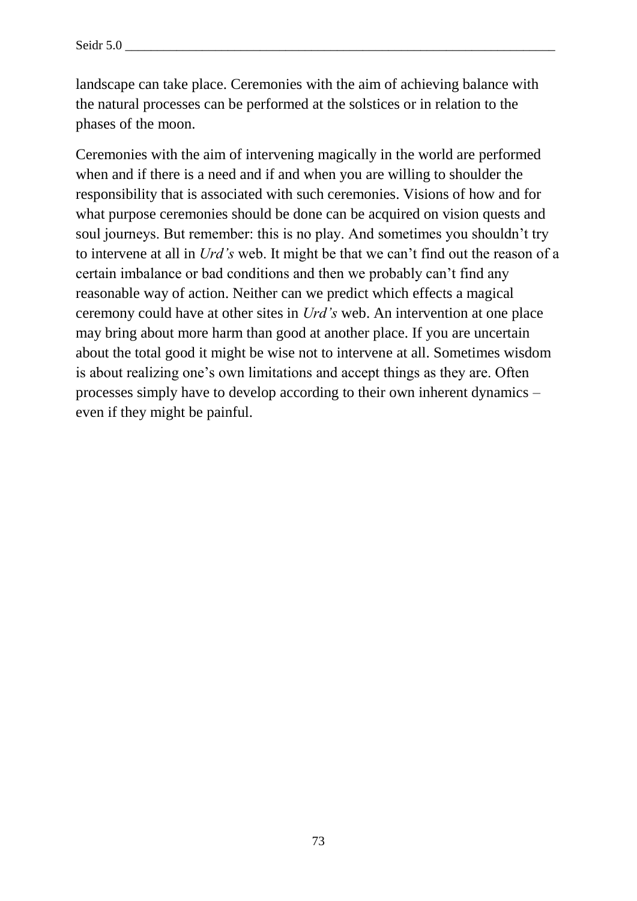landscape can take place. Ceremonies with the aim of achieving balance with the natural processes can be performed at the solstices or in relation to the phases of the moon.

Ceremonies with the aim of intervening magically in the world are performed when and if there is a need and if and when you are willing to shoulder the responsibility that is associated with such ceremonies. Visions of how and for what purpose ceremonies should be done can be acquired on vision quests and soul journeys. But remember: this is no play. And sometimes you shouldn't try to intervene at all in *Urd's* web. It might be that we can't find out the reason of a certain imbalance or bad conditions and then we probably can't find any reasonable way of action. Neither can we predict which effects a magical ceremony could have at other sites in *Urd's* web. An intervention at one place may bring about more harm than good at another place. If you are uncertain about the total good it might be wise not to intervene at all. Sometimes wisdom is about realizing one's own limitations and accept things as they are. Often processes simply have to develop according to their own inherent dynamics – even if they might be painful.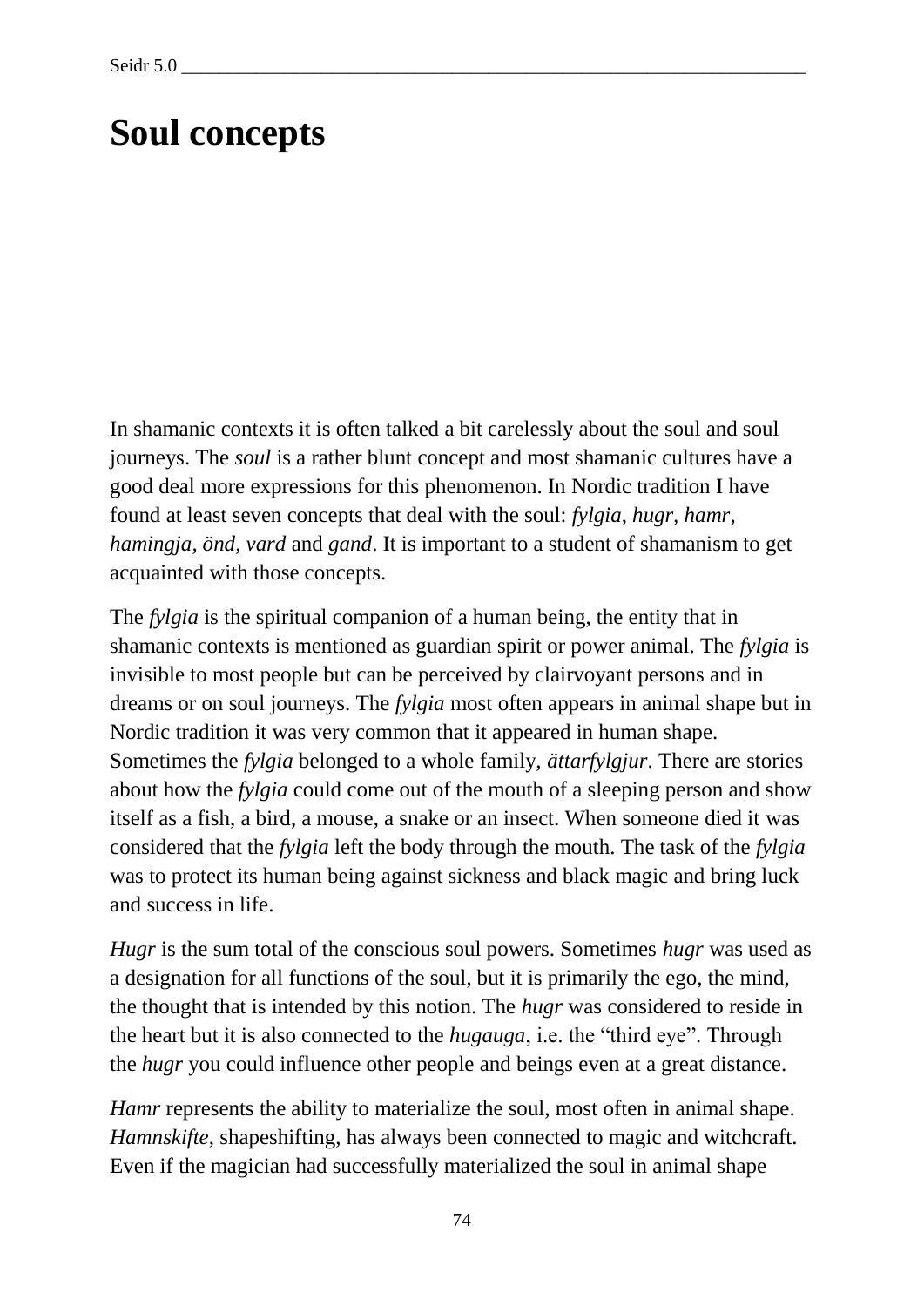# Soul concepts

In shamanic contexts it is often talked a bit carelessly about the soul and soul journeys. The *soul* is a rather blunt concept and most shamanic cultures have a good deal more expressions for this phenomenon. In Nordic tradition I have found at least seven concepts that deal with the soul: *fylgia*, *hugr, hamr, hamingja, önd, vard* and *gand*. It is important to a student of shamanism to get acquainted with those concepts.

The *fylgia* is the spiritual companion of a human being, the entity that in shamanic contexts is mentioned as guardian spirit or power animal. The *fylgia* is invisible to most people but can be perceived by clairvoyant persons and in dreams or on soul journeys. The *fylgia* most often appears in animal shape but in Nordic tradition it was very common that it appeared in human shape. Sometimes the *fylgia* belonged to a whole family, *ättarfylgjur*. There are stories about how the *fylgia* could come out of the mouth of a sleeping person and show itself as a fish, a bird, a mouse, a snake or an insect. When someone died it was considered that the *fylgia* left the body through the mouth. The task of the *fylgia* was to protect its human being against sickness and black magic and bring luck and success in life.

*Hugr* is the sum total of the conscious soul powers. Sometimes *hugr* was used as a designation for all functions of the soul, but it is primarily the ego, the mind, the thought that is intended by this notion. The *hugr* was considered to reside in the heart but it is also connected to the *hugauga*, i.e. the "third eye". Through the *hugr* you could influence other people and beings even at a great distance.

*Hamr* represents the ability to materialize the soul, most often in animal shape. *Hamnskifte*, shapeshifting, has always been connected to magic and witchcraft. Even if the magician had successfully materialized the soul in animal shape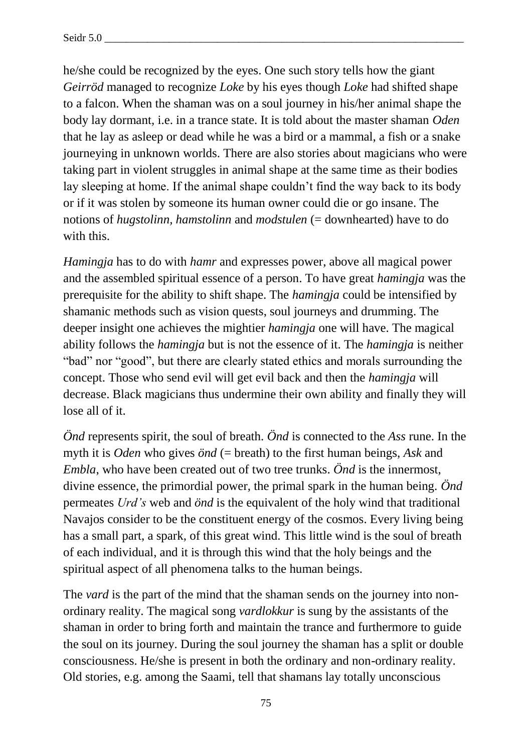he/she could be recognized by the eyes. One such story tells how the giant *Geirröd* managed to recognize *Loke* by his eyes though *Loke* had shifted shape to a falcon. When the shaman was on a soul journey in his/her animal shape the body lay dormant, i.e. in a trance state. It is told about the master shaman *Oden* that he lay as asleep or dead while he was a bird or a mammal, a fish or a snake journeying in unknown worlds. There are also stories about magicians who were taking part in violent struggles in animal shape at the same time as their bodies lay sleeping at home. If the animal shape couldn't find the way back to its body or if it was stolen by someone its human owner could die or go insane. The notions of *hugstolinn*, *hamstolinn* and *modstulen* (= downhearted) have to do with this.

*Hamingja* has to do with *hamr* and expresses power, above all magical power and the assembled spiritual essence of a person. To have great *hamingja* was the prerequisite for the ability to shift shape. The *hamingja* could be intensified by shamanic methods such as vision quests, soul journeys and drumming. The deeper insight one achieves the mightier *hamingja* one will have. The magical ability follows the *hamingja* but is not the essence of it. The *hamingja* is neither "bad" nor "good", but there are clearly stated ethics and morals surrounding the concept. Those who send evil will get evil back and then the *hamingja* will decrease. Black magicians thus undermine their own ability and finally they will lose all of it.

*Önd* represents spirit, the soul of breath. *Önd* is connected to the *Ass* rune. In the myth it is *Oden* who gives *önd* (= breath) to the first human beings, *Ask* and *Embla*, who have been created out of two tree trunks. *Önd* is the innermost, divine essence, the primordial power, the primal spark in the human being. *Önd* permeates *Urd's* web and *önd* is the equivalent of the holy wind that traditional Navajos consider to be the constituent energy of the cosmos. Every living being has a small part, a spark, of this great wind. This little wind is the soul of breath of each individual, and it is through this wind that the holy beings and the spiritual aspect of all phenomena talks to the human beings.

The *vard* is the part of the mind that the shaman sends on the journey into non-ordinary reality. The magical song *vardlokkur* is sung by the assistants of the shaman in order to bring forth and maintain the trance and furthermore to guide the soul on its journey. During the soul journey the shaman has a split or double consciousness. He/she is present in both the ordinary and non-ordinary reality. Old stories, e.g. among the Saami, tell that shamans lay totally unconscious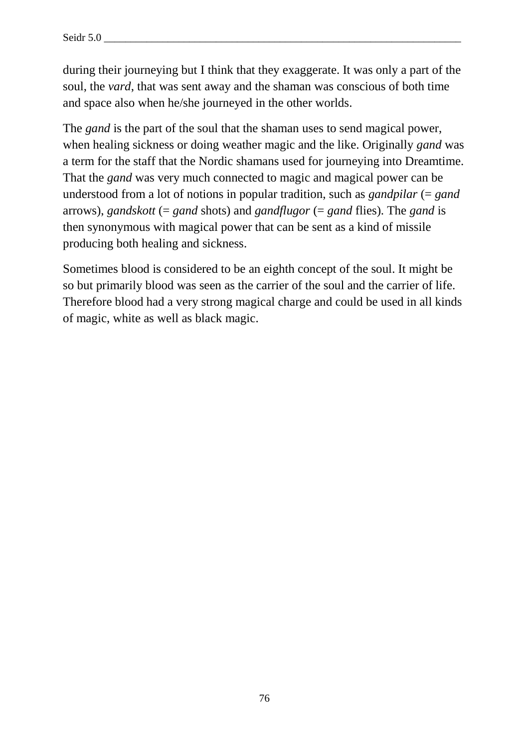during their journeying but I think that they exaggerate. It was only a part of the soul, the *vard*, that was sent away and the shaman was conscious of both time and space also when he/she journeyed in the other worlds.

The *gand* is the part of the soul that the shaman uses to send magical power, when healing sickness or doing weather magic and the like. Originally *gand* was a term for the staff that the Nordic shamans used for journeying into Dreamtime. That the *gand* was very much connected to magic and magical power can be understood from a lot of notions in popular tradition, such as *gandpilar* (= *gand* arrows), *gandskott* (= *gand* shots) and *gandflugor* (= *gand* flies). The *gand* is then synonymous with magical power that can be sent as a kind of missile producing both healing and sickness.

Sometimes blood is considered to be an eighth concept of the soul. It might be so but primarily blood was seen as the carrier of the soul and the carrier of life. Therefore blood had a very strong magical charge and could be used in all kinds of magic, white as well as black magic.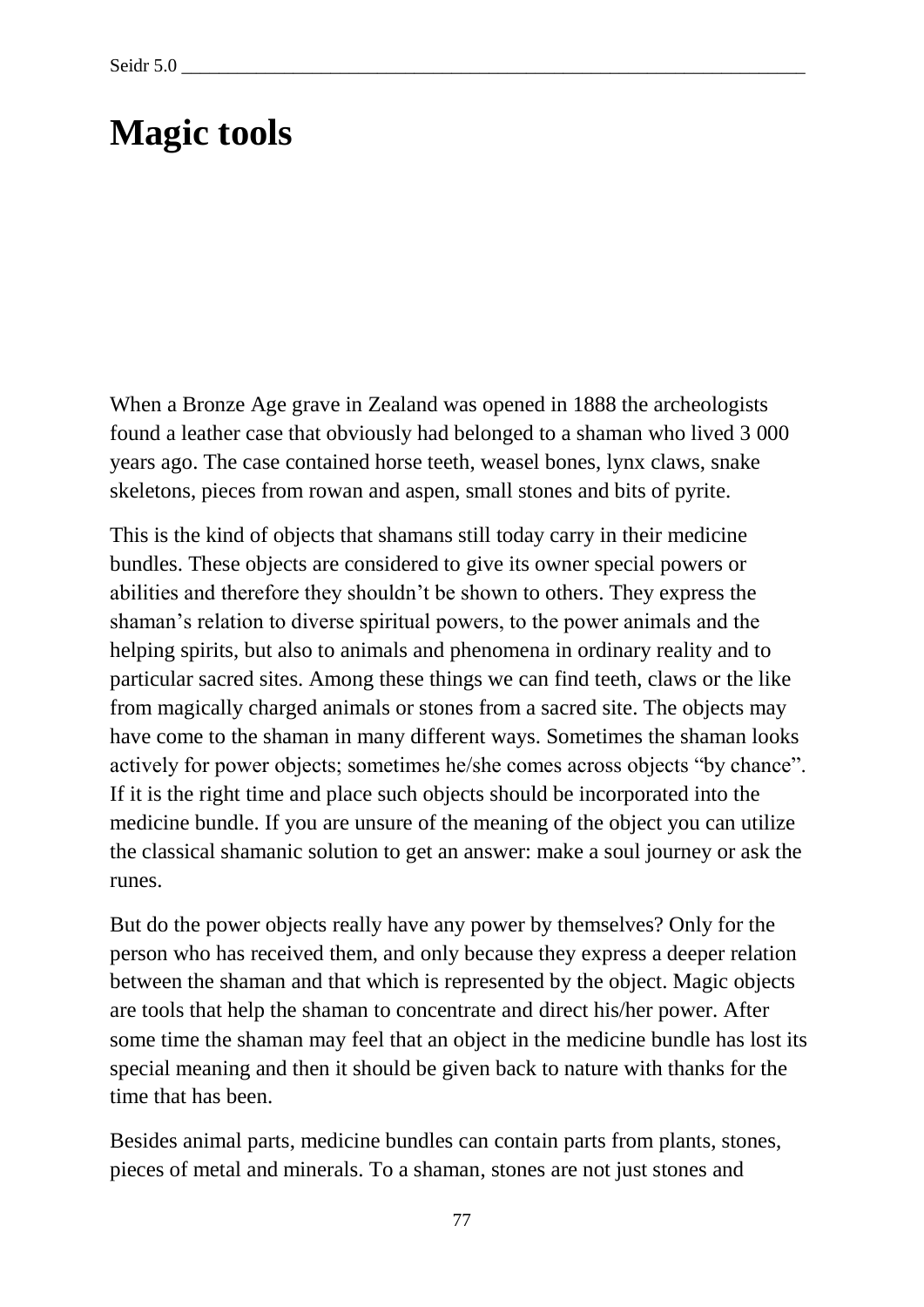# Magic tools

When a Bronze Age grave in Zealand was opened in 1888 the archeologists found a leather case that obviously had belonged to a shaman who lived 3 000 years ago. The case contained horse teeth, weasel bones, lynx claws, snake skeletons, pieces from rowan and aspen, small stones and bits of pyrite.

This is the kind of objects that shamans still today carry in their medicine bundles. These objects are considered to give its owner special powers or abilities and therefore they shouldn't be shown to others. They express the shaman's relation to diverse spiritual powers, to the power animals and the helping spirits, but also to animals and phenomena in ordinary reality and to particular sacred sites. Among these things we can find teeth, claws or the like from magically charged animals or stones from a sacred site. The objects may have come to the shaman in many different ways. Sometimes the shaman looks actively for power objects; sometimes he/she comes across objects "by chance". If it is the right time and place such objects should be incorporated into the medicine bundle. If you are unsure of the meaning of the object you can utilize the classical shamanic solution to get an answer: make a soul journey or ask the runes.

But do the power objects really have any power by themselves? Only for the person who has received them, and only because they express a deeper relation between the shaman and that which is represented by the object. Magic objects are tools that help the shaman to concentrate and direct his/her power. After some time the shaman may feel that an object in the medicine bundle has lost its special meaning and then it should be given back to nature with thanks for the time that has been.

Besides animal parts, medicine bundles can contain parts from plants, stones, pieces of metal and minerals. To a shaman, stones are not just stones and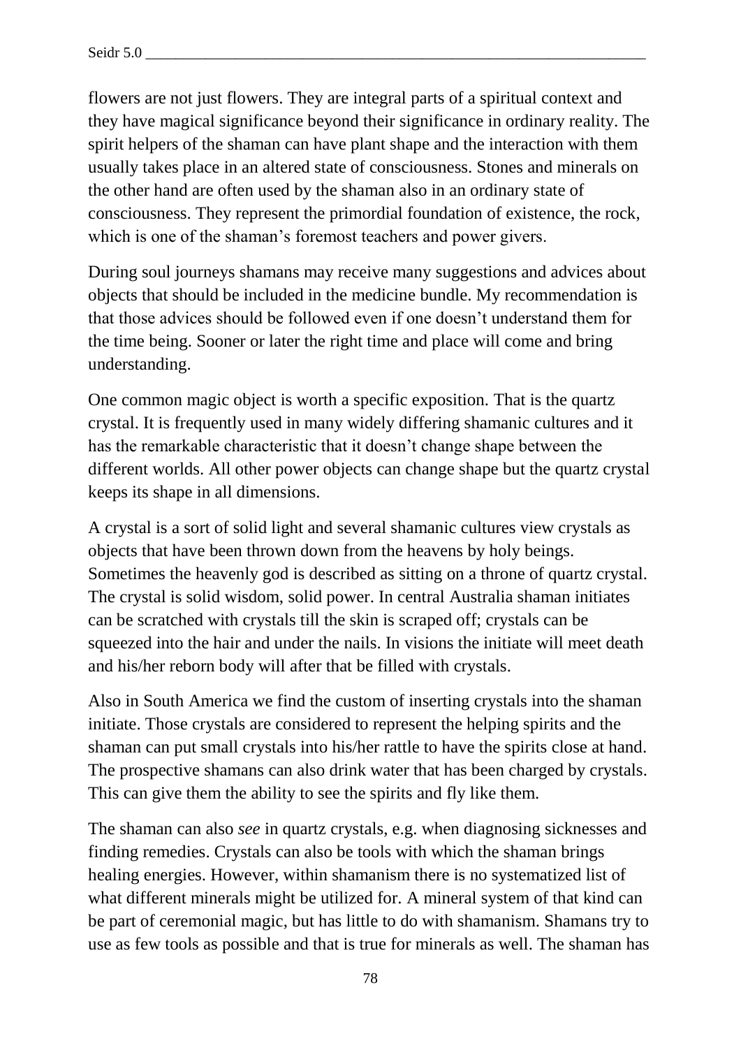flowers are not just flowers. They are integral parts of a spiritual context and they have magical significance beyond their significance in ordinary reality. The spirit helpers of the shaman can have plant shape and the interaction with them usually takes place in an altered state of consciousness. Stones and minerals on the other hand are often used by the shaman also in an ordinary state of consciousness. They represent the primordial foundation of existence, the rock, which is one of the shaman's foremost teachers and power givers.

During soul journeys shamans may receive many suggestions and advices about objects that should be included in the medicine bundle. My recommendation is that those advices should be followed even if one doesn't understand them for the time being. Sooner or later the right time and place will come and bring understanding.

One common magic object is worth a specific exposition. That is the quartz crystal. It is frequently used in many widely differing shamanic cultures and it has the remarkable characteristic that it doesn't change shape between the different worlds. All other power objects can change shape but the quartz crystal keeps its shape in all dimensions.

A crystal is a sort of solid light and several shamanic cultures view crystals as objects that have been thrown down from the heavens by holy beings. Sometimes the heavenly god is described as sitting on a throne of quartz crystal. The crystal is solid wisdom, solid power. In central Australia shaman initiates can be scratched with crystals till the skin is scraped off; crystals can be squeezed into the hair and under the nails. In visions the initiate will meet death and his/her reborn body will after that be filled with crystals.

Also in South America we find the custom of inserting crystals into the shaman initiate. Those crystals are considered to represent the helping spirits and the shaman can put small crystals into his/her rattle to have the spirits close at hand. The prospective shamans can also drink water that has been charged by crystals. This can give them the ability to see the spirits and fly like them.

The shaman can also *see* in quartz crystals, e.g. when diagnosing sicknesses and finding remedies. Crystals can also be tools with which the shaman brings healing energies. However, within shamanism there is no systematized list of what different minerals might be utilized for. A mineral system of that kind can be part of ceremonial magic, but has little to do with shamanism. Shamans try to use as few tools as possible and that is true for minerals as well. The shaman has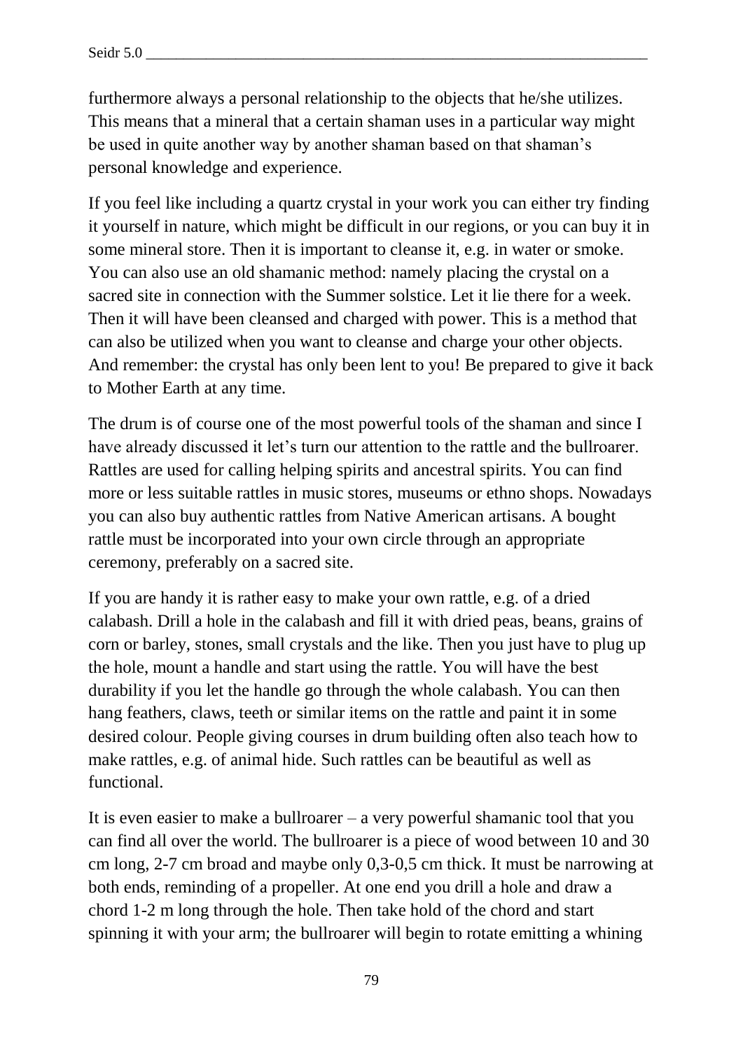furthermore always a personal relationship to the objects that he/she utilizes. This means that a mineral that a certain shaman uses in a particular way might be used in quite another way by another shaman based on that shaman's personal knowledge and experience.

If you feel like including a quartz crystal in your work you can either try finding it yourself in nature, which might be difficult in our regions, or you can buy it in some mineral store. Then it is important to cleanse it, e.g. in water or smoke. You can also use an old shamanic method: namely placing the crystal on a sacred site in connection with the Summer solstice. Let it lie there for a week. Then it will have been cleansed and charged with power. This is a method that can also be utilized when you want to cleanse and charge your other objects. And remember: the crystal has only been lent to you! Be prepared to give it back to Mother Earth at any time.

The drum is of course one of the most powerful tools of the shaman and since I have already discussed it let's turn our attention to the rattle and the bullroarer. Rattles are used for calling helping spirits and ancestral spirits. You can find more or less suitable rattles in music stores, museums or ethno shops. Nowadays you can also buy authentic rattles from Native American artisans. A bought rattle must be incorporated into your own circle through an appropriate ceremony, preferably on a sacred site.

If you are handy it is rather easy to make your own rattle, e.g. of a dried calabash. Drill a hole in the calabash and fill it with dried peas, beans, grains of corn or barley, stones, small crystals and the like. Then you just have to plug up the hole, mount a handle and start using the rattle. You will have the best durability if you let the handle go through the whole calabash. You can then hang feathers, claws, teeth or similar items on the rattle and paint it in some desired colour. People giving courses in drum building often also teach how to make rattles, e.g. of animal hide. Such rattles can be beautiful as well as functional.

It is even easier to make a bullroarer – a very powerful shamanic tool that you can find all over the world. The bullroarer is a piece of wood between 10 and 30 cm long, 2-7 cm broad and maybe only 0,3-0,5 cm thick. It must be narrowing at both ends, reminding of a propeller. At one end you drill a hole and draw a chord 1-2 m long through the hole. Then take hold of the chord and start spinning it with your arm; the bullroarer will begin to rotate emitting a whining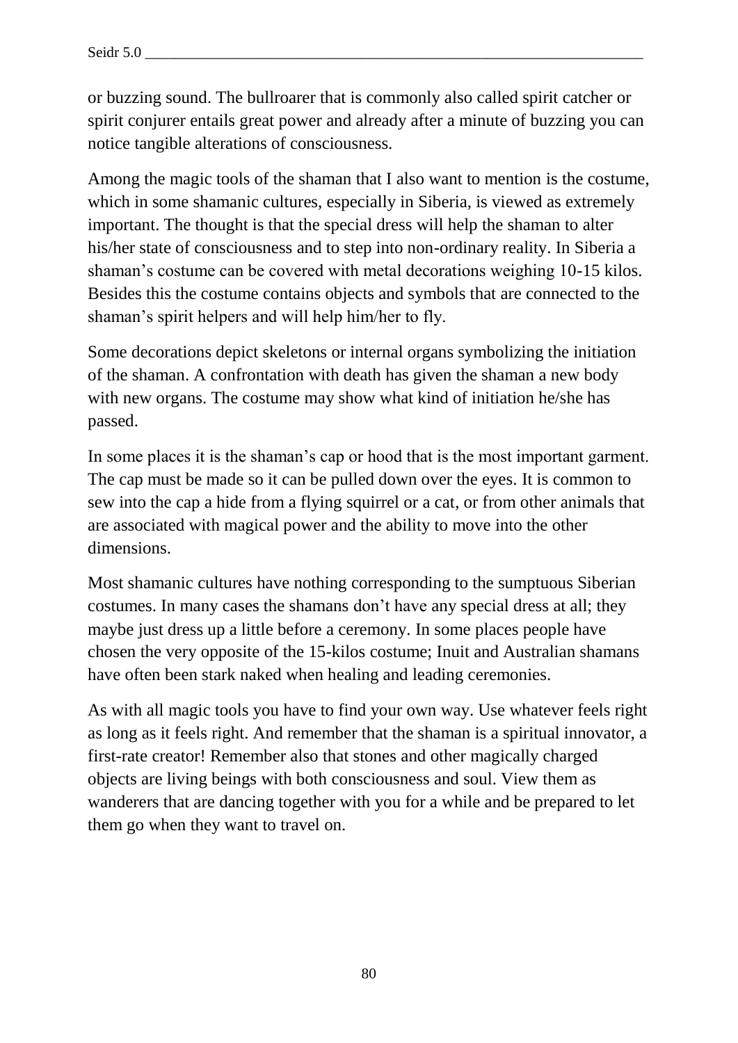or buzzing sound. The bullroarer that is commonly also called spirit catcher or spirit conjurer entails great power and already after a minute of buzzing you can notice tangible alterations of consciousness.

Among the magic tools of the shaman that I also want to mention is the costume, which in some shamanic cultures, especially in Siberia, is viewed as extremely important. The thought is that the special dress will help the shaman to alter his/her state of consciousness and to step into non-ordinary reality. In Siberia a shaman's costume can be covered with metal decorations weighing 10-15 kilos. Besides this the costume contains objects and symbols that are connected to the shaman's spirit helpers and will help him/her to fly.

Some decorations depict skeletons or internal organs symbolizing the initiation of the shaman. A confrontation with death has given the shaman a new body with new organs. The costume may show what kind of initiation he/she has passed.

In some places it is the shaman's cap or hood that is the most important garment. The cap must be made so it can be pulled down over the eyes. It is common to sew into the cap a hide from a flying squirrel or a cat, or from other animals that are associated with magical power and the ability to move into the other dimensions.

Most shamanic cultures have nothing corresponding to the sumptuous Siberian costumes. In many cases the shamans don't have any special dress at all; they maybe just dress up a little before a ceremony. In some places people have chosen the very opposite of the 15-kilos costume; Inuit and Australian shamans have often been stark naked when healing and leading ceremonies.

As with all magic tools you have to find your own way. Use whatever feels right as long as it feels right. And remember that the shaman is a spiritual innovator, a first-rate creator! Remember also that stones and other magically charged objects are living beings with both consciousness and soul. View them as wanderers that are dancing together with you for a while and be prepared to let them go when they want to travel on.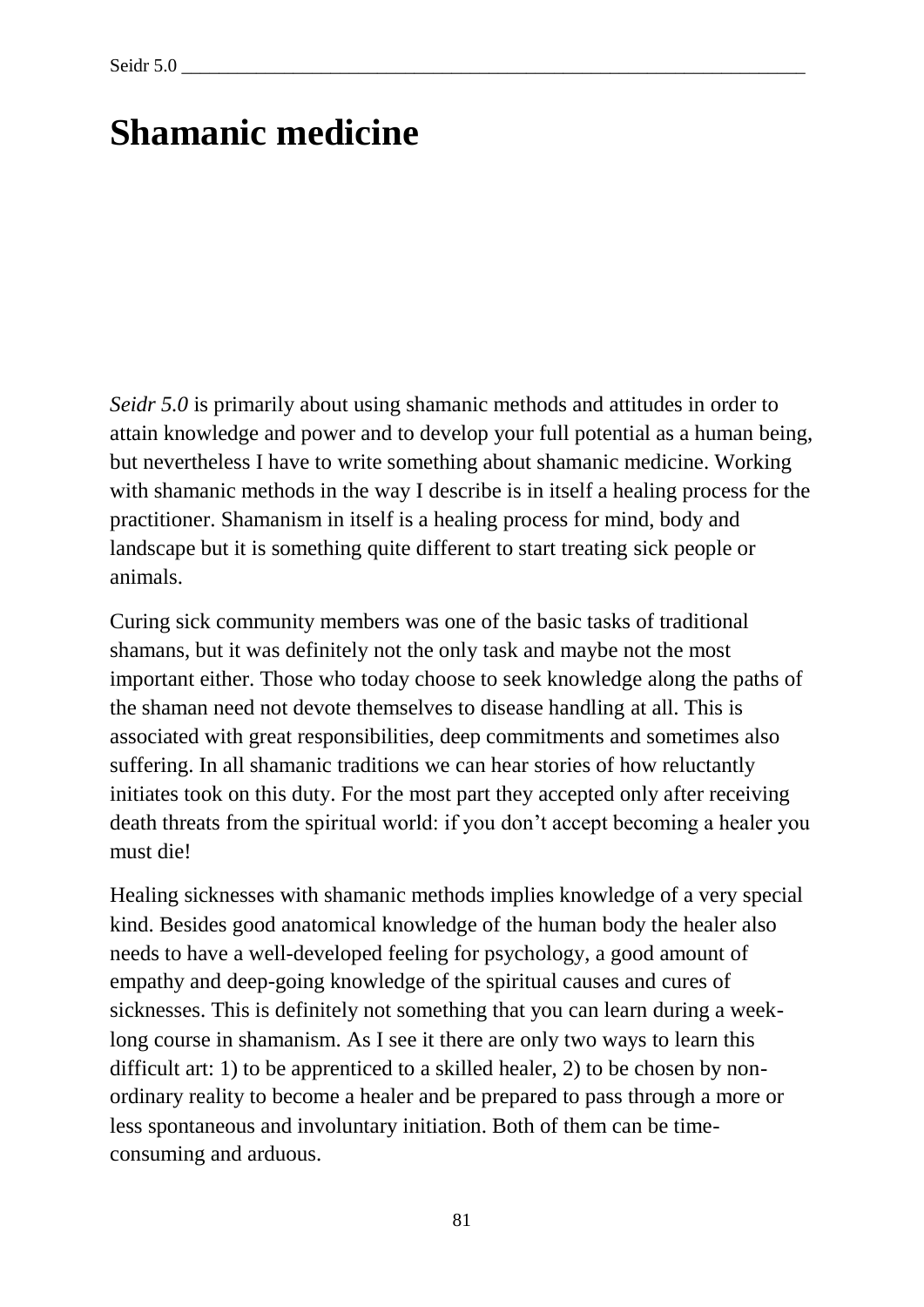# Shamanic medicine

*Seidr 5.0* is primarily about using shamanic methods and attitudes in order to attain knowledge and power and to develop your full potential as a human being, but nevertheless I have to write something about shamanic medicine. Working with shamanic methods in the way I describe is in itself a healing process for the practitioner. Shamanism in itself is a healing process for mind, body and landscape but it is something quite different to start treating sick people or animals.

Curing sick community members was one of the basic tasks of traditional shamans, but it was definitely not the only task and maybe not the most important either. Those who today choose to seek knowledge along the paths of the shaman need not devote themselves to disease handling at all. This is associated with great responsibilities, deep commitments and sometimes also suffering. In all shamanic traditions we can hear stories of how reluctantly initiates took on this duty. For the most part they accepted only after receiving death threats from the spiritual world: if you don't accept becoming a healer you must die!

Healing sicknesses with shamanic methods implies knowledge of a very special kind. Besides good anatomical knowledge of the human body the healer also needs to have a well-developed feeling for psychology, a good amount of empathy and deep-going knowledge of the spiritual causes and cures of sicknesses. This is definitely not something that you can learn during a week-long course in shamanism. As I see it there are only two ways to learn this difficult art: 1) to be apprenticed to a skilled healer, 2) to be chosen by non-ordinary reality to become a healer and be prepared to pass through a more or less spontaneous and involuntary initiation. Both of them can be time-consuming and arduous.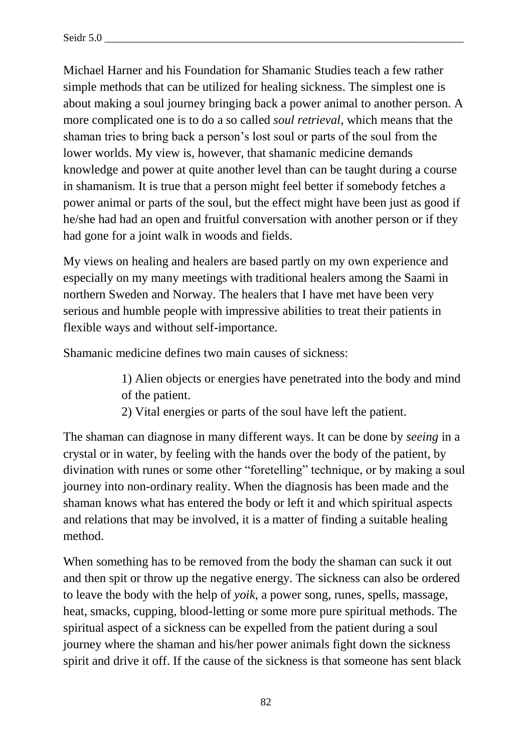Michael Harner and his Foundation for Shamanic Studies teach a few rather simple methods that can be utilized for healing sickness. The simplest one is about making a soul journey bringing back a power animal to another person. A more complicated one is to do a so called *soul retrieval*, which means that the shaman tries to bring back a person's lost soul or parts of the soul from the lower worlds. My view is, however, that shamanic medicine demands knowledge and power at quite another level than can be taught during a course in shamanism. It is true that a person might feel better if somebody fetches a power animal or parts of the soul, but the effect might have been just as good if he/she had had an open and fruitful conversation with another person or if they had gone for a joint walk in woods and fields.

My views on healing and healers are based partly on my own experience and especially on my many meetings with traditional healers among the Saami in northern Sweden and Norway. The healers that I have met have been very serious and humble people with impressive abilities to treat their patients in flexible ways and without self-importance.

Shamanic medicine defines two main causes of sickness:

> 1) Alien objects or energies have penetrated into the body and mind of the patient.
> 2) Vital energies or parts of the soul have left the patient.

The shaman can diagnose in many different ways. It can be done by *seeing* in a crystal or in water, by feeling with the hands over the body of the patient, by divination with runes or some other "foretelling" technique, or by making a soul journey into non-ordinary reality. When the diagnosis has been made and the shaman knows what has entered the body or left it and which spiritual aspects and relations that may be involved, it is a matter of finding a suitable healing method.

When something has to be removed from the body the shaman can suck it out and then spit or throw up the negative energy. The sickness can also be ordered to leave the body with the help of *yoik*, a power song, runes, spells, massage, heat, smacks, cupping, blood-letting or some more pure spiritual methods. The spiritual aspect of a sickness can be expelled from the patient during a soul journey where the shaman and his/her power animals fight down the sickness spirit and drive it off. If the cause of the sickness is that someone has sent black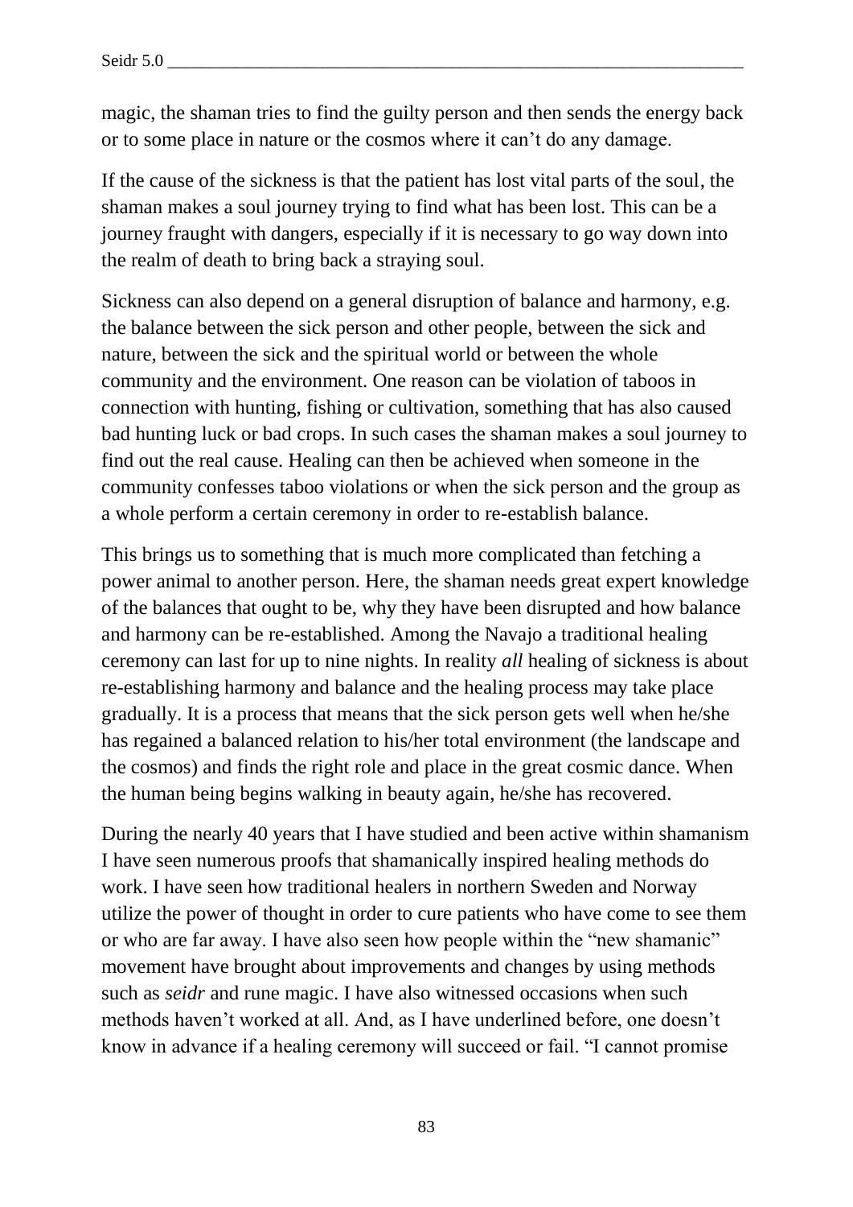magic, the shaman tries to find the guilty person and then sends the energy back or to some place in nature or the cosmos where it can't do any damage.

If the cause of the sickness is that the patient has lost vital parts of the soul, the shaman makes a soul journey trying to find what has been lost. This can be a journey fraught with dangers, especially if it is necessary to go way down into the realm of death to bring back a straying soul.

Sickness can also depend on a general disruption of balance and harmony, e.g. the balance between the sick person and other people, between the sick and nature, between the sick and the spiritual world or between the whole community and the environment. One reason can be violation of taboos in connection with hunting, fishing or cultivation, something that has also caused bad hunting luck or bad crops. In such cases the shaman makes a soul journey to find out the real cause. Healing can then be achieved when someone in the community confesses taboo violations or when the sick person and the group as a whole perform a certain ceremony in order to re-establish balance.

This brings us to something that is much more complicated than fetching a power animal to another person. Here, the shaman needs great expert knowledge of the balances that ought to be, why they have been disrupted and how balance and harmony can be re-established. Among the Navajo a traditional healing ceremony can last for up to nine nights. In reality *all* healing of sickness is about re-establishing harmony and balance and the healing process may take place gradually. It is a process that means that the sick person gets well when he/she has regained a balanced relation to his/her total environment (the landscape and the cosmos) and finds the right role and place in the great cosmic dance. When the human being begins walking in beauty again, he/she has recovered.

During the nearly 40 years that I have studied and been active within shamanism I have seen numerous proofs that shamanically inspired healing methods do work. I have seen how traditional healers in northern Sweden and Norway utilize the power of thought in order to cure patients who have come to see them or who are far away. I have also seen how people within the "new shamanic" movement have brought about improvements and changes by using methods such as *seidr* and rune magic. I have also witnessed occasions when such methods haven't worked at all. And, as I have underlined before, one doesn't know in advance if a healing ceremony will succeed or fail. "I cannot promise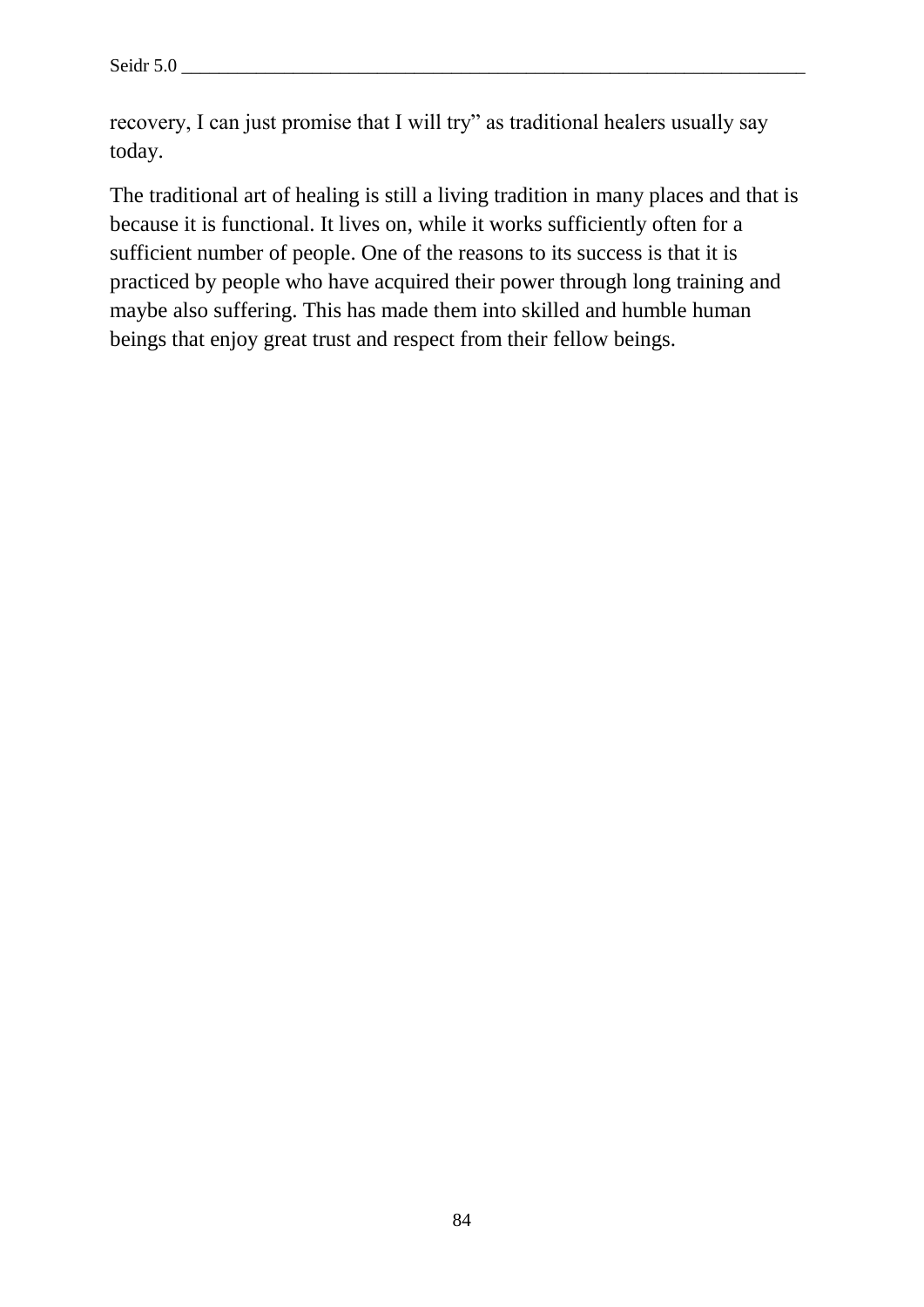recovery, I can just promise that I will try" as traditional healers usually say today.

The traditional art of healing is still a living tradition in many places and that is because it is functional. It lives on, while it works sufficiently often for a sufficient number of people. One of the reasons to its success is that it is practiced by people who have acquired their power through long training and maybe also suffering. This has made them into skilled and humble human beings that enjoy great trust and respect from their fellow beings.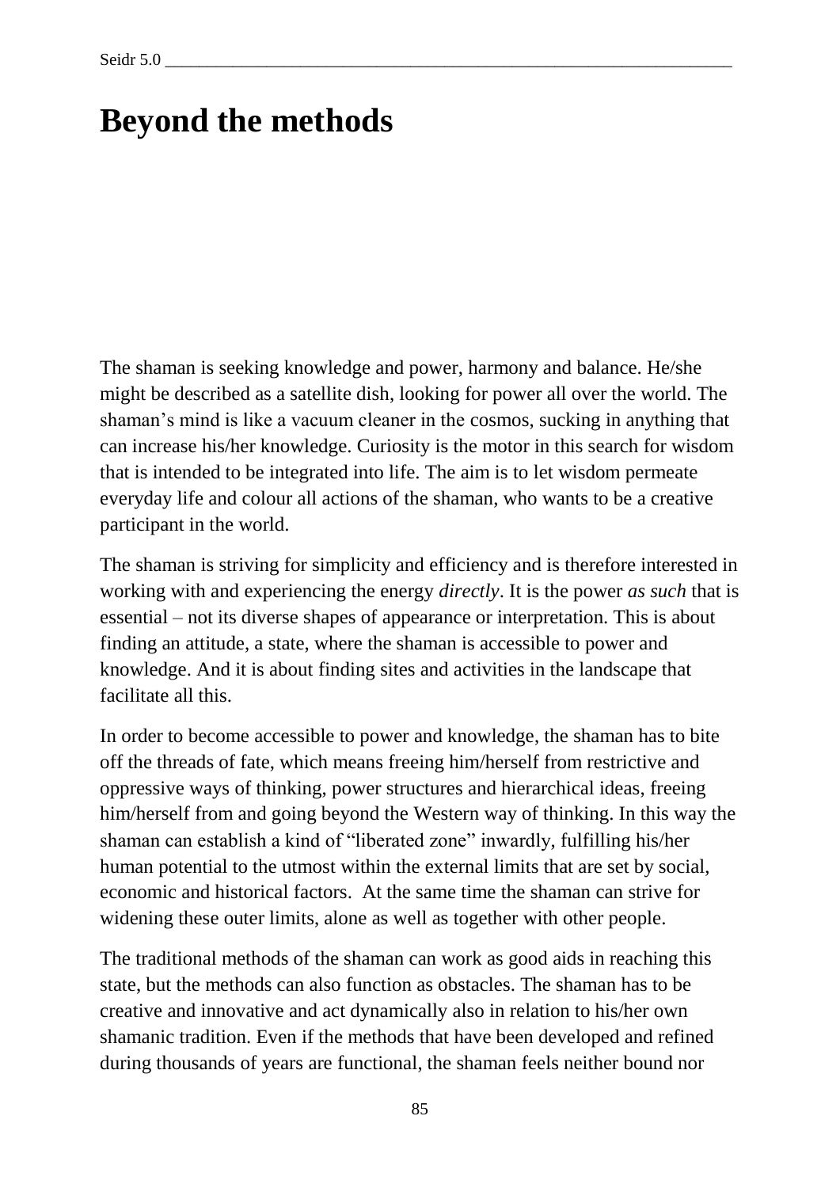# Beyond the methods

The shaman is seeking knowledge and power, harmony and balance. He/she might be described as a satellite dish, looking for power all over the world. The shaman's mind is like a vacuum cleaner in the cosmos, sucking in anything that can increase his/her knowledge. Curiosity is the motor in this search for wisdom that is intended to be integrated into life. The aim is to let wisdom permeate everyday life and colour all actions of the shaman, who wants to be a creative participant in the world.

The shaman is striving for simplicity and efficiency and is therefore interested in working with and experiencing the energy *directly*. It is the power *as such* that is essential – not its diverse shapes of appearance or interpretation. This is about finding an attitude, a state, where the shaman is accessible to power and knowledge. And it is about finding sites and activities in the landscape that facilitate all this.

In order to become accessible to power and knowledge, the shaman has to bite off the threads of fate, which means freeing him/herself from restrictive and oppressive ways of thinking, power structures and hierarchical ideas, freeing him/herself from and going beyond the Western way of thinking. In this way the shaman can establish a kind of "liberated zone" inwardly, fulfilling his/her human potential to the utmost within the external limits that are set by social, economic and historical factors. At the same time the shaman can strive for widening these outer limits, alone as well as together with other people.

The traditional methods of the shaman can work as good aids in reaching this state, but the methods can also function as obstacles. The shaman has to be creative and innovative and act dynamically also in relation to his/her own shamanic tradition. Even if the methods that have been developed and refined during thousands of years are functional, the shaman feels neither bound nor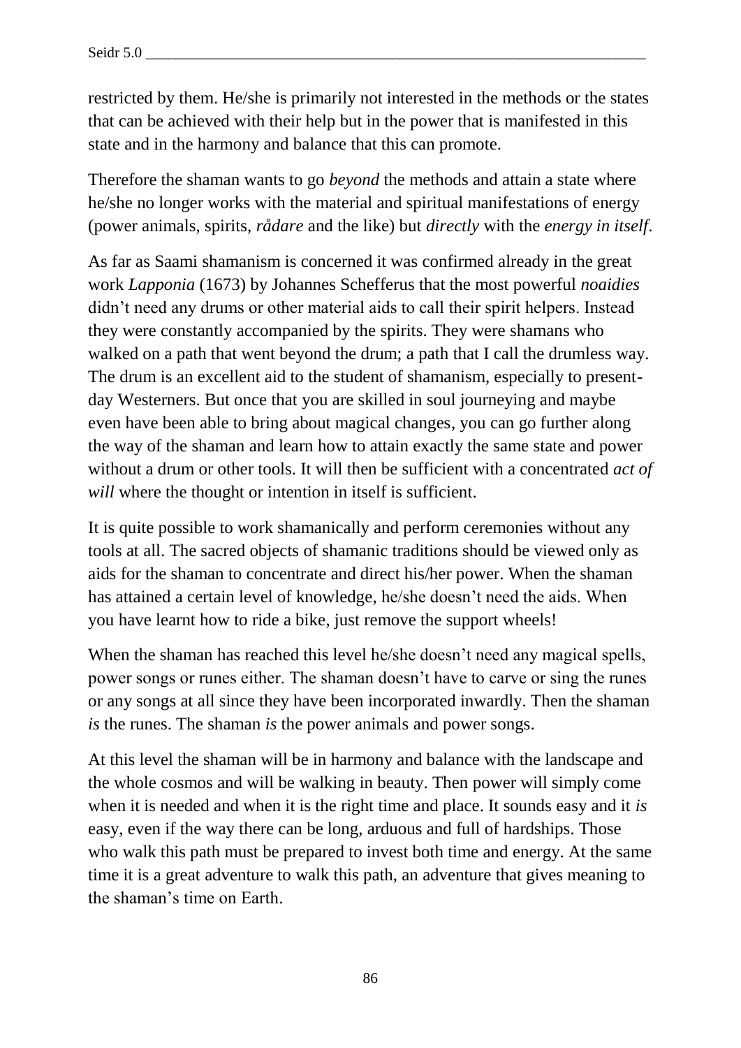restricted by them. He/she is primarily not interested in the methods or the states that can be achieved with their help but in the power that is manifested in this state and in the harmony and balance that this can promote.

Therefore the shaman wants to go *beyond* the methods and attain a state where he/she no longer works with the material and spiritual manifestations of energy (power animals, spirits, *rådare* and the like) but *directly* with the *energy in itself*.

As far as Saami shamanism is concerned it was confirmed already in the great work *Lapponia* (1673) by Johannes Schefferus that the most powerful *noaidies* didn't need any drums or other material aids to call their spirit helpers. Instead they were constantly accompanied by the spirits. They were shamans who walked on a path that went beyond the drum; a path that I call the drumless way. The drum is an excellent aid to the student of shamanism, especially to present-day Westerners. But once that you are skilled in soul journeying and maybe even have been able to bring about magical changes, you can go further along the way of the shaman and learn how to attain exactly the same state and power without a drum or other tools. It will then be sufficient with a concentrated *act of will* where the thought or intention in itself is sufficient.

It is quite possible to work shamanically and perform ceremonies without any tools at all. The sacred objects of shamanic traditions should be viewed only as aids for the shaman to concentrate and direct his/her power. When the shaman has attained a certain level of knowledge, he/she doesn't need the aids. When you have learnt how to ride a bike, just remove the support wheels!

When the shaman has reached this level he/she doesn't need any magical spells, power songs or runes either. The shaman doesn't have to carve or sing the runes or any songs at all since they have been incorporated inwardly. Then the shaman *is* the runes. The shaman *is* the power animals and power songs.

At this level the shaman will be in harmony and balance with the landscape and the whole cosmos and will be walking in beauty. Then power will simply come when it is needed and when it is the right time and place. It sounds easy and it *is* easy, even if the way there can be long, arduous and full of hardships. Those who walk this path must be prepared to invest both time and energy. At the same time it is a great adventure to walk this path, an adventure that gives meaning to the shaman's time on Earth.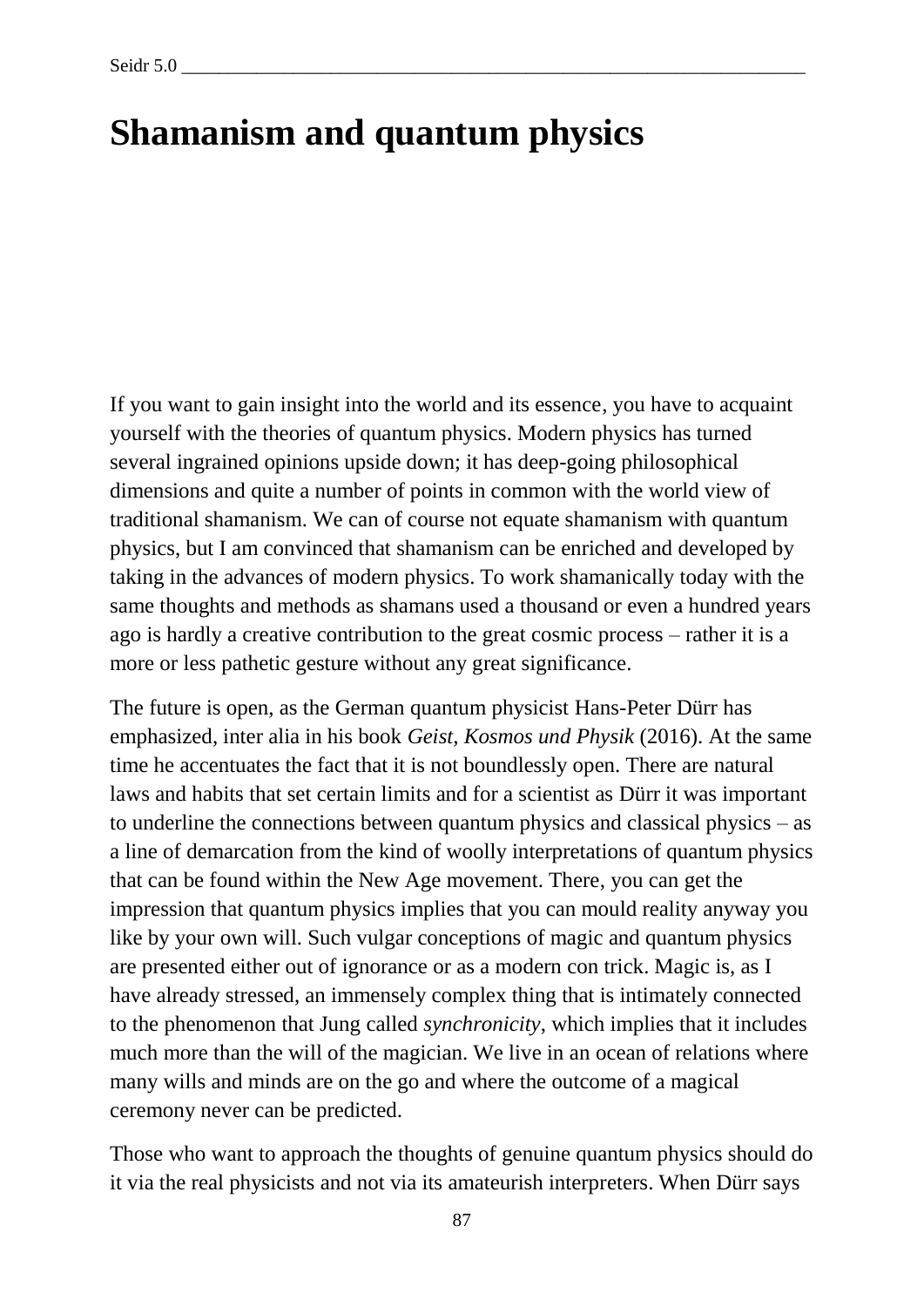# Shamanism and quantum physics

If you want to gain insight into the world and its essence, you have to acquaint yourself with the theories of quantum physics. Modern physics has turned several ingrained opinions upside down; it has deep-going philosophical dimensions and quite a number of points in common with the world view of traditional shamanism. We can of course not equate shamanism with quantum physics, but I am convinced that shamanism can be enriched and developed by taking in the advances of modern physics. To work shamanically today with the same thoughts and methods as shamans used a thousand or even a hundred years ago is hardly a creative contribution to the great cosmic process – rather it is a more or less pathetic gesture without any great significance.

The future is open, as the German quantum physicist Hans-Peter Dürr has emphasized, inter alia in his book *Geist, Kosmos und Physik* (2016). At the same time he accentuates the fact that it is not boundlessly open. There are natural laws and habits that set certain limits and for a scientist as Dürr it was important to underline the connections between quantum physics and classical physics – as a line of demarcation from the kind of woolly interpretations of quantum physics that can be found within the New Age movement. There, you can get the impression that quantum physics implies that you can mould reality anyway you like by your own will. Such vulgar conceptions of magic and quantum physics are presented either out of ignorance or as a modern con trick. Magic is, as I have already stressed, an immensely complex thing that is intimately connected to the phenomenon that Jung called *synchronicity*, which implies that it includes much more than the will of the magician. We live in an ocean of relations where many wills and minds are on the go and where the outcome of a magical ceremony never can be predicted.

Those who want to approach the thoughts of genuine quantum physics should do it via the real physicists and not via its amateurish interpreters. When Dürr says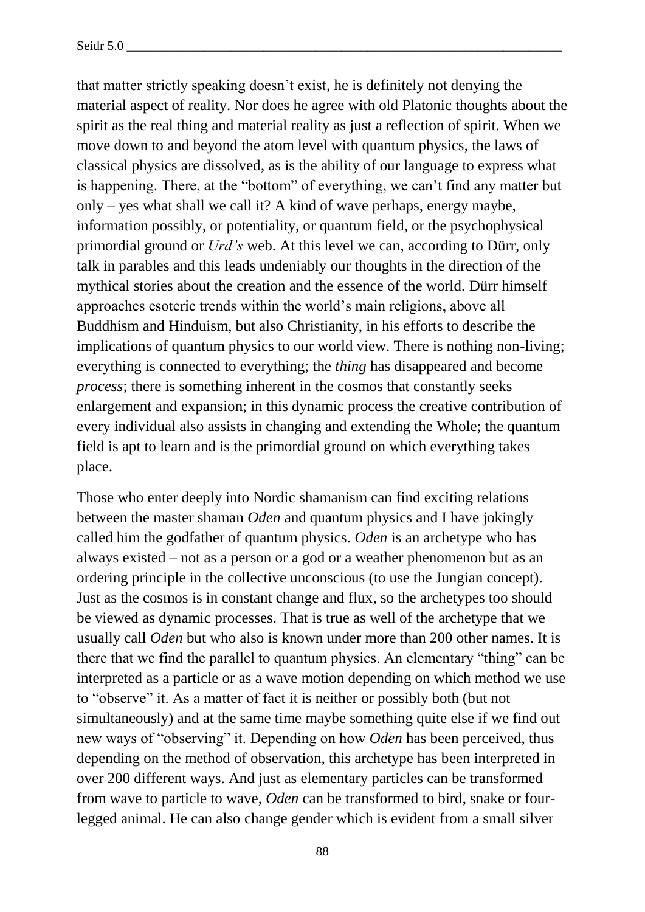that matter strictly speaking doesn't exist, he is definitely not denying the material aspect of reality. Nor does he agree with old Platonic thoughts about the spirit as the real thing and material reality as just a reflection of spirit. When we move down to and beyond the atom level with quantum physics, the laws of classical physics are dissolved, as is the ability of our language to express what is happening. There, at the "bottom" of everything, we can't find any matter but only – yes what shall we call it? A kind of wave perhaps, energy maybe, information possibly, or potentiality, or quantum field, or the psychophysical primordial ground or *Urd's* web. At this level we can, according to Dürr, only talk in parables and this leads undeniably our thoughts in the direction of the mythical stories about the creation and the essence of the world. Dürr himself approaches esoteric trends within the world's main religions, above all Buddhism and Hinduism, but also Christianity, in his efforts to describe the implications of quantum physics to our world view. There is nothing non-living; everything is connected to everything; the *thing* has disappeared and become *process*; there is something inherent in the cosmos that constantly seeks enlargement and expansion; in this dynamic process the creative contribution of every individual also assists in changing and extending the Whole; the quantum field is apt to learn and is the primordial ground on which everything takes place.

Those who enter deeply into Nordic shamanism can find exciting relations between the master shaman *Oden* and quantum physics and I have jokingly called him the godfather of quantum physics. *Oden* is an archetype who has always existed – not as a person or a god or a weather phenomenon but as an ordering principle in the collective unconscious (to use the Jungian concept). Just as the cosmos is in constant change and flux, so the archetypes too should be viewed as dynamic processes. That is true as well of the archetype that we usually call *Oden* but who also is known under more than 200 other names. It is there that we find the parallel to quantum physics. An elementary "thing" can be interpreted as a particle or as a wave motion depending on which method we use to "observe" it. As a matter of fact it is neither or possibly both (but not simultaneously) and at the same time maybe something quite else if we find out new ways of "observing" it. Depending on how *Oden* has been perceived, thus depending on the method of observation, this archetype has been interpreted in over 200 different ways. And just as elementary particles can be transformed from wave to particle to wave, *Oden* can be transformed to bird, snake or four-legged animal. He can also change gender which is evident from a small silver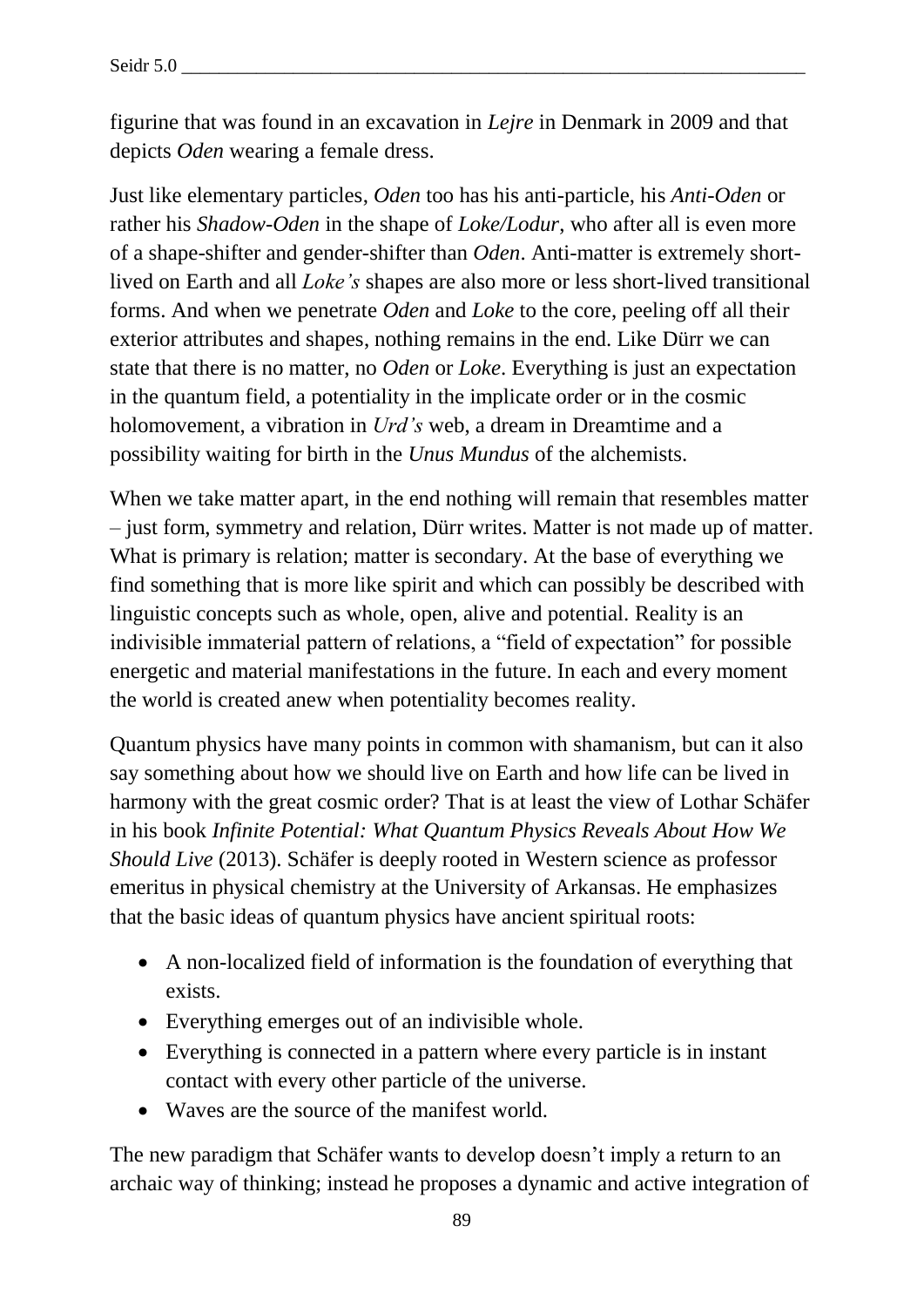figurine that was found in an excavation in *Lejre* in Denmark in 2009 and that depicts *Oden* wearing a female dress.

Just like elementary particles, *Oden* too has his anti-particle, his *Anti-Oden* or rather his *Shadow-Oden* in the shape of *Loke/Lodur*, who after all is even more of a shape-shifter and gender-shifter than *Oden*. Anti-matter is extremely short-lived on Earth and all *Loke's* shapes are also more or less short-lived transitional forms. And when we penetrate *Oden* and *Loke* to the core, peeling off all their exterior attributes and shapes, nothing remains in the end. Like Dürr we can state that there is no matter, no *Oden* or *Loke*. Everything is just an expectation in the quantum field, a potentiality in the implicate order or in the cosmic holomovement, a vibration in *Urd's* web, a dream in Dreamtime and a possibility waiting for birth in the *Unus Mundus* of the alchemists.

When we take matter apart, in the end nothing will remain that resembles matter – just form, symmetry and relation, Dürr writes. Matter is not made up of matter. What is primary is relation; matter is secondary. At the base of everything we find something that is more like spirit and which can possibly be described with linguistic concepts such as whole, open, alive and potential. Reality is an indivisible immaterial pattern of relations, a "field of expectation" for possible energetic and material manifestations in the future. In each and every moment the world is created anew when potentiality becomes reality.

Quantum physics have many points in common with shamanism, but can it also say something about how we should live on Earth and how life can be lived in harmony with the great cosmic order? That is at least the view of Lothar Schäfer in his book *Infinite Potential: What Quantum Physics Reveals About How We Should Live* (2013). Schäfer is deeply rooted in Western science as professor emeritus in physical chemistry at the University of Arkansas. He emphasizes that the basic ideas of quantum physics have ancient spiritual roots:

- A non-localized field of information is the foundation of everything that exists.
- Everything emerges out of an indivisible whole.
- Everything is connected in a pattern where every particle is in instant contact with every other particle of the universe.
- Waves are the source of the manifest world.

The new paradigm that Schäfer wants to develop doesn't imply a return to an archaic way of thinking; instead he proposes a dynamic and active integration of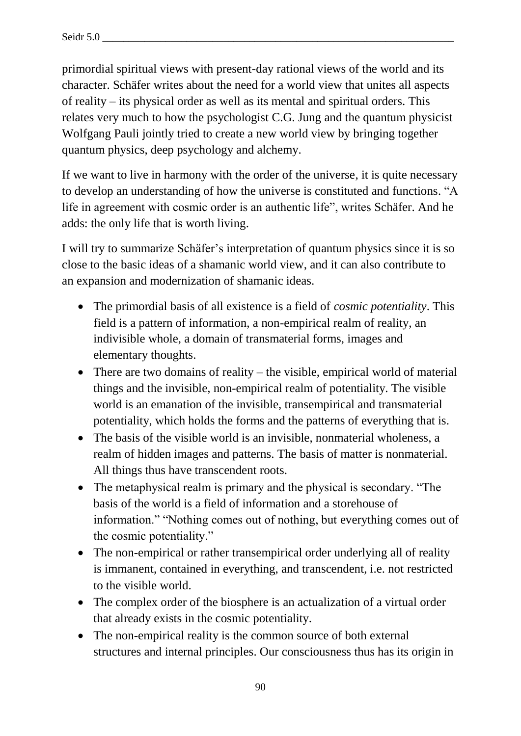primordial spiritual views with present-day rational views of the world and its character. Schäfer writes about the need for a world view that unites all aspects of reality – its physical order as well as its mental and spiritual orders. This relates very much to how the psychologist C.G. Jung and the quantum physicist Wolfgang Pauli jointly tried to create a new world view by bringing together quantum physics, deep psychology and alchemy.

If we want to live in harmony with the order of the universe, it is quite necessary to develop an understanding of how the universe is constituted and functions. "A life in agreement with cosmic order is an authentic life", writes Schäfer. And he adds: the only life that is worth living.

I will try to summarize Schäfer's interpretation of quantum physics since it is so close to the basic ideas of a shamanic world view, and it can also contribute to an expansion and modernization of shamanic ideas.

- The primordial basis of all existence is a field of *cosmic potentiality*. This field is a pattern of information, a non-empirical realm of reality, an indivisible whole, a domain of transmaterial forms, images and elementary thoughts.
- There are two domains of reality – the visible, empirical world of material things and the invisible, non-empirical realm of potentiality. The visible world is an emanation of the invisible, transempirical and transmaterial potentiality, which holds the forms and the patterns of everything that is.
- The basis of the visible world is an invisible, nonmaterial wholeness, a realm of hidden images and patterns. The basis of matter is nonmaterial. All things thus have transcendent roots.
- The metaphysical realm is primary and the physical is secondary. "The basis of the world is a field of information and a storehouse of information." "Nothing comes out of nothing, but everything comes out of the cosmic potentiality."
- The non-empirical or rather transempirical order underlying all of reality is immanent, contained in everything, and transcendent, i.e. not restricted to the visible world.
- The complex order of the biosphere is an actualization of a virtual order that already exists in the cosmic potentiality.
- The non-empirical reality is the common source of both external structures and internal principles. Our consciousness thus has its origin in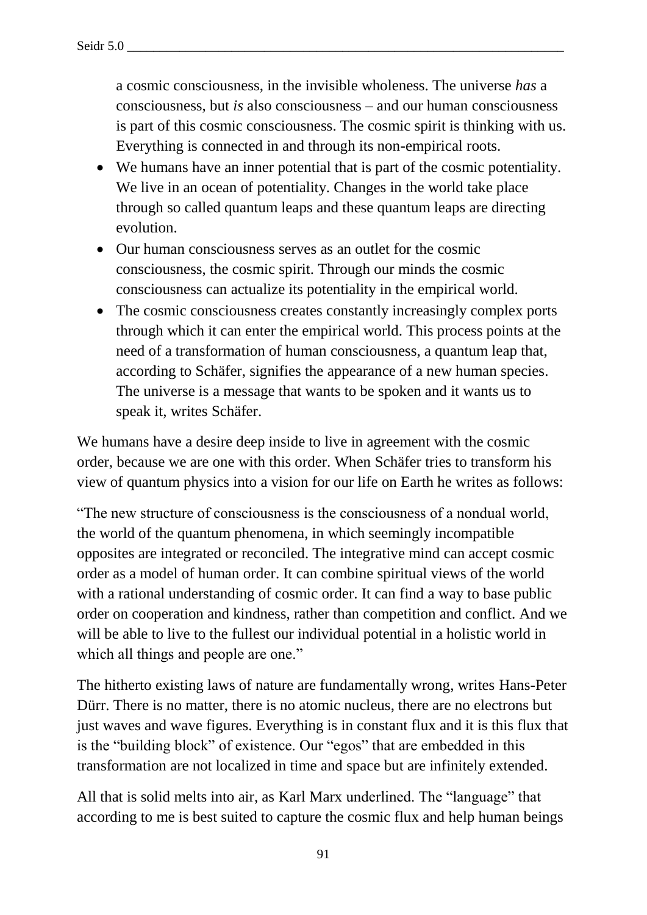a cosmic consciousness, in the invisible wholeness. The universe *has* a consciousness, but *is* also consciousness – and our human consciousness is part of this cosmic consciousness. The cosmic spirit is thinking with us. Everything is connected in and through its non-empirical roots.

- We humans have an inner potential that is part of the cosmic potentiality. We live in an ocean of potentiality. Changes in the world take place through so called quantum leaps and these quantum leaps are directing evolution.
- Our human consciousness serves as an outlet for the cosmic consciousness, the cosmic spirit. Through our minds the cosmic consciousness can actualize its potentiality in the empirical world.
- The cosmic consciousness creates constantly increasingly complex ports through which it can enter the empirical world. This process points at the need of a transformation of human consciousness, a quantum leap that, according to Schäfer, signifies the appearance of a new human species. The universe is a message that wants to be spoken and it wants us to speak it, writes Schäfer.

We humans have a desire deep inside to live in agreement with the cosmic order, because we are one with this order. When Schäfer tries to transform his view of quantum physics into a vision for our life on Earth he writes as follows:

"The new structure of consciousness is the consciousness of a nondual world, the world of the quantum phenomena, in which seemingly incompatible opposites are integrated or reconciled. The integrative mind can accept cosmic order as a model of human order. It can combine spiritual views of the world with a rational understanding of cosmic order. It can find a way to base public order on cooperation and kindness, rather than competition and conflict. And we will be able to live to the fullest our individual potential in a holistic world in which all things and people are one."

The hitherto existing laws of nature are fundamentally wrong, writes Hans-Peter Dürr. There is no matter, there is no atomic nucleus, there are no electrons but just waves and wave figures. Everything is in constant flux and it is this flux that is the "building block" of existence. Our "egos" that are embedded in this transformation are not localized in time and space but are infinitely extended.

All that is solid melts into air, as Karl Marx underlined. The "language" that according to me is best suited to capture the cosmic flux and help human beings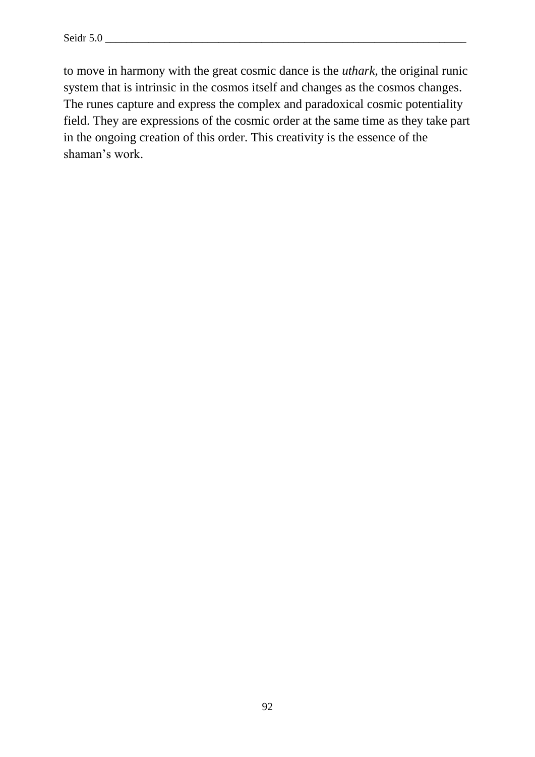to move in harmony with the great cosmic dance is the *uthark*, the original runic system that is intrinsic in the cosmos itself and changes as the cosmos changes. The runes capture and express the complex and paradoxical cosmic potentiality field. They are expressions of the cosmic order at the same time as they take part in the ongoing creation of this order. This creativity is the essence of the shaman's work.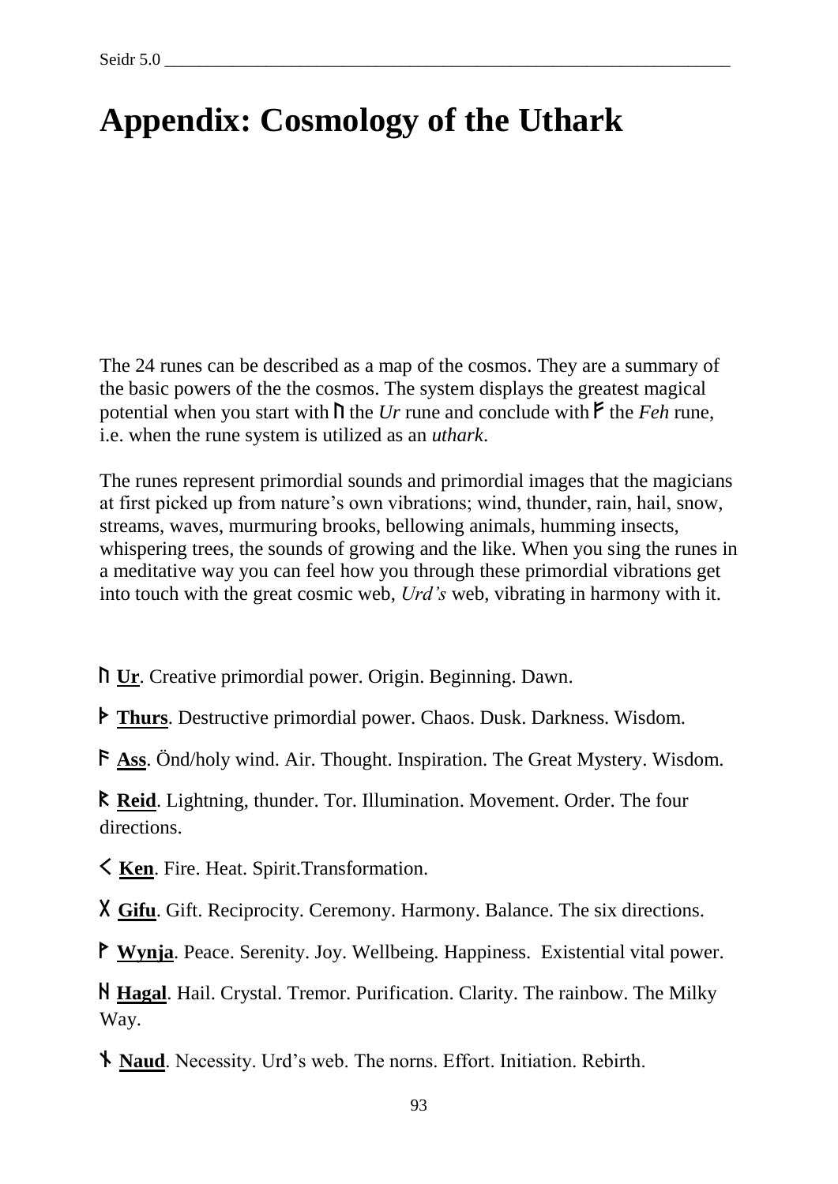# Appendix: Cosmology of the Uthark

The 24 runes can be described as a map of the cosmos. They are a summary of the basic powers of the the cosmos. The system displays the greatest magical potential when you start with ᚢ the *Ur* rune and conclude with ᚠ the *Feh* rune, i.e. when the rune system is utilized as an *uthark*.

The runes represent primordial sounds and primordial images that the magicians at first picked up from nature's own vibrations; wind, thunder, rain, hail, snow, streams, waves, murmuring brooks, bellowing animals, humming insects, whispering trees, the sounds of growing and the like. When you sing the runes in a meditative way you can feel how you through these primordial vibrations get into touch with the great cosmic web, *Urd's* web, vibrating in harmony with it.

ᚢ **Ur**. Creative primordial power. Origin. Beginning. Dawn.

ᚦ **Thurs**. Destructive primordial power. Chaos. Dusk. Darkness. Wisdom.

ᚨ **Ass**. Önd/holy wind. Air. Thought. Inspiration. The Great Mystery. Wisdom.

ᚱ **Reid**. Lightning, thunder. Tor. Illumination. Movement. Order. The four directions.

ᚲ **Ken**. Fire. Heat. Spirit.Transformation.

ᚷ **Gifu**. Gift. Reciprocity. Ceremony. Harmony. Balance. The six directions.

ᚹ **Wynja**. Peace. Serenity. Joy. Wellbeing. Happiness. Existential vital power.

ᚺ **Hagal**. Hail. Crystal. Tremor. Purification. Clarity. The rainbow. The Milky Way.

ᚾ **Naud**. Necessity. Urd's web. The norns. Effort. Initiation. Rebirth.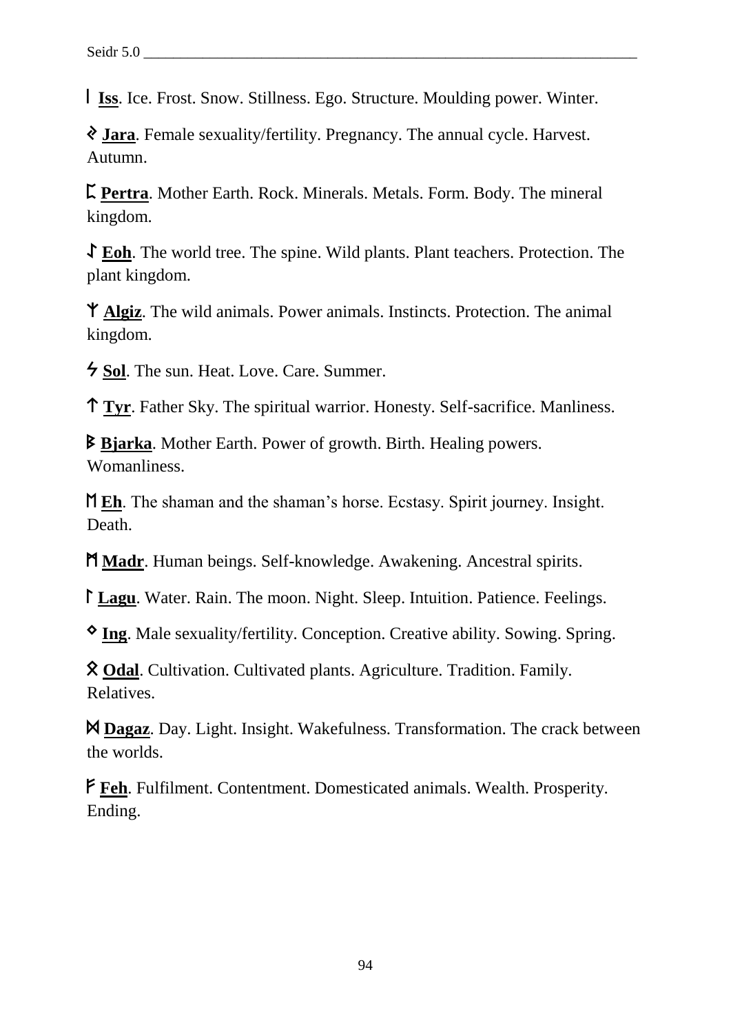ᛁ **Iss**. Ice. Frost. Snow. Stillness. Ego. Structure. Moulding power. Winter.

ᛃ **Jara**. Female sexuality/fertility. Pregnancy. The annual cycle. Harvest. Autumn.

ᛈ **Pertra**. Mother Earth. Rock. Minerals. Metals. Form. Body. The mineral kingdom.

ᛇ **Eoh**. The world tree. The spine. Wild plants. Plant teachers. Protection. The plant kingdom.

ᛉ **Algiz**. The wild animals. Power animals. Instincts. Protection. The animal kingdom.

ᛋ **Sol**. The sun. Heat. Love. Care. Summer.

ᛏ **Tyr**. Father Sky. The spiritual warrior. Honesty. Self-sacrifice. Manliness.

ᛒ **Bjarka**. Mother Earth. Power of growth. Birth. Healing powers. Womanliness.

ᛖ **Eh**. The shaman and the shaman's horse. Ecstasy. Spirit journey. Insight. Death.

ᛗ **Madr**. Human beings. Self-knowledge. Awakening. Ancestral spirits.

ᛚ **Lagu**. Water. Rain. The moon. Night. Sleep. Intuition. Patience. Feelings.

ᛜ **Ing**. Male sexuality/fertility. Conception. Creative ability. Sowing. Spring.

ᛟ **Odal**. Cultivation. Cultivated plants. Agriculture. Tradition. Family. Relatives.

ᛞ **Dagaz**. Day. Light. Insight. Wakefulness. Transformation. The crack between the worlds.

ᚠ **Feh**. Fulfilment. Contentment. Domesticated animals. Wealth. Prosperity. Ending.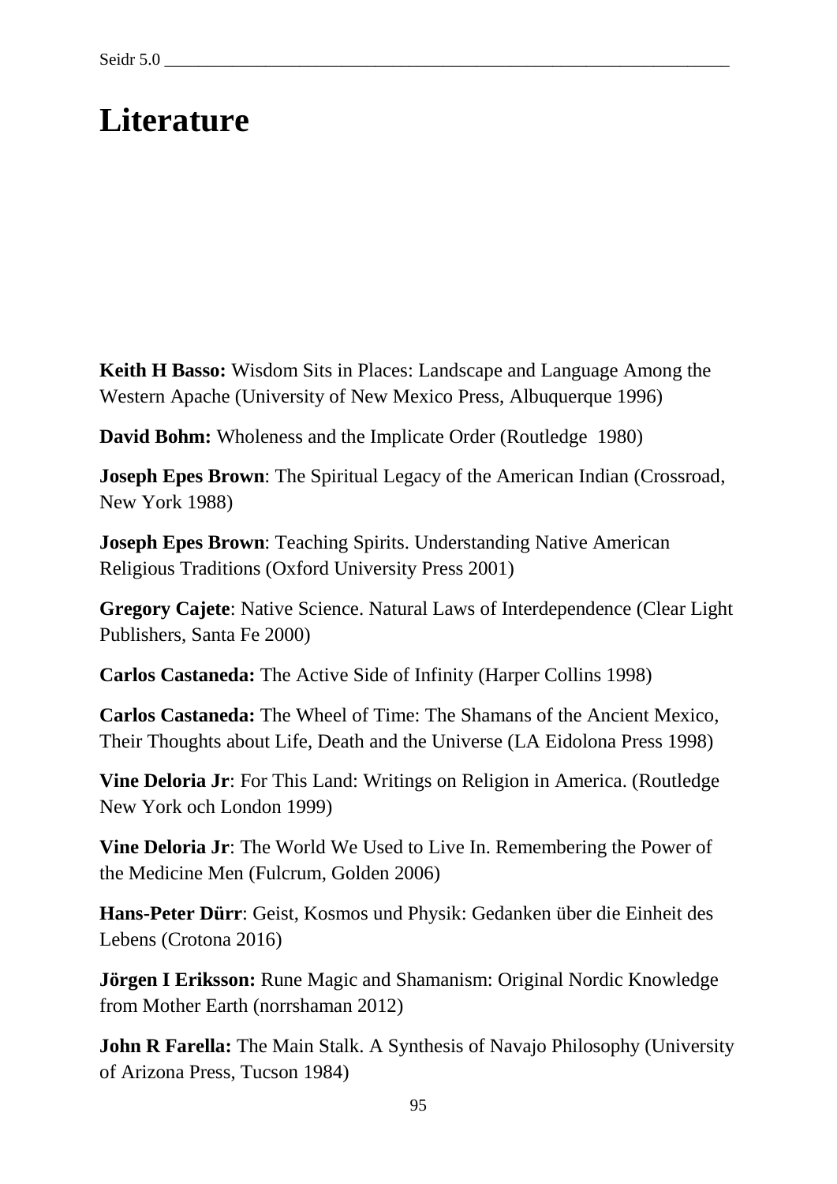# Literature

**Keith H Basso:** Wisdom Sits in Places: Landscape and Language Among the Western Apache (University of New Mexico Press, Albuquerque 1996)

**David Bohm:** Wholeness and the Implicate Order (Routledge 1980)

**Joseph Epes Brown**: The Spiritual Legacy of the American Indian (Crossroad, New York 1988)

**Joseph Epes Brown**: Teaching Spirits. Understanding Native American Religious Traditions (Oxford University Press 2001)

**Gregory Cajete**: Native Science. Natural Laws of Interdependence (Clear Light Publishers, Santa Fe 2000)

**Carlos Castaneda:** The Active Side of Infinity (Harper Collins 1998)

**Carlos Castaneda:** The Wheel of Time: The Shamans of the Ancient Mexico, Their Thoughts about Life, Death and the Universe (LA Eidolona Press 1998)

**Vine Deloria Jr**: For This Land: Writings on Religion in America. (Routledge New York och London 1999)

**Vine Deloria Jr**: The World We Used to Live In. Remembering the Power of the Medicine Men (Fulcrum, Golden 2006)

**Hans-Peter Dürr**: Geist, Kosmos und Physik: Gedanken über die Einheit des Lebens (Crotona 2016)

**Jörgen I Eriksson:** Rune Magic and Shamanism: Original Nordic Knowledge from Mother Earth (norrshaman 2012)

**John R Farella:** The Main Stalk. A Synthesis of Navajo Philosophy (University of Arizona Press, Tucson 1984)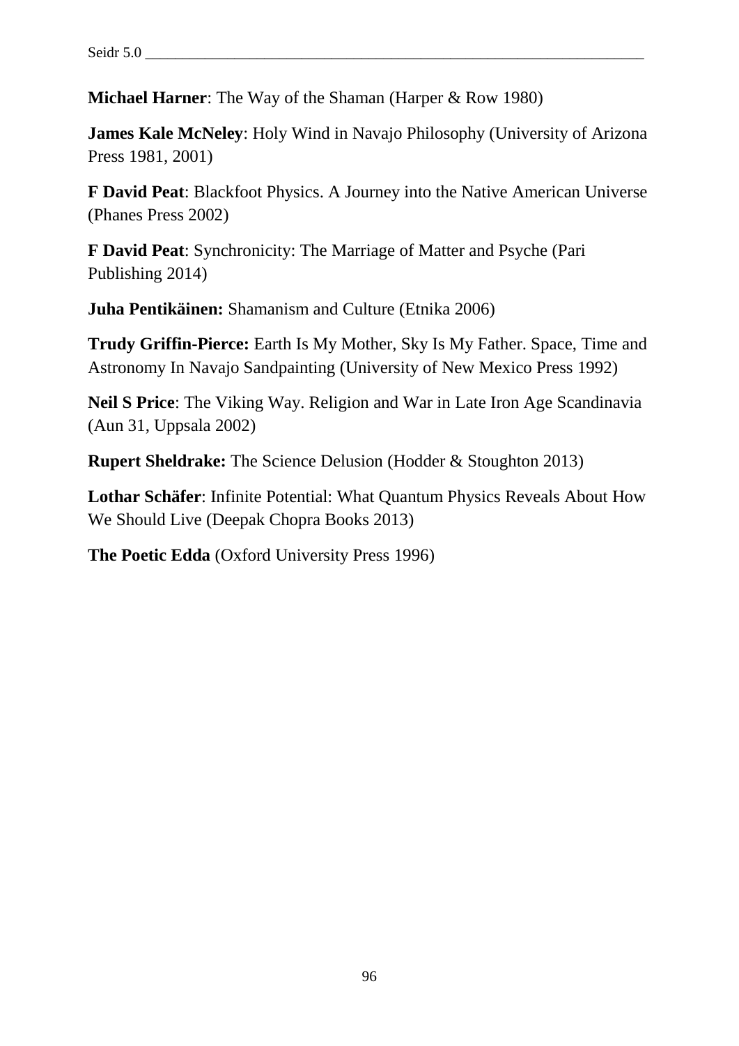**Michael Harner**: The Way of the Shaman (Harper & Row 1980)

**James Kale McNeley**: Holy Wind in Navajo Philosophy (University of Arizona Press 1981, 2001)

**F David Peat**: Blackfoot Physics. A Journey into the Native American Universe (Phanes Press 2002)

**F David Peat**: Synchronicity: The Marriage of Matter and Psyche (Pari Publishing 2014)

**Juha Pentikäinen:** Shamanism and Culture (Etnika 2006)

**Trudy Griffin-Pierce:** Earth Is My Mother, Sky Is My Father. Space, Time and Astronomy In Navajo Sandpainting (University of New Mexico Press 1992)

**Neil S Price**: The Viking Way. Religion and War in Late Iron Age Scandinavia (Aun 31, Uppsala 2002)

**Rupert Sheldrake:** The Science Delusion (Hodder & Stoughton 2013)

**Lothar Schäfer**: Infinite Potential: What Quantum Physics Reveals About How We Should Live (Deepak Chopra Books 2013)

**The Poetic Edda** (Oxford University Press 1996)